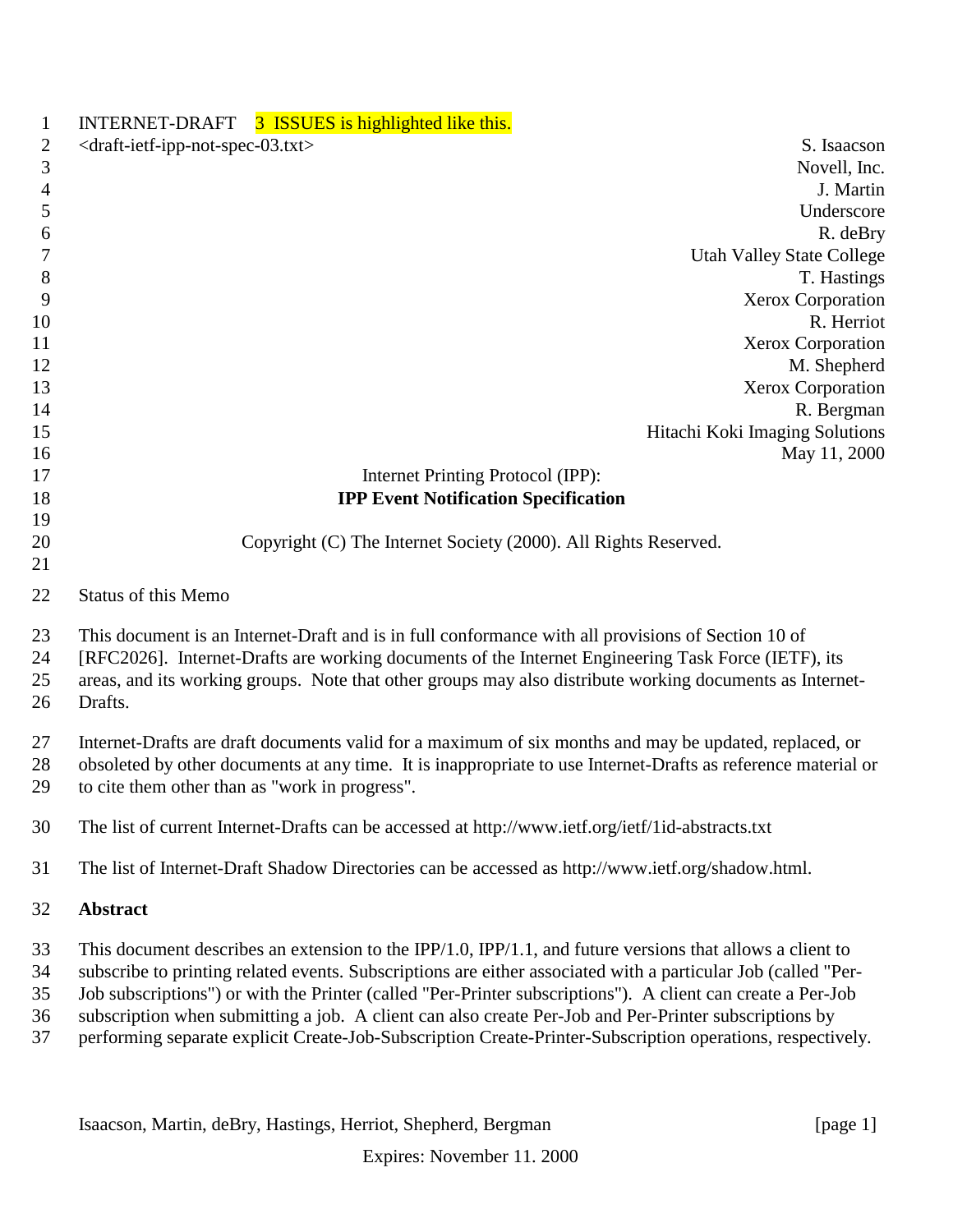INTERNET-DRAFT 3 ISSUES is highlighted like this.

<draft-ietf-ipp-not-spec-03.txt>

S. Isaacson
Novell, Inc.
J. Martin
Underscore
R. deBry
Utah Valley State College
T. Hastings
Xerox Corporation
R. Herriot
Xerox Corporation
M. Shepherd
Xerox Corporation
R. Bergman
Hitachi Koki Imaging Solutions
May 11, 2000

Internet Printing Protocol (IPP):

**IPP Event Notification Specification**

Copyright (C) The Internet Society (2000). All Rights Reserved.

Status of this Memo

This document is an Internet-Draft and is in full conformance with all provisions of Section 10 of [RFC2026]. Internet-Drafts are working documents of the Internet Engineering Task Force (IETF), its areas, and its working groups. Note that other groups may also distribute working documents as Internet-Drafts.

Internet-Drafts are draft documents valid for a maximum of six months and may be updated, replaced, or obsoleted by other documents at any time. It is inappropriate to use Internet-Drafts as reference material or to cite them other than as "work in progress".

The list of current Internet-Drafts can be accessed at http://www.ietf.org/ietf/1id-abstracts.txt

The list of Internet-Draft Shadow Directories can be accessed as http://www.ietf.org/shadow.html.

**Abstract**

This document describes an extension to the IPP/1.0, IPP/1.1, and future versions that allows a client to subscribe to printing related events. Subscriptions are either associated with a particular Job (called "Per-Job subscriptions") or with the Printer (called "Per-Printer subscriptions"). A client can create a Per-Job subscription when submitting a job. A client can also create Per-Job and Per-Printer subscriptions by performing separate explicit Create-Job-Subscription Create-Printer-Subscription operations, respectively.

Expires: November 11. 2000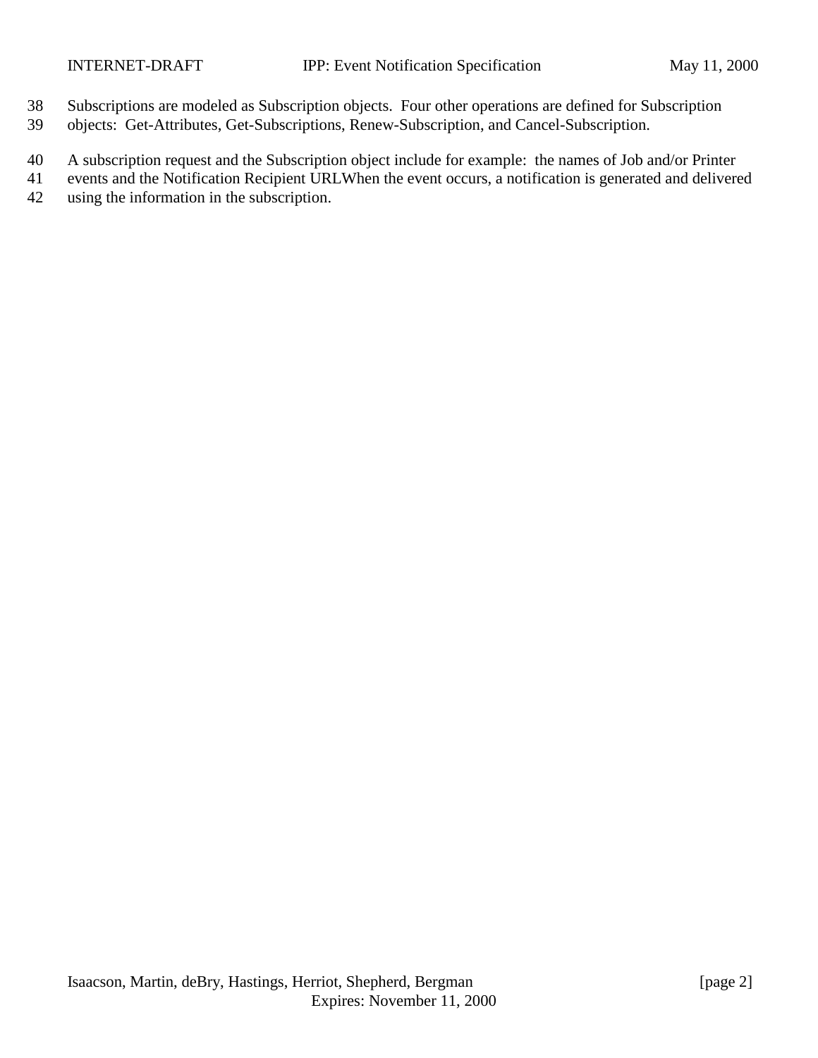Subscriptions are modeled as Subscription objects. Four other operations are defined for Subscription objects: Get-Attributes, Get-Subscriptions, Renew-Subscription, and Cancel-Subscription.

A subscription request and the Subscription object include for example: the names of Job and/or Printer events and the Notification Recipient URLWhen the event occurs, a notification is generated and delivered using the information in the subscription.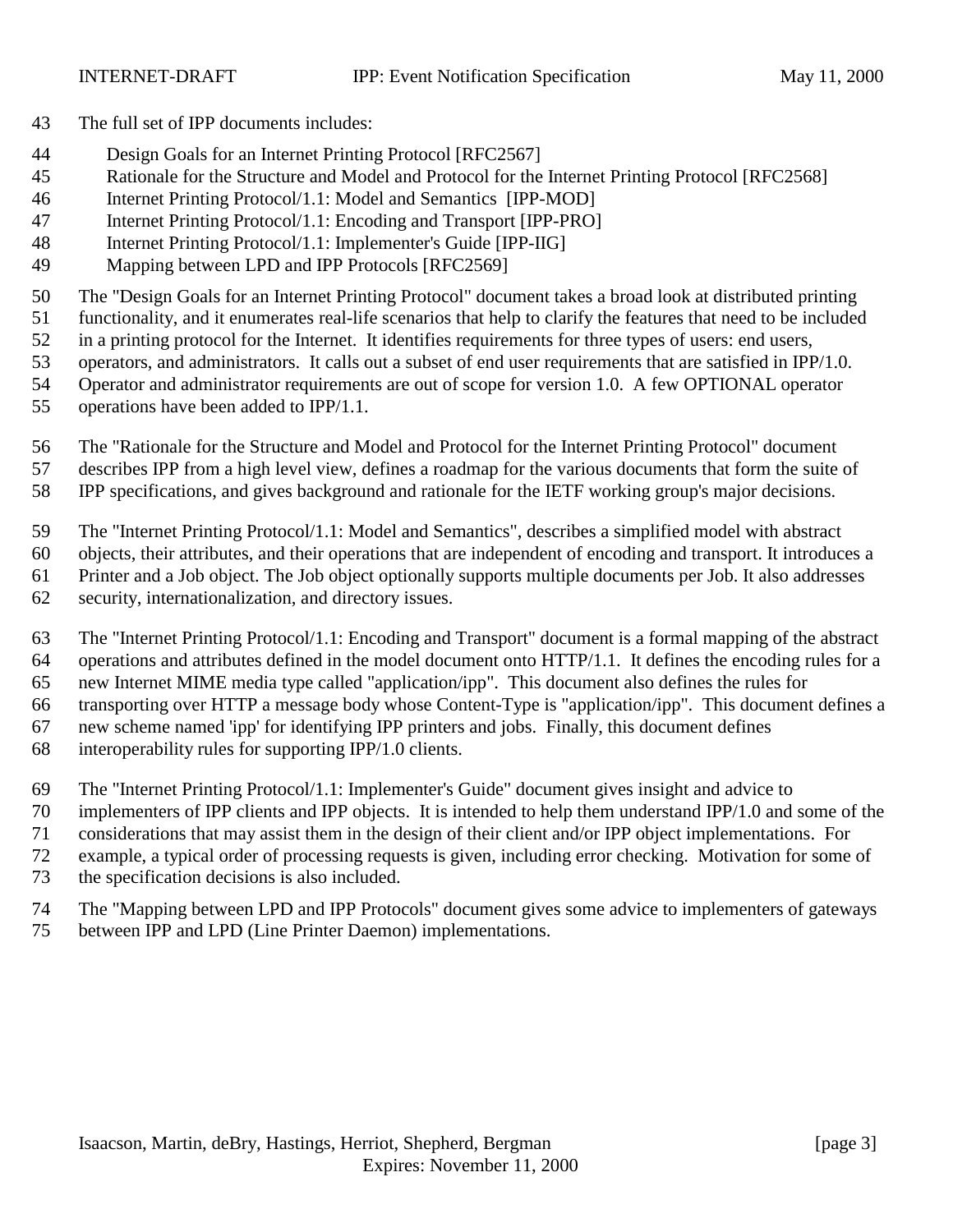The full set of IPP documents includes:

Design Goals for an Internet Printing Protocol [RFC2567]
Rationale for the Structure and Model and Protocol for the Internet Printing Protocol [RFC2568]
Internet Printing Protocol/1.1: Model and Semantics [IPP-MOD]
Internet Printing Protocol/1.1: Encoding and Transport [IPP-PRO]
Internet Printing Protocol/1.1: Implementer's Guide [IPP-IIG]
Mapping between LPD and IPP Protocols [RFC2569]

The "Design Goals for an Internet Printing Protocol" document takes a broad look at distributed printing functionality, and it enumerates real-life scenarios that help to clarify the features that need to be included in a printing protocol for the Internet. It identifies requirements for three types of users: end users, operators, and administrators. It calls out a subset of end user requirements that are satisfied in IPP/1.0. Operator and administrator requirements are out of scope for version 1.0. A few OPTIONAL operator operations have been added to IPP/1.1.

The "Rationale for the Structure and Model and Protocol for the Internet Printing Protocol" document describes IPP from a high level view, defines a roadmap for the various documents that form the suite of IPP specifications, and gives background and rationale for the IETF working group's major decisions.

The "Internet Printing Protocol/1.1: Model and Semantics", describes a simplified model with abstract objects, their attributes, and their operations that are independent of encoding and transport. It introduces a Printer and a Job object. The Job object optionally supports multiple documents per Job. It also addresses security, internationalization, and directory issues.

The "Internet Printing Protocol/1.1: Encoding and Transport" document is a formal mapping of the abstract operations and attributes defined in the model document onto HTTP/1.1. It defines the encoding rules for a new Internet MIME media type called "application/ipp". This document also defines the rules for transporting over HTTP a message body whose Content-Type is "application/ipp". This document defines a new scheme named 'ipp' for identifying IPP printers and jobs. Finally, this document defines interoperability rules for supporting IPP/1.0 clients.

The "Internet Printing Protocol/1.1: Implementer's Guide" document gives insight and advice to implementers of IPP clients and IPP objects. It is intended to help them understand IPP/1.0 and some of the considerations that may assist them in the design of their client and/or IPP object implementations. For example, a typical order of processing requests is given, including error checking. Motivation for some of the specification decisions is also included.

The "Mapping between LPD and IPP Protocols" document gives some advice to implementers of gateways between IPP and LPD (Line Printer Daemon) implementations.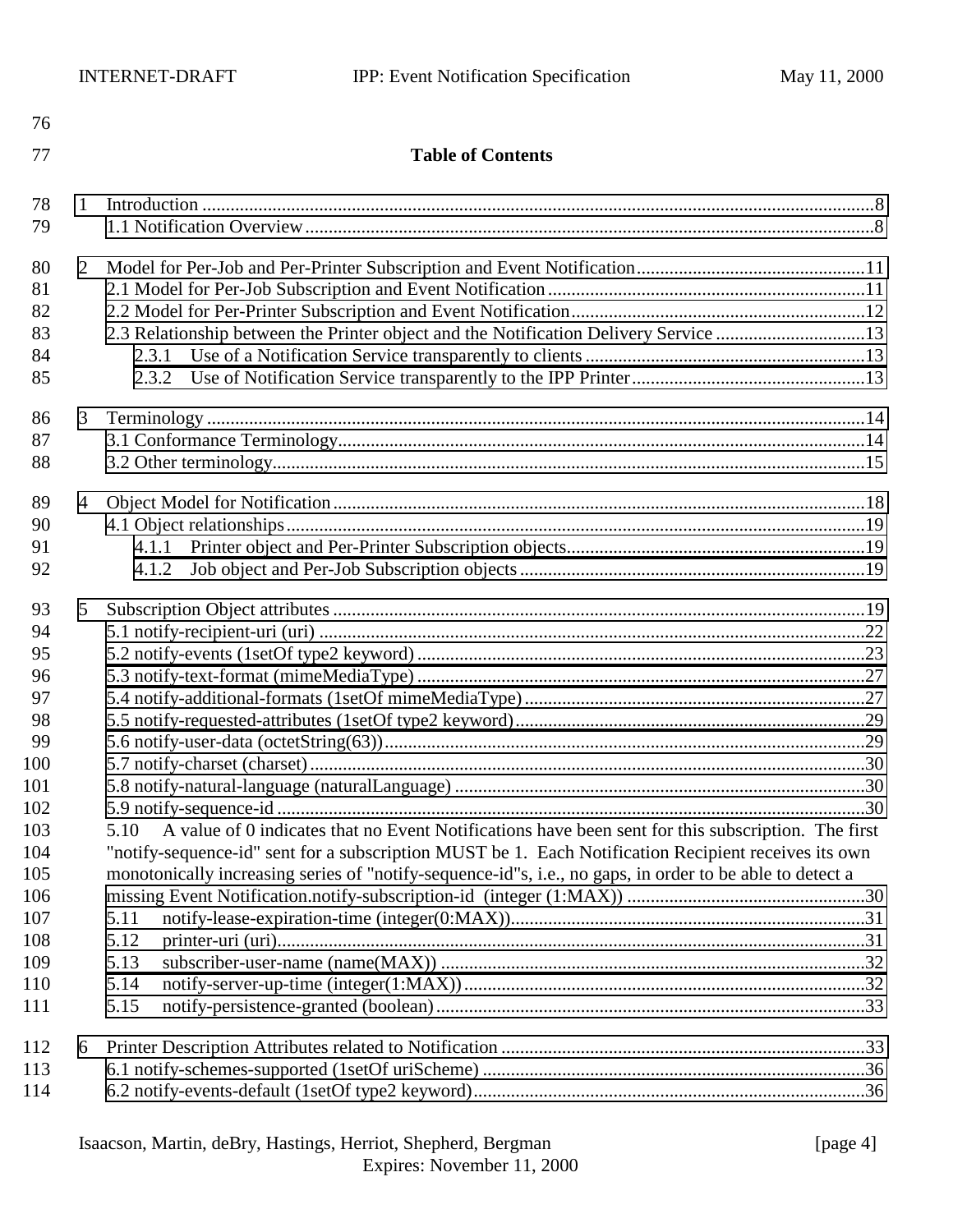**Table of Contents**

1 Introduction ....................................................................................................................................8
    1.1 Notification Overview..........................................................................................................8

2 Model for Per-Job and Per-Printer Subscription and Event Notification.................................................11
    2.1 Model for Per-Job Subscription and Event Notification.......................................................11
    2.2 Model for Per-Printer Subscription and Event Notification..................................................12
    2.3 Relationship between the Printer object and the Notification Delivery Service ..................13
        2.3.1 Use of a Notification Service transparently to clients ..................................................13
        2.3.2 Use of Notification Service transparently to the IPP Printer........................................13

3 Terminology ....................................................................................................................................14
    3.1 Conformance Terminology.................................................................................................14
    3.2 Other terminology..............................................................................................................15

4 Object Model for Notification..........................................................................................................18
    4.1 Object relationships...........................................................................................................19
        4.1.1 Printer object and Per-Printer Subscription objects.....................................................19
        4.1.2 Job object and Per-Job Subscription objects...............................................................19

5 Subscription Object attributes .........................................................................................................19
    5.1 notify-recipient-uri (uri) ....................................................................................................22
    5.2 notify-events (1setOf type2 keyword) ...............................................................................23
    5.3 notify-text-format (mimeMediaType) ...............................................................................27
    5.4 notify-additional-formats (1setOf mimeMediaType) ..........................................................27
    5.5 notify-requested-attributes (1setOf type2 keyword)...........................................................29
    5.6 notify-user-data (octetString(63))......................................................................................29
    5.7 notify-charset (charset).....................................................................................................30
    5.8 notify-natural-language (naturalLanguage) .......................................................................30
    5.9 notify-sequence-id ............................................................................................................30
    5.10 A value of 0 indicates that no Event Notifications have been sent for this subscription. The first "notify-sequence-id" sent for a subscription MUST be 1. Each Notification Recipient receives its own monotonically increasing series of "notify-sequence-id"s, i.e., no gaps, in order to be able to detect a missing Event Notification.notify-subscription-id (integer (1:MAX)) ..................................................30
    5.11 notify-lease-expiration-time (integer(0:MAX))................................................................31
    5.12 printer-uri (uri)...............................................................................................................31
    5.13 subscriber-user-name (name(MAX)) ...............................................................................32
    5.14 notify-server-up-time (integer(1:MAX))...........................................................................32
    5.15 notify-persistence-granted (boolean)................................................................................33

6 Printer Description Attributes related to Notification .......................................................................33
    6.1 notify-schemes-supported (1setOf uriScheme) ..................................................................36
    6.2 notify-events-default (1setOf type2 keyword)....................................................................36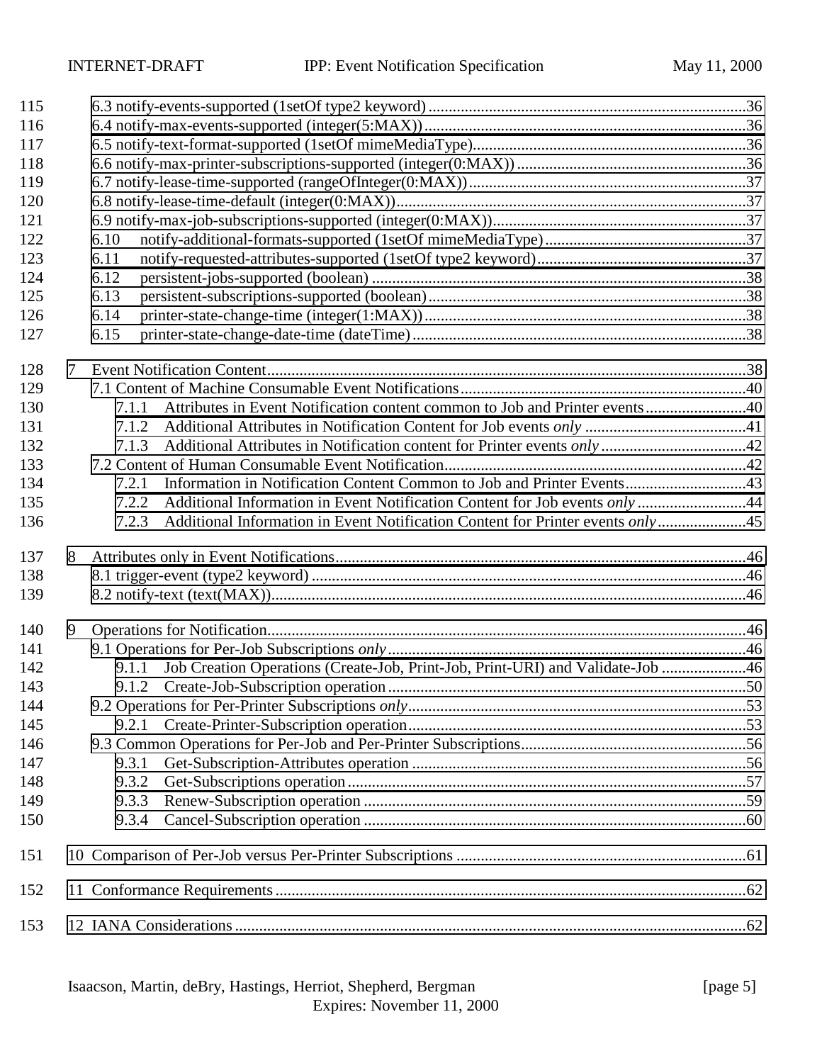115 6.3 notify-events-supported (1setOf type2 keyword)........................................................................36
116 6.4 notify-max-events-supported (integer(5:MAX))........................................................................36
117 6.5 notify-text-format-supported (1setOf mimeMediaType)........................................................................36
118 6.6 notify-max-printer-subscriptions-supported (integer(0:MAX))........................................................................36
119 6.7 notify-lease-time-supported (rangeOfInteger(0:MAX))........................................................................37
120 6.8 notify-lease-time-default (integer(0:MAX))........................................................................37
121 6.9 notify-max-job-subscriptions-supported (integer(0:MAX))........................................................................37
122 6.10 notify-additional-formats-supported (1setOf mimeMediaType)........................................................................37
123 6.11 notify-requested-attributes-supported (1setOf type2 keyword)........................................................................37
124 6.12 persistent-jobs-supported (boolean)........................................................................38
125 6.13 persistent-subscriptions-supported (boolean)........................................................................38
126 6.14 printer-state-change-time (integer(1:MAX))........................................................................38
127 6.15 printer-state-change-date-time (dateTime)........................................................................38

128 7 Event Notification Content........................................................................38
129 7.1 Content of Machine Consumable Event Notifications........................................................................40
130 7.1.1 Attributes in Event Notification content common to Job and Printer events........................................................................40
131 7.1.2 Additional Attributes in Notification Content for Job events *only*........................................................................41
132 7.1.3 Additional Attributes in Notification content for Printer events *only*........................................................................42
133 7.2 Content of Human Consumable Event Notification........................................................................42
134 7.2.1 Information in Notification Content Common to Job and Printer Events........................................................................43
135 7.2.2 Additional Information in Event Notification Content for Job events *only*........................................................................44
136 7.2.3 Additional Information in Event Notification Content for Printer events *only*........................................................................45

137 8 Attributes only in Event Notifications........................................................................46
138 8.1 trigger-event (type2 keyword)........................................................................46
139 8.2 notify-text (text(MAX))........................................................................46

140 9 Operations for Notification........................................................................46
141 9.1 Operations for Per-Job Subscriptions *only*........................................................................46
142 9.1.1 Job Creation Operations (Create-Job, Print-Job, Print-URI) and Validate-Job........................................................................46
143 9.1.2 Create-Job-Subscription operation........................................................................50
144 9.2 Operations for Per-Printer Subscriptions *only*........................................................................53
145 9.2.1 Create-Printer-Subscription operation........................................................................53
146 9.3 Common Operations for Per-Job and Per-Printer Subscriptions........................................................................56
147 9.3.1 Get-Subscription-Attributes operation........................................................................56
148 9.3.2 Get-Subscriptions operation........................................................................57
149 9.3.3 Renew-Subscription operation........................................................................59
150 9.3.4 Cancel-Subscription operation........................................................................60

151 10 Comparison of Per-Job versus Per-Printer Subscriptions........................................................................61

152 11 Conformance Requirements........................................................................62

153 12 IANA Considerations........................................................................62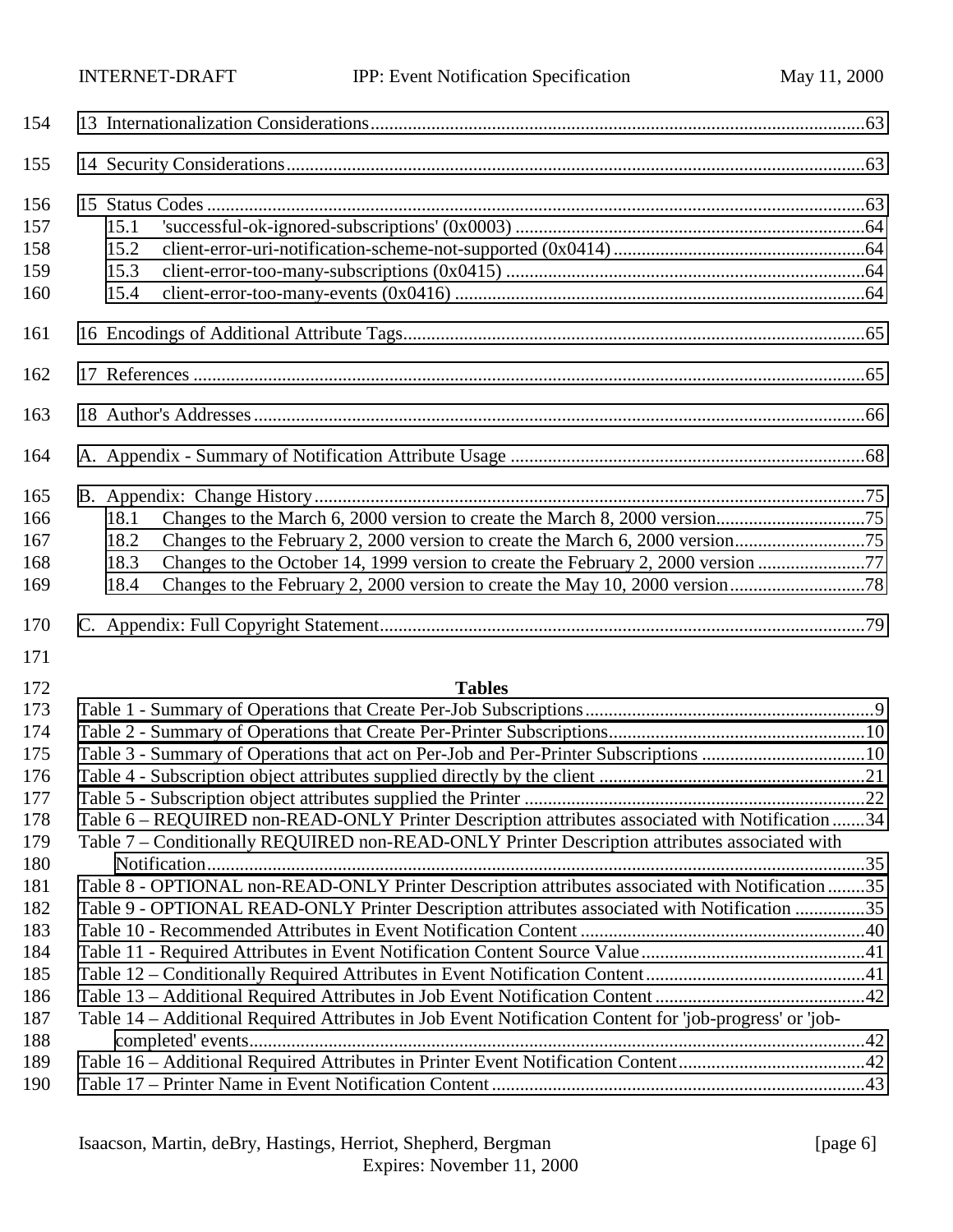13 Internationalization Considerations.....63

14 Security Considerations.....63

15 Status Codes.....63
- 15.1 'successful-ok-ignored-subscriptions' (0x0003).....64
- 15.2 client-error-uri-notification-scheme-not-supported (0x0414).....64
- 15.3 client-error-too-many-subscriptions (0x0415).....64
- 15.4 client-error-too-many-events (0x0416).....64

16 Encodings of Additional Attribute Tags.....65

17 References.....65

18 Author's Addresses.....66

A. Appendix - Summary of Notification Attribute Usage.....68

B. Appendix: Change History.....75
- 18.1 Changes to the March 6, 2000 version to create the March 8, 2000 version.....75
- 18.2 Changes to the February 2, 2000 version to create the March 6, 2000 version.....75
- 18.3 Changes to the October 14, 1999 version to create the February 2, 2000 version.....77
- 18.4 Changes to the February 2, 2000 version to create the May 10, 2000 version.....78

C. Appendix: Full Copyright Statement.....79

**Tables**

Table 1 - Summary of Operations that Create Per-Job Subscriptions.....9
Table 2 - Summary of Operations that Create Per-Printer Subscriptions.....10
Table 3 - Summary of Operations that act on Per-Job and Per-Printer Subscriptions.....10
Table 4 - Subscription object attributes supplied directly by the client.....21
Table 5 - Subscription object attributes supplied the Printer.....22
Table 6 – REQUIRED non-READ-ONLY Printer Description attributes associated with Notification.....34
Table 7 – Conditionally REQUIRED non-READ-ONLY Printer Description attributes associated with Notification.....35
Table 8 - OPTIONAL non-READ-ONLY Printer Description attributes associated with Notification.....35
Table 9 - OPTIONAL READ-ONLY Printer Description attributes associated with Notification.....35
Table 10 - Recommended Attributes in Event Notification Content.....40
Table 11 - Required Attributes in Event Notification Content Source Value.....41
Table 12 – Conditionally Required Attributes in Event Notification Content.....41
Table 13 – Additional Required Attributes in Job Event Notification Content.....42
Table 14 – Additional Required Attributes in Job Event Notification Content for 'job-progress' or 'job-completed' events.....42
Table 16 – Additional Required Attributes in Printer Event Notification Content.....42
Table 17 – Printer Name in Event Notification Content.....43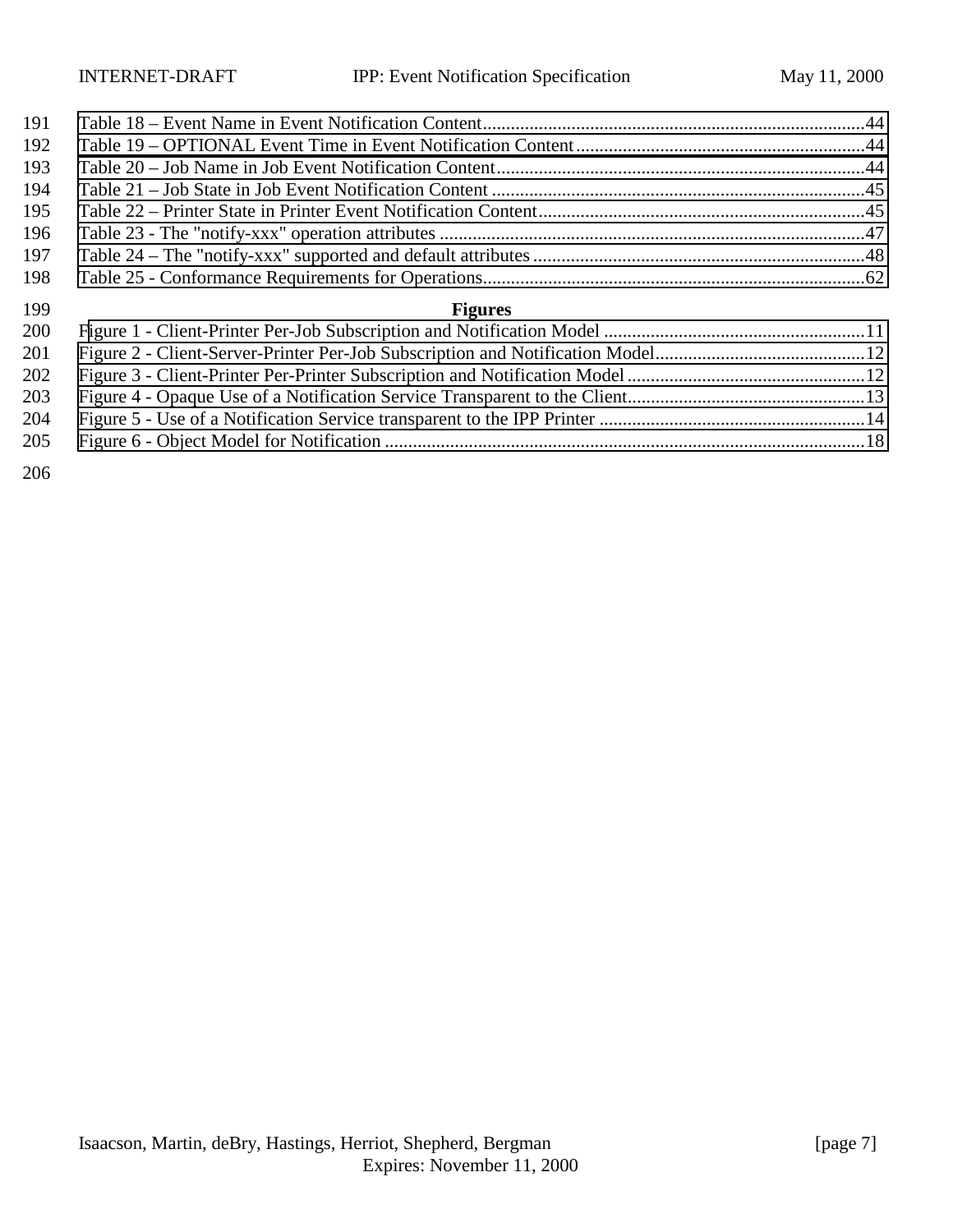Table 18 – Event Name in Event Notification Content....................................................................................44
Table 19 – OPTIONAL Event Time in Event Notification Content...............................................................44
Table 20 – Job Name in Job Event Notification Content................................................................................44
Table 21 – Job State in Job Event Notification Content .................................................................................45
Table 22 – Printer State in Printer Event Notification Content.......................................................................45
Table 23 - The "notify-xxx" operation attributes ............................................................................................47
Table 24 – The "notify-xxx" supported and default attributes........................................................................48
Table 25 - Conformance Requirements for Operations...................................................................................62

**Figures**

Figure 1 - Client-Printer Per-Job Subscription and Notification Model .........................................................11
Figure 2 - Client-Server-Printer Per-Job Subscription and Notification Model..............................................12
Figure 3 - Client-Printer Per-Printer Subscription and Notification Model....................................................12
Figure 4 - Opaque Use of a Notification Service Transparent to the Client....................................................13
Figure 5 - Use of a Notification Service transparent to the IPP Printer ..........................................................14
Figure 6 - Object Model for Notification ........................................................................................................18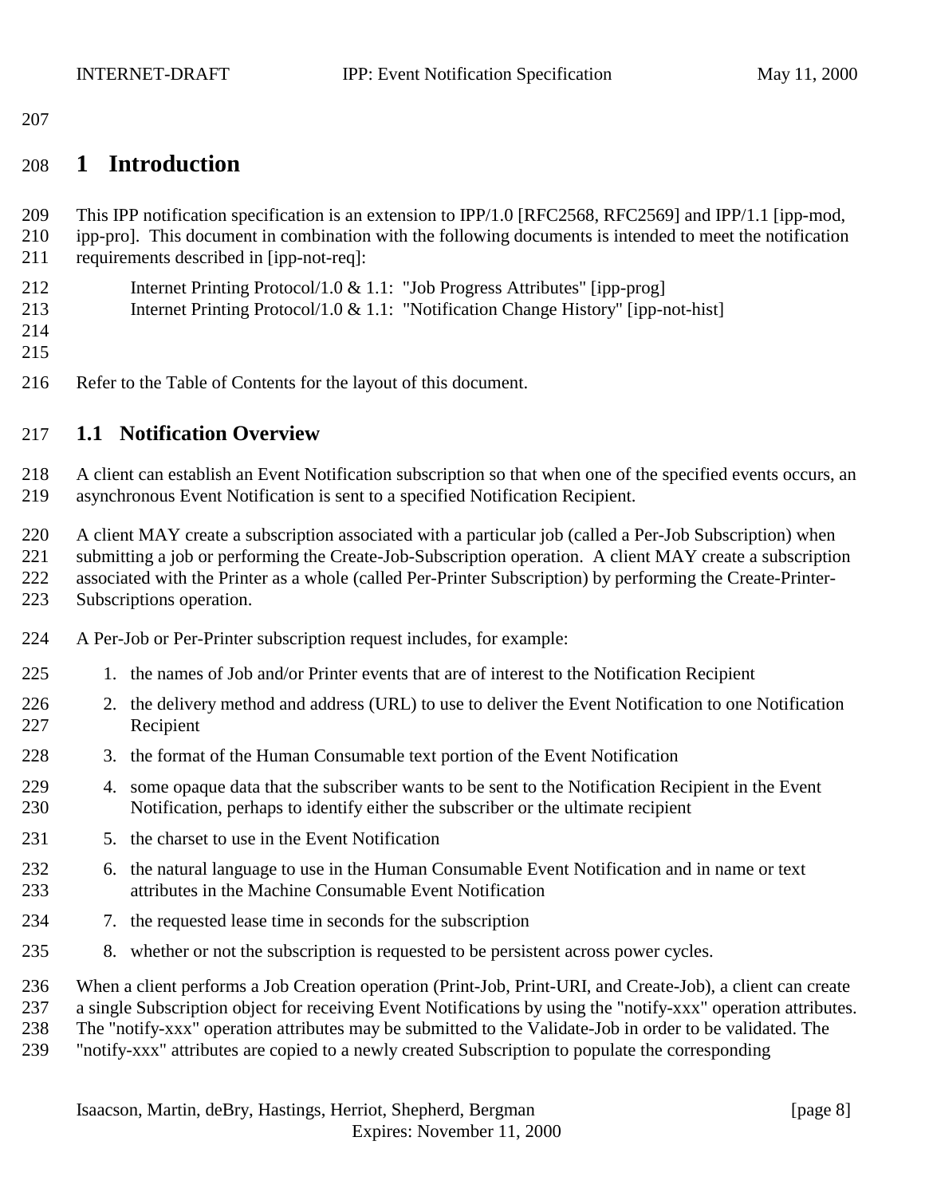# 1 Introduction

This IPP notification specification is an extension to IPP/1.0 [RFC2568, RFC2569] and IPP/1.1 [ipp-mod, ipp-pro]. This document in combination with the following documents is intended to meet the notification requirements described in [ipp-not-req]:

Internet Printing Protocol/1.0 & 1.1: "Job Progress Attributes" [ipp-prog]
Internet Printing Protocol/1.0 & 1.1: "Notification Change History" [ipp-not-hist]

Refer to the Table of Contents for the layout of this document.

## 1.1 Notification Overview

A client can establish an Event Notification subscription so that when one of the specified events occurs, an asynchronous Event Notification is sent to a specified Notification Recipient.

A client MAY create a subscription associated with a particular job (called a Per-Job Subscription) when submitting a job or performing the Create-Job-Subscription operation. A client MAY create a subscription associated with the Printer as a whole (called Per-Printer Subscription) by performing the Create-Printer-Subscriptions operation.

A Per-Job or Per-Printer subscription request includes, for example:

1. the names of Job and/or Printer events that are of interest to the Notification Recipient
2. the delivery method and address (URL) to use to deliver the Event Notification to one Notification Recipient
3. the format of the Human Consumable text portion of the Event Notification
4. some opaque data that the subscriber wants to be sent to the Notification Recipient in the Event Notification, perhaps to identify either the subscriber or the ultimate recipient
5. the charset to use in the Event Notification
6. the natural language to use in the Human Consumable Event Notification and in name or text attributes in the Machine Consumable Event Notification
7. the requested lease time in seconds for the subscription
8. whether or not the subscription is requested to be persistent across power cycles.

When a client performs a Job Creation operation (Print-Job, Print-URI, and Create-Job), a client can create a single Subscription object for receiving Event Notifications by using the "notify-xxx" operation attributes. The "notify-xxx" operation attributes may be submitted to the Validate-Job in order to be validated. The "notify-xxx" attributes are copied to a newly created Subscription to populate the corresponding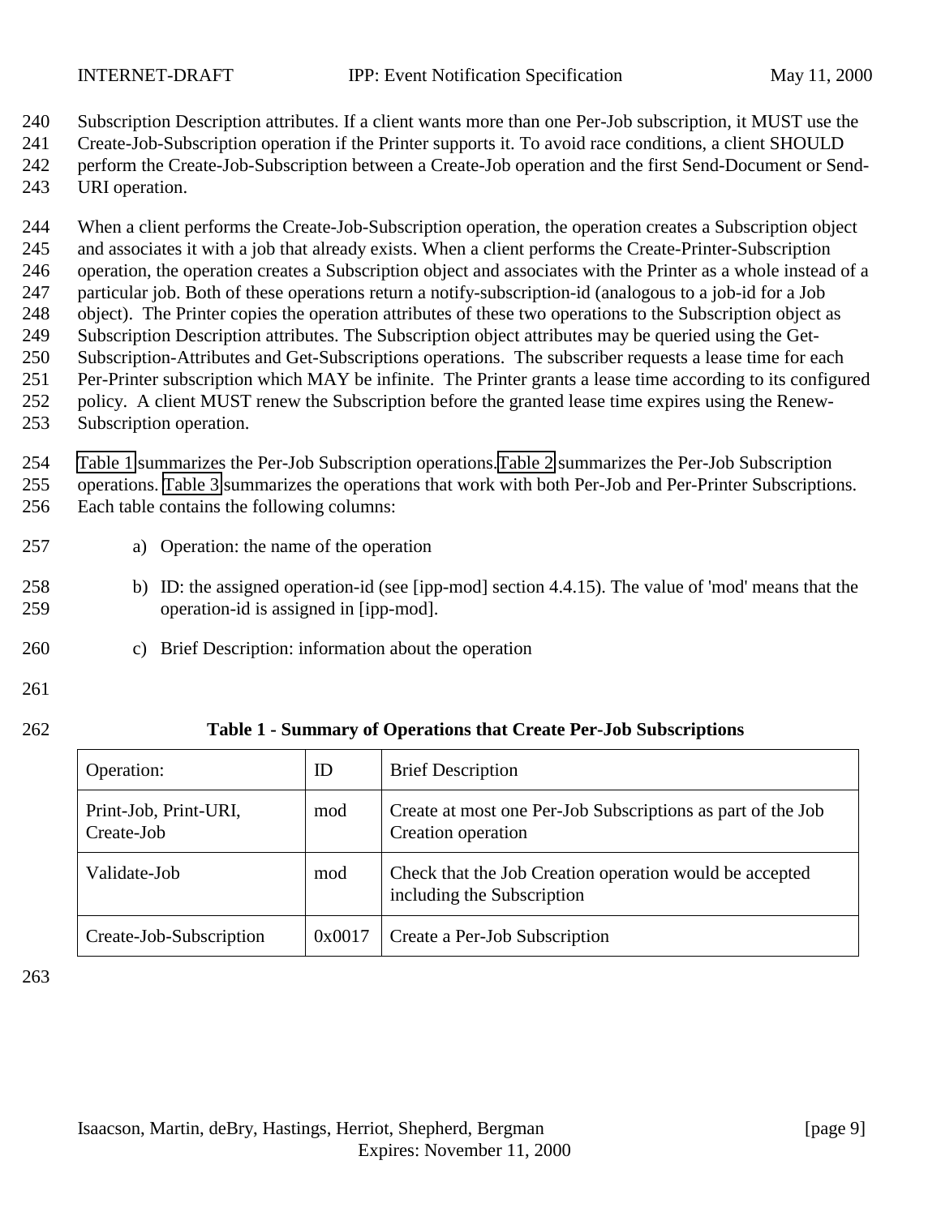Subscription Description attributes. If a client wants more than one Per-Job subscription, it MUST use the Create-Job-Subscription operation if the Printer supports it. To avoid race conditions, a client SHOULD perform the Create-Job-Subscription between a Create-Job operation and the first Send-Document or Send-URI operation.

When a client performs the Create-Job-Subscription operation, the operation creates a Subscription object and associates it with a job that already exists. When a client performs the Create-Printer-Subscription operation, the operation creates a Subscription object and associates with the Printer as a whole instead of a particular job. Both of these operations return a notify-subscription-id (analogous to a job-id for a Job object). The Printer copies the operation attributes of these two operations to the Subscription object as Subscription Description attributes. The Subscription object attributes may be queried using the Get-Subscription-Attributes and Get-Subscriptions operations. The subscriber requests a lease time for each Per-Printer subscription which MAY be infinite. The Printer grants a lease time according to its configured policy. A client MUST renew the Subscription before the granted lease time expires using the Renew-Subscription operation.

Table 1 summarizes the Per-Job Subscription operations. Table 2 summarizes the Per-Job Subscription operations. Table 3 summarizes the operations that work with both Per-Job and Per-Printer Subscriptions. Each table contains the following columns:

a) Operation: the name of the operation

b) ID: the assigned operation-id (see [ipp-mod] section 4.4.15). The value of 'mod' means that the operation-id is assigned in [ipp-mod].

c) Brief Description: information about the operation

**Table 1 - Summary of Operations that Create Per-Job Subscriptions**

| Operation: | ID | Brief Description |
|---|---|---|
| Print-Job, Print-URI, Create-Job | mod | Create at most one Per-Job Subscriptions as part of the Job Creation operation |
| Validate-Job | mod | Check that the Job Creation operation would be accepted including the Subscription |
| Create-Job-Subscription | 0x0017 | Create a Per-Job Subscription |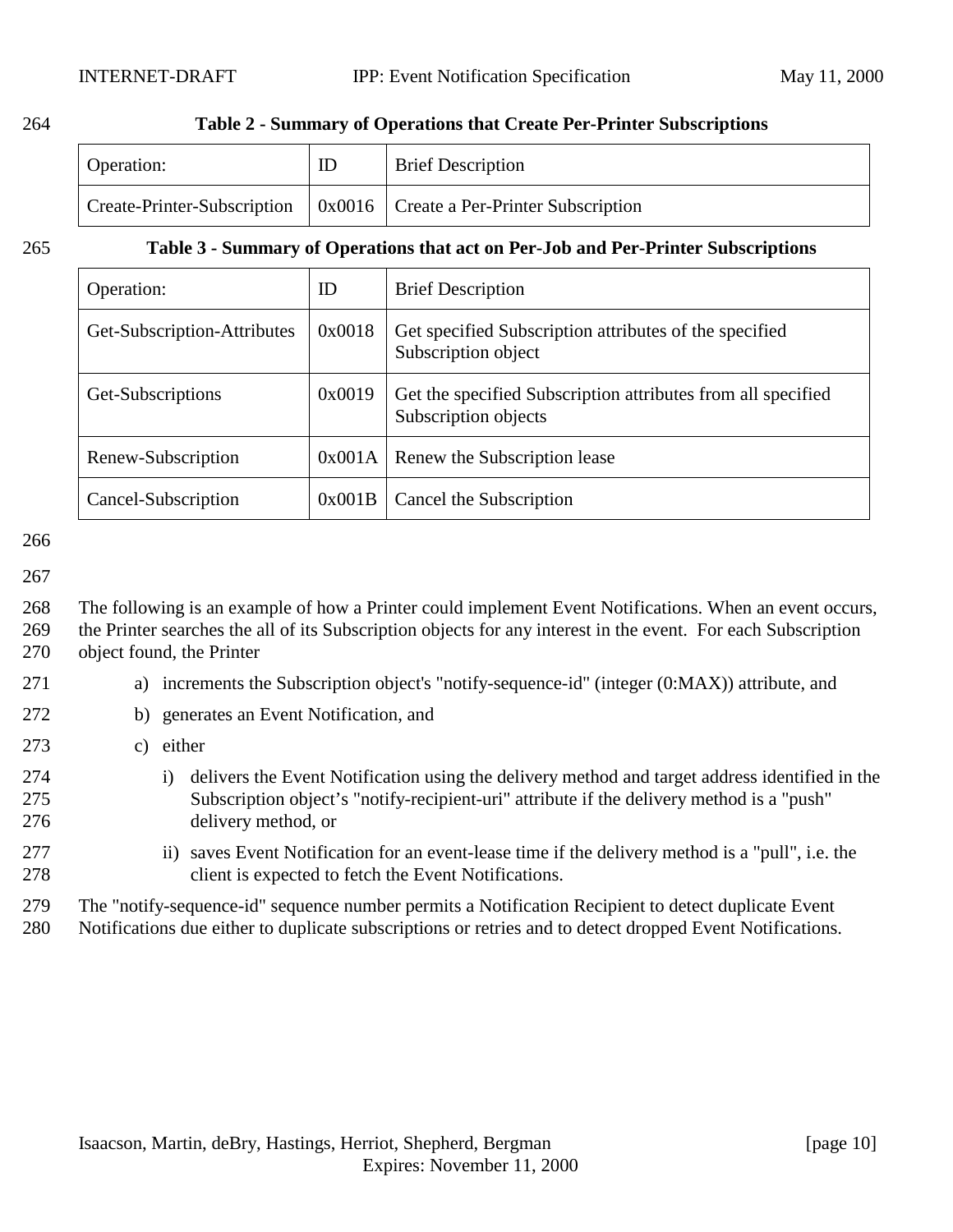**Table 2 - Summary of Operations that Create Per-Printer Subscriptions**

| Operation: | ID | Brief Description |
|---|---|---|
| Create-Printer-Subscription | 0x0016 | Create a Per-Printer Subscription |

**Table 3 - Summary of Operations that act on Per-Job and Per-Printer Subscriptions**

| Operation: | ID | Brief Description |
|---|---|---|
| Get-Subscription-Attributes | 0x0018 | Get specified Subscription attributes of the specified Subscription object |
| Get-Subscriptions | 0x0019 | Get the specified Subscription attributes from all specified Subscription objects |
| Renew-Subscription | 0x001A | Renew the Subscription lease |
| Cancel-Subscription | 0x001B | Cancel the Subscription |

The following is an example of how a Printer could implement Event Notifications. When an event occurs, the Printer searches the all of its Subscription objects for any interest in the event. For each Subscription object found, the Printer

a) increments the Subscription object's "notify-sequence-id" (integer (0:MAX)) attribute, and

b) generates an Event Notification, and

c) either

   i) delivers the Event Notification using the delivery method and target address identified in the Subscription object's "notify-recipient-uri" attribute if the delivery method is a "push" delivery method, or

   ii) saves Event Notification for an event-lease time if the delivery method is a "pull", i.e. the client is expected to fetch the Event Notifications.

The "notify-sequence-id" sequence number permits a Notification Recipient to detect duplicate Event Notifications due either to duplicate subscriptions or retries and to detect dropped Event Notifications.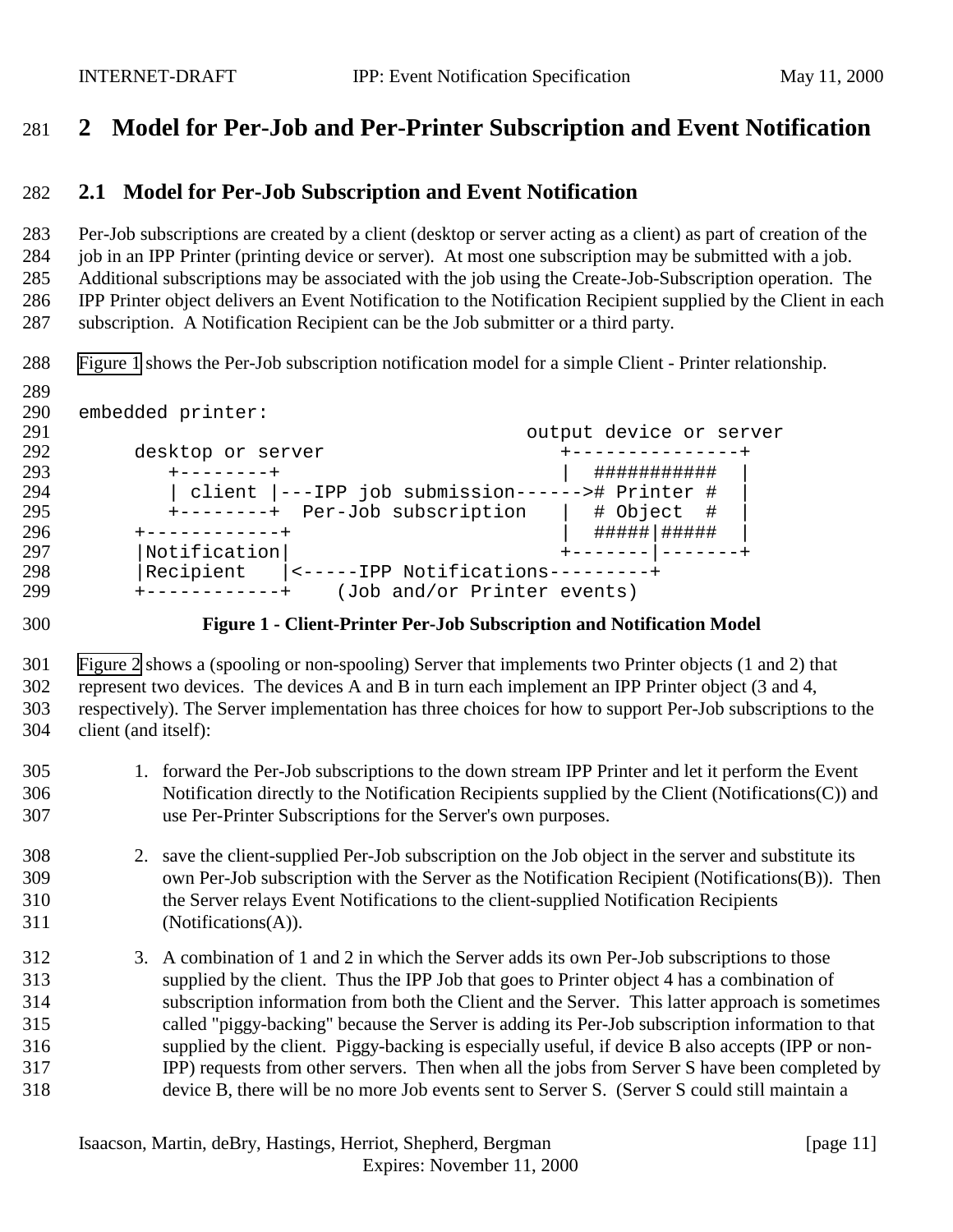# 2 Model for Per-Job and Per-Printer Subscription and Event Notification

## 2.1 Model for Per-Job Subscription and Event Notification

Per-Job subscriptions are created by a client (desktop or server acting as a client) as part of creation of the job in an IPP Printer (printing device or server). At most one subscription may be submitted with a job. Additional subscriptions may be associated with the job using the Create-Job-Subscription operation. The IPP Printer object delivers an Event Notification to the Notification Recipient supplied by the Client in each subscription. A Notification Recipient can be the Job submitter or a third party.

Figure 1 shows the Per-Job subscription notification model for a simple Client - Printer relationship.

```
embedded printer:
                                               output device or server
     desktop or server                            +---------------+
        +--------+                                |  ###########  |
        | client |---IPP job submission------># Printer #  |
        +--------+  Per-Job subscription      |  # Object  #  |
     +------------+                               |  #####|#####  |
     |Notification|                               +-------|-------+
     |Recipient   |<-----IPP Notifications---------+
     +------------+    (Job and/or Printer events)
```

**Figure 1 - Client-Printer Per-Job Subscription and Notification Model**

Figure 2 shows a (spooling or non-spooling) Server that implements two Printer objects (1 and 2) that represent two devices. The devices A and B in turn each implement an IPP Printer object (3 and 4, respectively). The Server implementation has three choices for how to support Per-Job subscriptions to the client (and itself):

1. forward the Per-Job subscriptions to the down stream IPP Printer and let it perform the Event Notification directly to the Notification Recipients supplied by the Client (Notifications(C)) and use Per-Printer Subscriptions for the Server's own purposes.

2. save the client-supplied Per-Job subscription on the Job object in the server and substitute its own Per-Job subscription with the Server as the Notification Recipient (Notifications(B)). Then the Server relays Event Notifications to the client-supplied Notification Recipients (Notifications(A)).

3. A combination of 1 and 2 in which the Server adds its own Per-Job subscriptions to those supplied by the client. Thus the IPP Job that goes to Printer object 4 has a combination of subscription information from both the Client and the Server. This latter approach is sometimes called "piggy-backing" because the Server is adding its Per-Job subscription information to that supplied by the client. Piggy-backing is especially useful, if device B also accepts (IPP or non-IPP) requests from other servers. Then when all the jobs from Server S have been completed by device B, there will be no more Job events sent to Server S. (Server S could still maintain a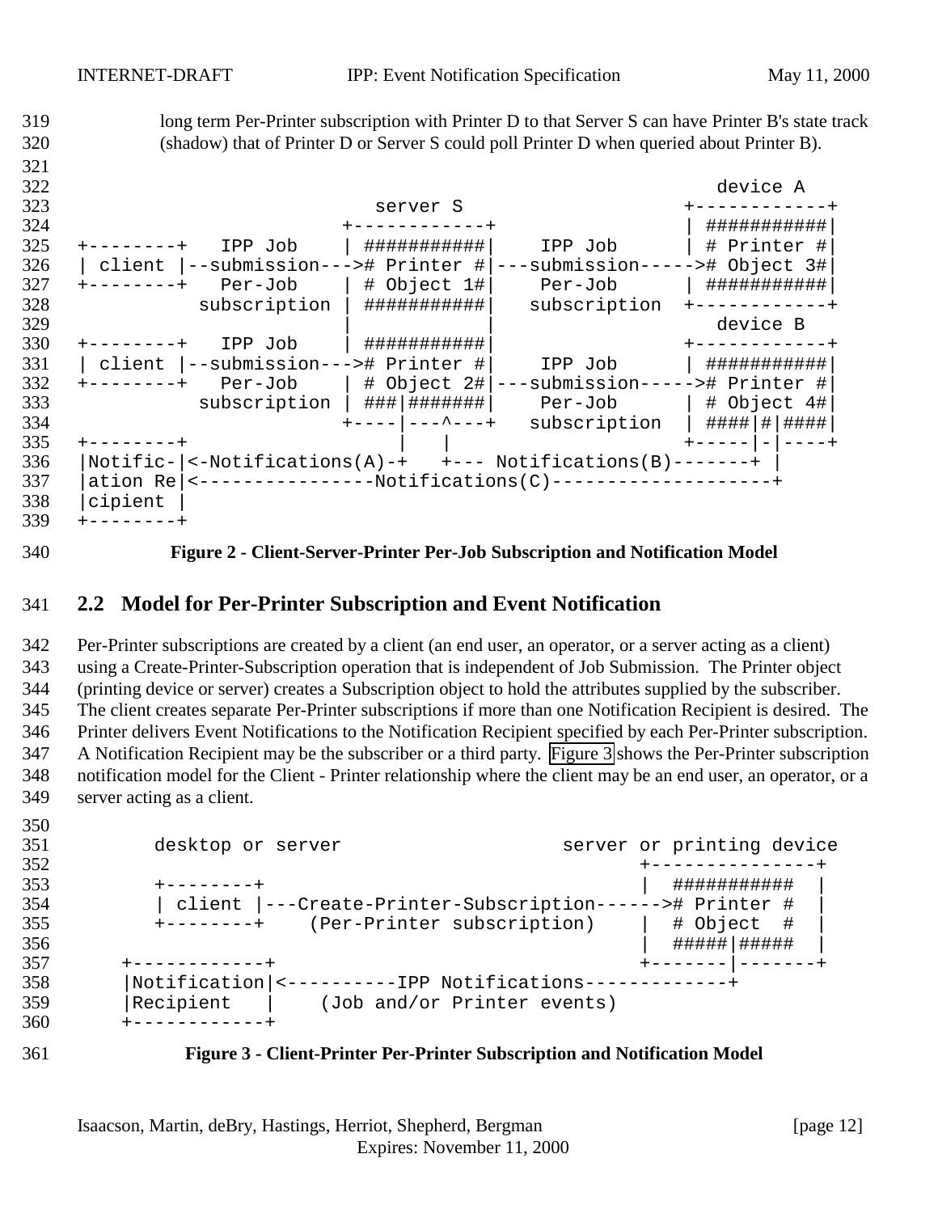long term Per-Printer subscription with Printer D to that Server S can have Printer B's state track (shadow) that of Printer D or Server S could poll Printer D when queried about Printer B).

```
                                                             device A
                          server S                         +------------+
                       +------------+                      | ###########|
+--------+   IPP Job   | ###########|    IPP Job           | # Printer #|
| client |--submission--># Printer #|---submission------># Object 3#|
+--------+   Per-Job   | # Object 1#|    Per-Job           | ###########|
          subscription | ###########|   subscription       +------------+
                       |            |                         device B
+--------+   IPP Job   | ###########|                      +------------+
| client |--submission--># Printer #|    IPP Job           | ###########|
+--------+   Per-Job   | # Object 2#|---submission------># Printer #|
          subscription | ###|#######|    Per-Job           | # Object 4#|
                       +----|---^---+   subscription       | ####|#|####|
+--------+                  |   |                          +-----|-|----+
|Notific-|<-Notifications(A)-+   +--- Notifications(B)-------+ |
|ation Re|<----------------Notifications(C)--------------------+
|cipient |
+--------+
```

**Figure 2 - Client-Server-Printer Per-Job Subscription and Notification Model**

## 2.2 Model for Per-Printer Subscription and Event Notification

Per-Printer subscriptions are created by a client (an end user, an operator, or a server acting as a client) using a Create-Printer-Subscription operation that is independent of Job Submission. The Printer object (printing device or server) creates a Subscription object to hold the attributes supplied by the subscriber. The client creates separate Per-Printer subscriptions if more than one Notification Recipient is desired. The Printer delivers Event Notifications to the Notification Recipient specified by each Per-Printer subscription. A Notification Recipient may be the subscriber or a third party. Figure 3 shows the Per-Printer subscription notification model for the Client - Printer relationship where the client may be an end user, an operator, or a server acting as a client.

```
      desktop or server                     server or printing device
                                                   +---------------+
      +--------+                                   |  ###########  |
      | client |---Create-Printer-Subscription------># Printer #  |
      +--------+    (Per-Printer subscription)     |  # Object  #  |
                                                   |  #####|#####  |
   +------------+                                  +-------|-------+
   |Notification|<----------IPP Notifications-------------+
   |Recipient   |    (Job and/or Printer events)
   +------------+
```

**Figure 3 - Client-Printer Per-Printer Subscription and Notification Model**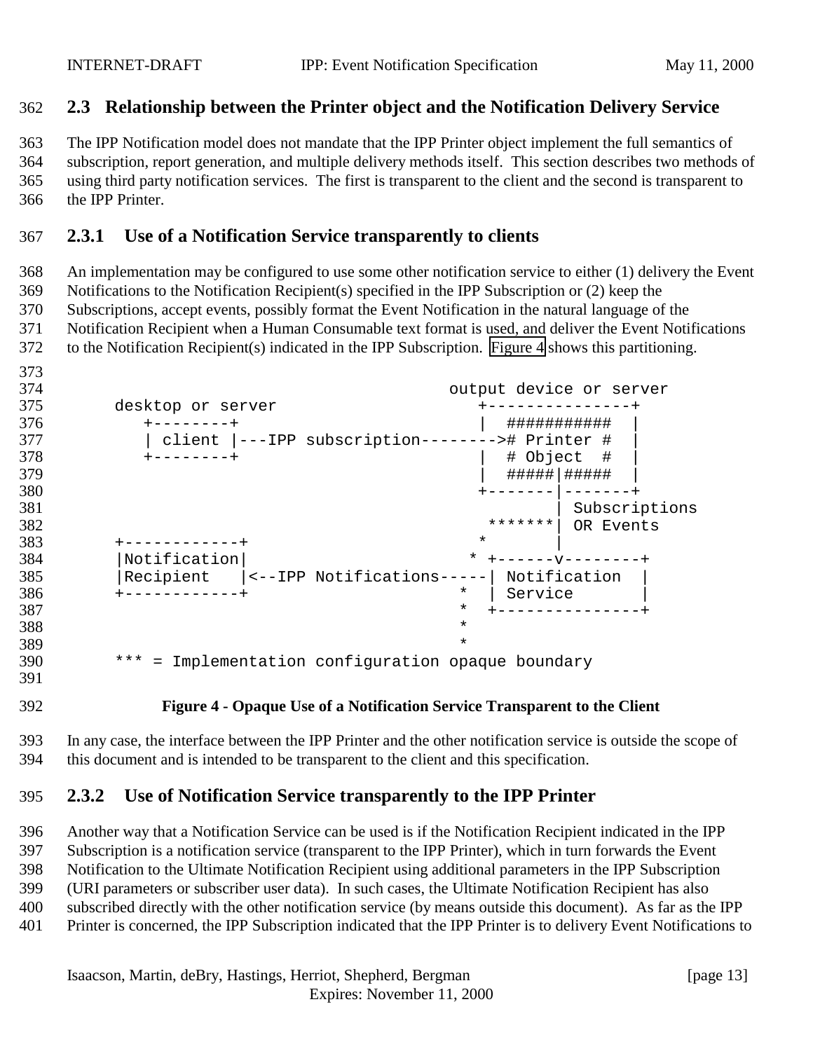## 2.3 Relationship between the Printer object and the Notification Delivery Service

The IPP Notification model does not mandate that the IPP Printer object implement the full semantics of subscription, report generation, and multiple delivery methods itself. This section describes two methods of using third party notification services. The first is transparent to the client and the second is transparent to the IPP Printer.

### 2.3.1 Use of a Notification Service transparently to clients

An implementation may be configured to use some other notification service to either (1) delivery the Event Notifications to the Notification Recipient(s) specified in the IPP Subscription or (2) keep the Subscriptions, accept events, possibly format the Event Notification in the natural language of the Notification Recipient when a Human Consumable text format is used, and deliver the Event Notifications to the Notification Recipient(s) indicated in the IPP Subscription. Figure 4 shows this partitioning.

```
                                            output device or server
      desktop or server                        +---------------+
         +--------+                            |  ###########  |
         | client |---IPP subscription-------->|# Printer #    |
         +--------+                            |  # Object  #  |
                                               |  #####|#####  |
                                               +-------|-------+
                                                       | Subscriptions
                                                *******| OR Events
      +------------+                           *       |
      |Notification|                          * +------v--------+
      |Recipient   |<--IPP Notifications-----| Notification  |
      +------------+                        *  | Service       |
                                            *  +---------------+
                                            *
                                            *
      *** = Implementation configuration opaque boundary
```

**Figure 4 - Opaque Use of a Notification Service Transparent to the Client**

In any case, the interface between the IPP Printer and the other notification service is outside the scope of this document and is intended to be transparent to the client and this specification.

### 2.3.2 Use of Notification Service transparently to the IPP Printer

Another way that a Notification Service can be used is if the Notification Recipient indicated in the IPP Subscription is a notification service (transparent to the IPP Printer), which in turn forwards the Event Notification to the Ultimate Notification Recipient using additional parameters in the IPP Subscription (URI parameters or subscriber user data). In such cases, the Ultimate Notification Recipient has also subscribed directly with the other notification service (by means outside this document). As far as the IPP Printer is concerned, the IPP Subscription indicated that the IPP Printer is to delivery Event Notifications to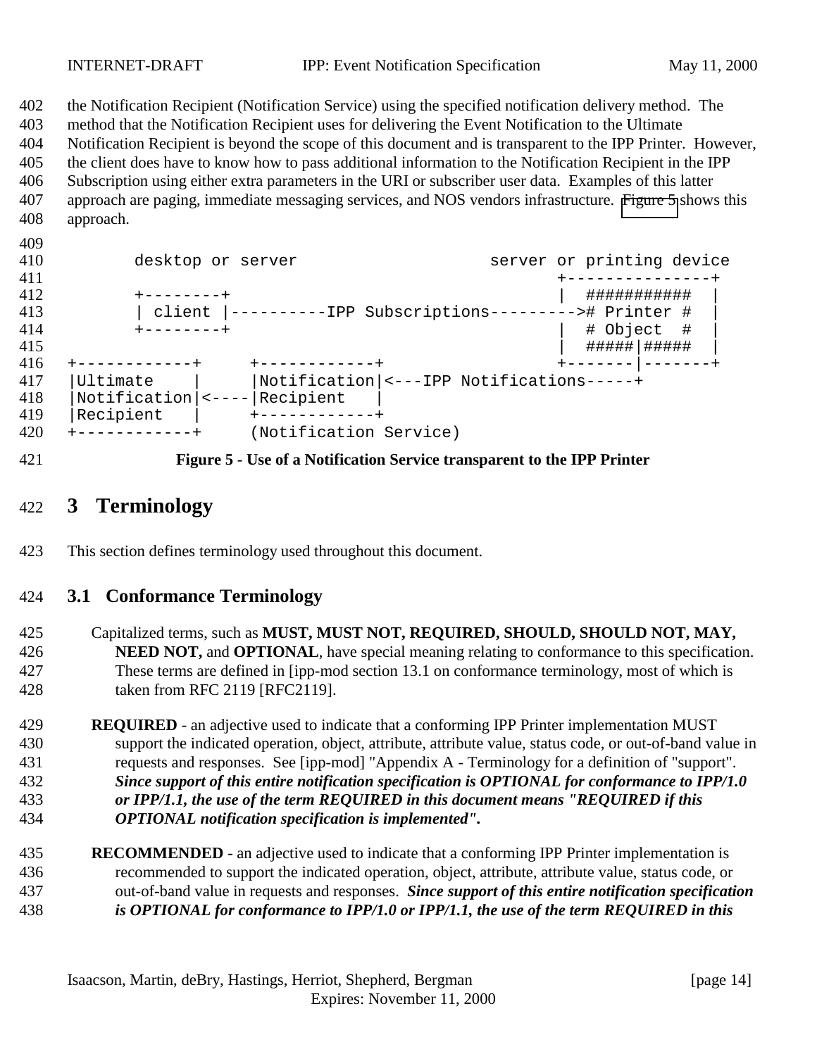the Notification Recipient (Notification Service) using the specified notification delivery method. The method that the Notification Recipient uses for delivering the Event Notification to the Ultimate Notification Recipient is beyond the scope of this document and is transparent to the IPP Printer. However, the client does have to know how to pass additional information to the Notification Recipient in the IPP Subscription using either extra parameters in the URI or subscriber user data. Examples of this latter approach are paging, immediate messaging services, and NOS vendors infrastructure. Figure 5 shows this approach.

```
       desktop or server                    server or printing device
                                                   +---------------+
       +--------+                                  |  ###########  |
       | client |----------IPP Subscriptions--------># Printer #  |
       +--------+                                  |  # Object  #  |
                                                   |  #####|#####  |
+------------+     +------------+                  +-------|-------+
|Ultimate    |     |Notification|<---IPP Notifications-----+
|Notification|<----|Recipient   |
|Recipient   |     +------------+
+------------+     (Notification Service)
```

**Figure 5 - Use of a Notification Service transparent to the IPP Printer**

# 3 Terminology

This section defines terminology used throughout this document.

## 3.1 Conformance Terminology

Capitalized terms, such as **MUST, MUST NOT, REQUIRED, SHOULD, SHOULD NOT, MAY, NEED NOT,** and **OPTIONAL**, have special meaning relating to conformance to this specification. These terms are defined in [ipp-mod section 13.1 on conformance terminology, most of which is taken from RFC 2119 [RFC2119].

**REQUIRED** - an adjective used to indicate that a conforming IPP Printer implementation MUST support the indicated operation, object, attribute, attribute value, status code, or out-of-band value in requests and responses. See [ipp-mod] "Appendix A - Terminology for a definition of "support". ***Since support of this entire notification specification is OPTIONAL for conformance to IPP/1.0 or IPP/1.1, the use of the term REQUIRED in this document means "REQUIRED if this OPTIONAL notification specification is implemented".***

**RECOMMENDED** - an adjective used to indicate that a conforming IPP Printer implementation is recommended to support the indicated operation, object, attribute, attribute value, status code, or out-of-band value in requests and responses. ***Since support of this entire notification specification is OPTIONAL for conformance to IPP/1.0 or IPP/1.1, the use of the term REQUIRED in this***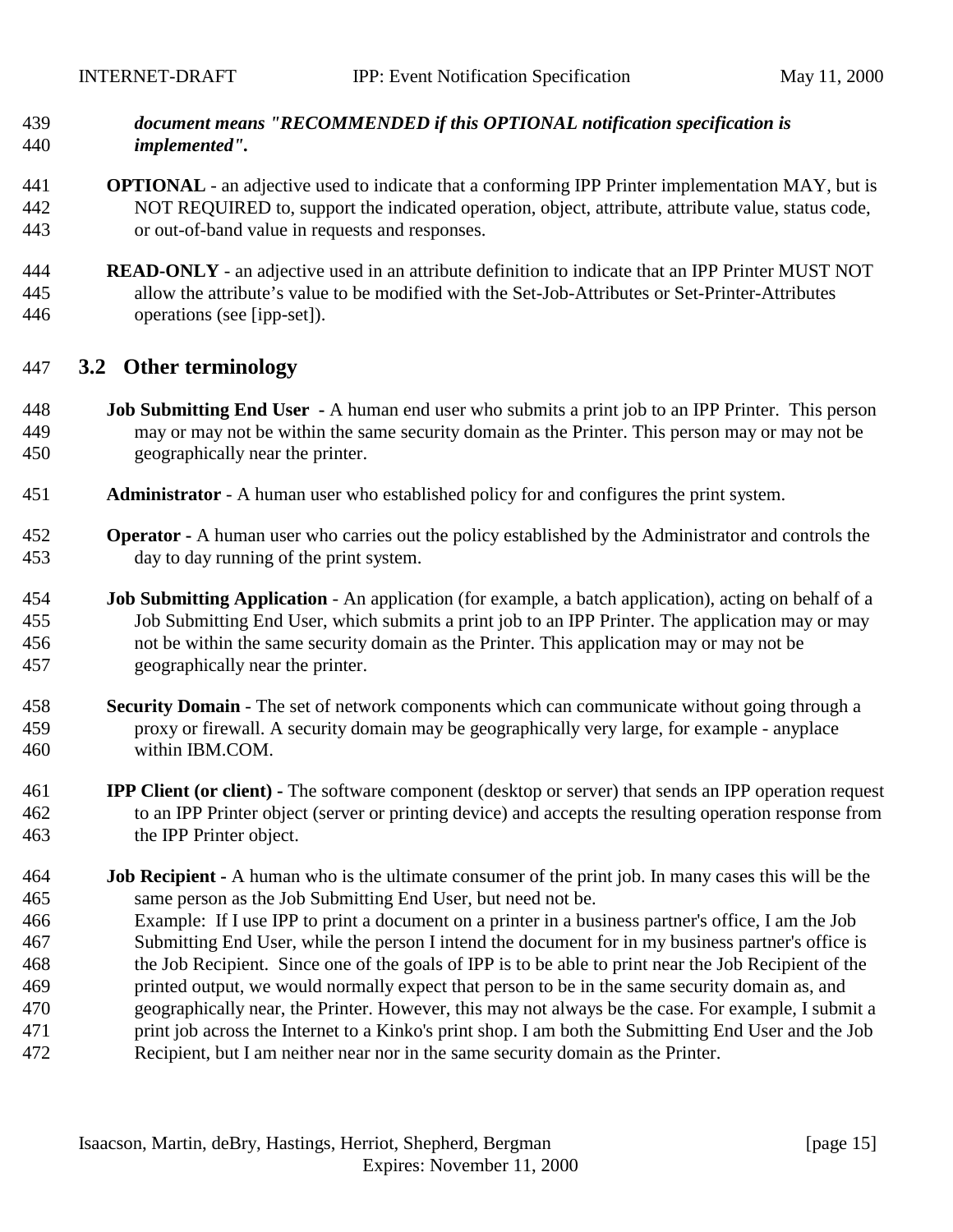***document means "RECOMMENDED if this OPTIONAL notification specification is implemented".***

**OPTIONAL** - an adjective used to indicate that a conforming IPP Printer implementation MAY, but is NOT REQUIRED to, support the indicated operation, object, attribute, attribute value, status code, or out-of-band value in requests and responses.

**READ-ONLY** - an adjective used in an attribute definition to indicate that an IPP Printer MUST NOT allow the attribute's value to be modified with the Set-Job-Attributes or Set-Printer-Attributes operations (see [ipp-set]).

## 3.2 Other terminology

**Job Submitting End User** - A human end user who submits a print job to an IPP Printer. This person may or may not be within the same security domain as the Printer. This person may or may not be geographically near the printer.

**Administrator** - A human user who established policy for and configures the print system.

**Operator** - A human user who carries out the policy established by the Administrator and controls the day to day running of the print system.

**Job Submitting Application** - An application (for example, a batch application), acting on behalf of a Job Submitting End User, which submits a print job to an IPP Printer. The application may or may not be within the same security domain as the Printer. This application may or may not be geographically near the printer.

**Security Domain** - The set of network components which can communicate without going through a proxy or firewall. A security domain may be geographically very large, for example - anyplace within IBM.COM.

**IPP Client (or client)** - The software component (desktop or server) that sends an IPP operation request to an IPP Printer object (server or printing device) and accepts the resulting operation response from the IPP Printer object.

**Job Recipient** - A human who is the ultimate consumer of the print job. In many cases this will be the same person as the Job Submitting End User, but need not be.
Example: If I use IPP to print a document on a printer in a business partner's office, I am the Job Submitting End User, while the person I intend the document for in my business partner's office is the Job Recipient. Since one of the goals of IPP is to be able to print near the Job Recipient of the printed output, we would normally expect that person to be in the same security domain as, and geographically near, the Printer. However, this may not always be the case. For example, I submit a print job across the Internet to a Kinko's print shop. I am both the Submitting End User and the Job Recipient, but I am neither near nor in the same security domain as the Printer.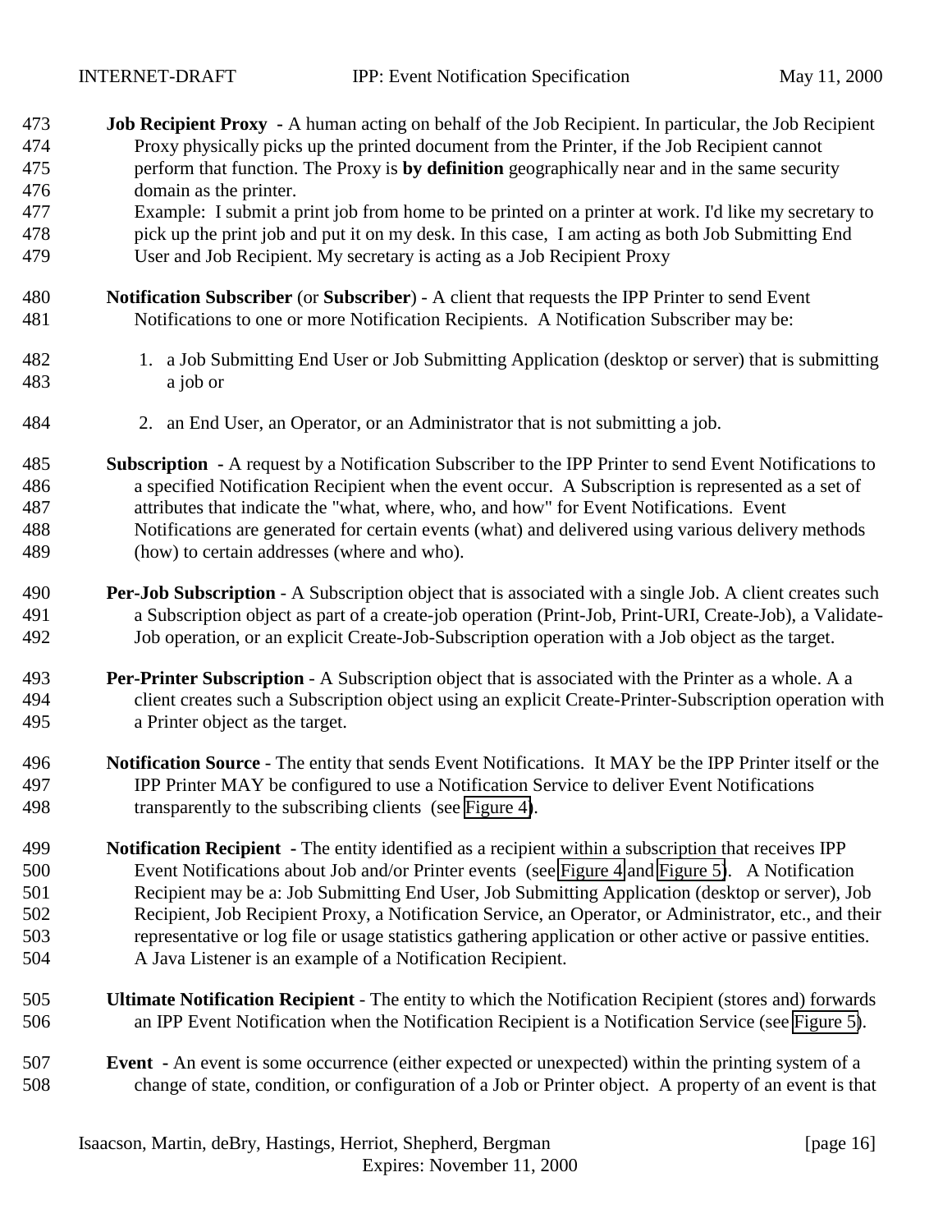**Job Recipient Proxy** - A human acting on behalf of the Job Recipient. In particular, the Job Recipient Proxy physically picks up the printed document from the Printer, if the Job Recipient cannot perform that function. The Proxy is **by definition** geographically near and in the same security domain as the printer.
Example: I submit a print job from home to be printed on a printer at work. I'd like my secretary to pick up the print job and put it on my desk. In this case, I am acting as both Job Submitting End User and Job Recipient. My secretary is acting as a Job Recipient Proxy

**Notification Subscriber** (or **Subscriber**) - A client that requests the IPP Printer to send Event Notifications to one or more Notification Recipients. A Notification Subscriber may be:

1. a Job Submitting End User or Job Submitting Application (desktop or server) that is submitting a job or
2. an End User, an Operator, or an Administrator that is not submitting a job.

**Subscription** - A request by a Notification Subscriber to the IPP Printer to send Event Notifications to a specified Notification Recipient when the event occur. A Subscription is represented as a set of attributes that indicate the "what, where, who, and how" for Event Notifications. Event Notifications are generated for certain events (what) and delivered using various delivery methods (how) to certain addresses (where and who).

**Per-Job Subscription** - A Subscription object that is associated with a single Job. A client creates such a Subscription object as part of a create-job operation (Print-Job, Print-URI, Create-Job), a Validate-Job operation, or an explicit Create-Job-Subscription operation with a Job object as the target.

**Per-Printer Subscription** - A Subscription object that is associated with the Printer as a whole. A a client creates such a Subscription object using an explicit Create-Printer-Subscription operation with a Printer object as the target.

**Notification Source** - The entity that sends Event Notifications. It MAY be the IPP Printer itself or the IPP Printer MAY be configured to use a Notification Service to deliver Event Notifications transparently to the subscribing clients (see Figure 4).

**Notification Recipient** - The entity identified as a recipient within a subscription that receives IPP Event Notifications about Job and/or Printer events (see Figure 4 and Figure 5). A Notification Recipient may be a: Job Submitting End User, Job Submitting Application (desktop or server), Job Recipient, Job Recipient Proxy, a Notification Service, an Operator, or Administrator, etc., and their representative or log file or usage statistics gathering application or other active or passive entities. A Java Listener is an example of a Notification Recipient.

**Ultimate Notification Recipient** - The entity to which the Notification Recipient (stores and) forwards an IPP Event Notification when the Notification Recipient is a Notification Service (see Figure 5).

**Event** - An event is some occurrence (either expected or unexpected) within the printing system of a change of state, condition, or configuration of a Job or Printer object. A property of an event is that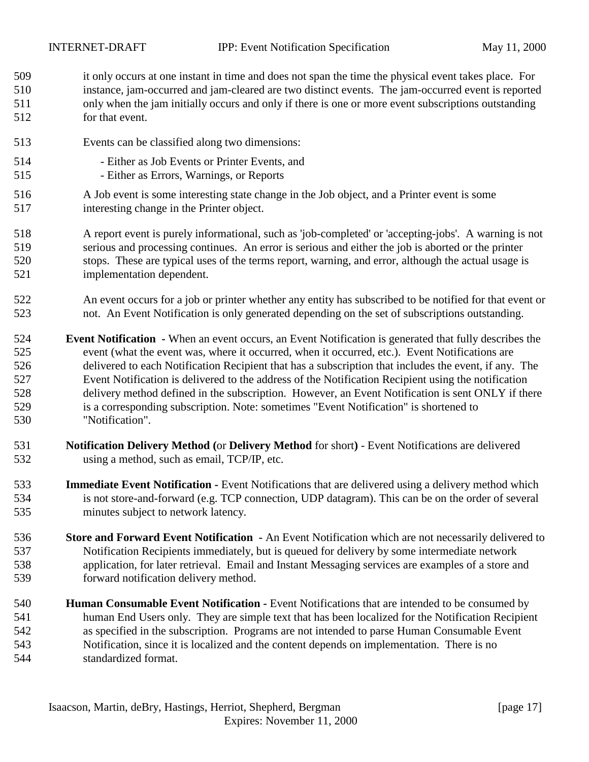it only occurs at one instant in time and does not span the time the physical event takes place. For instance, jam-occurred and jam-cleared are two distinct events. The jam-occurred event is reported only when the jam initially occurs and only if there is one or more event subscriptions outstanding for that event.

Events can be classified along two dimensions:

- Either as Job Events or Printer Events, and
- Either as Errors, Warnings, or Reports

A Job event is some interesting state change in the Job object, and a Printer event is some interesting change in the Printer object.

A report event is purely informational, such as 'job-completed' or 'accepting-jobs'. A warning is not serious and processing continues. An error is serious and either the job is aborted or the printer stops. These are typical uses of the terms report, warning, and error, although the actual usage is implementation dependent.

An event occurs for a job or printer whether any entity has subscribed to be notified for that event or not. An Event Notification is only generated depending on the set of subscriptions outstanding.

**Event Notification** - When an event occurs, an Event Notification is generated that fully describes the event (what the event was, where it occurred, when it occurred, etc.). Event Notifications are delivered to each Notification Recipient that has a subscription that includes the event, if any. The Event Notification is delivered to the address of the Notification Recipient using the notification delivery method defined in the subscription. However, an Event Notification is sent ONLY if there is a corresponding subscription. Note: sometimes "Event Notification" is shortened to "Notification".

**Notification Delivery Method (**or **Delivery Method** for short**)** - Event Notifications are delivered using a method, such as email, TCP/IP, etc.

**Immediate Event Notification -** Event Notifications that are delivered using a delivery method which is not store-and-forward (e.g. TCP connection, UDP datagram). This can be on the order of several minutes subject to network latency.

**Store and Forward Event Notification** - An Event Notification which are not necessarily delivered to Notification Recipients immediately, but is queued for delivery by some intermediate network application, for later retrieval. Email and Instant Messaging services are examples of a store and forward notification delivery method.

**Human Consumable Event Notification -** Event Notifications that are intended to be consumed by human End Users only. They are simple text that has been localized for the Notification Recipient as specified in the subscription. Programs are not intended to parse Human Consumable Event Notification, since it is localized and the content depends on implementation. There is no standardized format.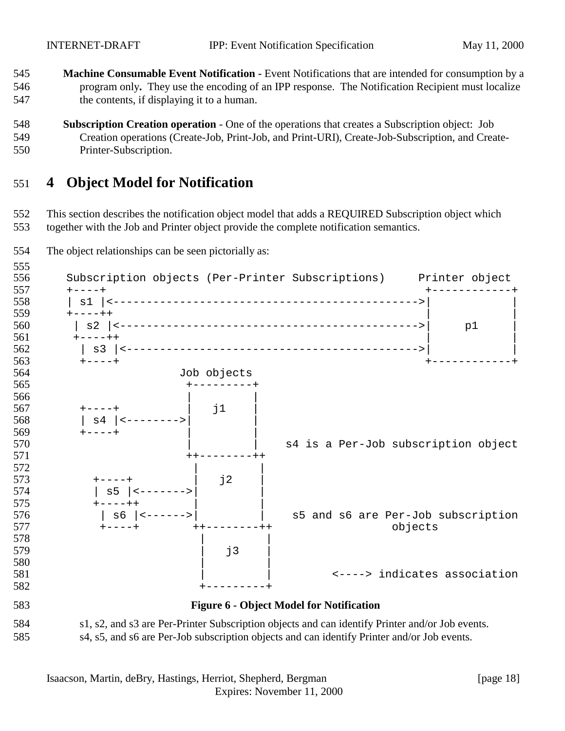**Machine Consumable Event Notification -** Event Notifications that are intended for consumption by a program only**.** They use the encoding of an IPP response. The Notification Recipient must localize the contents, if displaying it to a human.

**Subscription Creation operation** - One of the operations that creates a Subscription object: Job Creation operations (Create-Job, Print-Job, and Print-URI), Create-Job-Subscription, and Create-Printer-Subscription.

# 4 Object Model for Notification

This section describes the notification object model that adds a REQUIRED Subscription object which together with the Job and Printer object provide the complete notification semantics.

The object relationships can be seen pictorially as:

```
Subscription objects (Per-Printer Subscriptions)     Printer object
+----+                                                +------------+
| s1 |<---------------------------------------------->|            |
+----++                                               |            |
 | s2 |<--------------------------------------------->|     p1     |
 +----++                                              |            |
  | s3 |<-------------------------------------------->|            |
  +----+                                              +------------+
                 Job objects
                  +---------+
                  |         |
  +----+          |   j1    |
  | s4 |<-------->|         |
  +----+          |         |
                  |         |   s4 is a Per-Job subscription object
                  ++--------++
                   |         |
    +----+         |   j2    |
    | s5 |<------->|         |
    +----++        |         |
     | s6 |<------>|         |   s5 and s6 are Per-Job subscription
     +----+       ++--------++                objects
                   |         |
                   |   j3    |
                   |         |
                   |         |         <----> indicates association
                   +---------+
```

**Figure 6 - Object Model for Notification**

s1, s2, and s3 are Per-Printer Subscription objects and can identify Printer and/or Job events.
s4, s5, and s6 are Per-Job subscription objects and can identify Printer and/or Job events.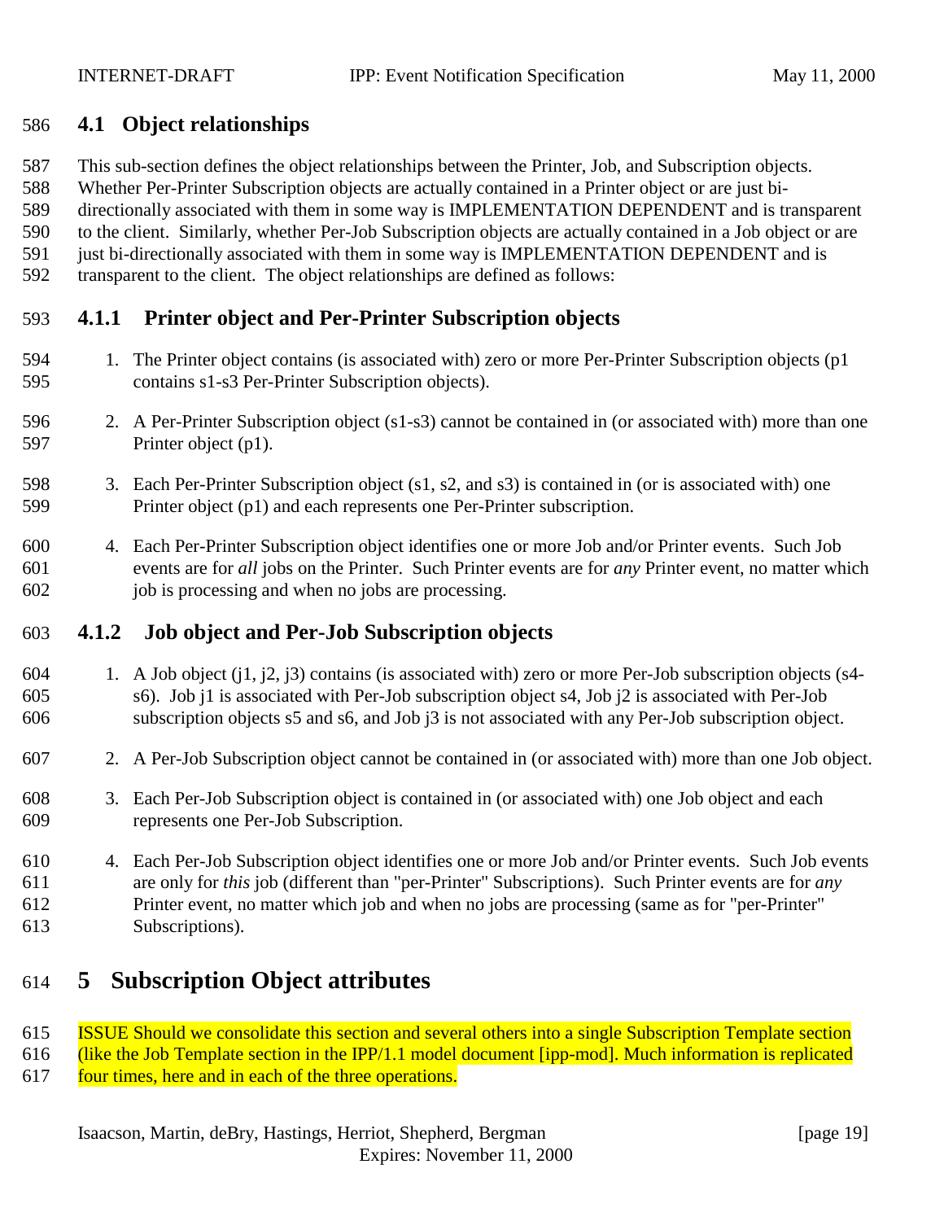### 4.1 Object relationships

This sub-section defines the object relationships between the Printer, Job, and Subscription objects. Whether Per-Printer Subscription objects are actually contained in a Printer object or are just bi-directionally associated with them in some way is IMPLEMENTATION DEPENDENT and is transparent to the client. Similarly, whether Per-Job Subscription objects are actually contained in a Job object or are just bi-directionally associated with them in some way is IMPLEMENTATION DEPENDENT and is transparent to the client. The object relationships are defined as follows:

#### 4.1.1 Printer object and Per-Printer Subscription objects

1. The Printer object contains (is associated with) zero or more Per-Printer Subscription objects (p1 contains s1-s3 Per-Printer Subscription objects).

2. A Per-Printer Subscription object (s1-s3) cannot be contained in (or associated with) more than one Printer object (p1).

3. Each Per-Printer Subscription object (s1, s2, and s3) is contained in (or is associated with) one Printer object (p1) and each represents one Per-Printer subscription.

4. Each Per-Printer Subscription object identifies one or more Job and/or Printer events. Such Job events are for *all* jobs on the Printer. Such Printer events are for *any* Printer event, no matter which job is processing and when no jobs are processing.

#### 4.1.2 Job object and Per-Job Subscription objects

1. A Job object (j1, j2, j3) contains (is associated with) zero or more Per-Job subscription objects (s4-s6). Job j1 is associated with Per-Job subscription object s4, Job j2 is associated with Per-Job subscription objects s5 and s6, and Job j3 is not associated with any Per-Job subscription object.

2. A Per-Job Subscription object cannot be contained in (or associated with) more than one Job object.

3. Each Per-Job Subscription object is contained in (or associated with) one Job object and each represents one Per-Job Subscription.

4. Each Per-Job Subscription object identifies one or more Job and/or Printer events. Such Job events are only for *this* job (different than "per-Printer" Subscriptions). Such Printer events are for *any* Printer event, no matter which job and when no jobs are processing (same as for "per-Printer" Subscriptions).

## 5 Subscription Object attributes

ISSUE Should we consolidate this section and several others into a single Subscription Template section (like the Job Template section in the IPP/1.1 model document [ipp-mod]. Much information is replicated four times, here and in each of the three operations.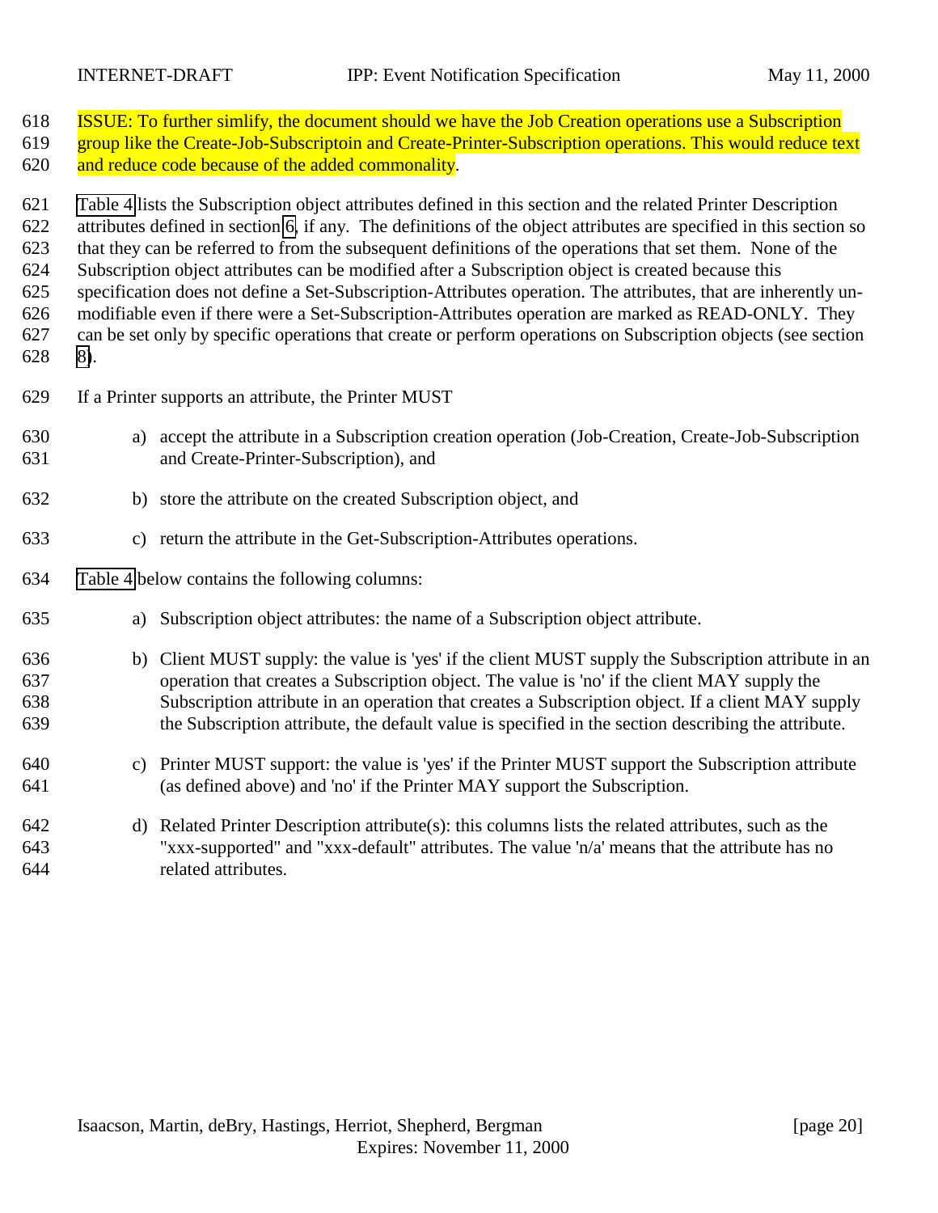ISSUE: To further simlify, the document should we have the Job Creation operations use a Subscription group like the Create-Job-Subscriptoin and Create-Printer-Subscription operations. This would reduce text and reduce code because of the added commonality.

Table 4 lists the Subscription object attributes defined in this section and the related Printer Description attributes defined in section 6, if any. The definitions of the object attributes are specified in this section so that they can be referred to from the subsequent definitions of the operations that set them. None of the Subscription object attributes can be modified after a Subscription object is created because this specification does not define a Set-Subscription-Attributes operation. The attributes, that are inherently un-modifiable even if there were a Set-Subscription-Attributes operation are marked as READ-ONLY. They can be set only by specific operations that create or perform operations on Subscription objects (see section 8).

If a Printer supports an attribute, the Printer MUST

a) accept the attribute in a Subscription creation operation (Job-Creation, Create-Job-Subscription and Create-Printer-Subscription), and

b) store the attribute on the created Subscription object, and

c) return the attribute in the Get-Subscription-Attributes operations.

Table 4 below contains the following columns:

a) Subscription object attributes: the name of a Subscription object attribute.

b) Client MUST supply: the value is 'yes' if the client MUST supply the Subscription attribute in an operation that creates a Subscription object. The value is 'no' if the client MAY supply the Subscription attribute in an operation that creates a Subscription object. If a client MAY supply the Subscription attribute, the default value is specified in the section describing the attribute.

c) Printer MUST support: the value is 'yes' if the Printer MUST support the Subscription attribute (as defined above) and 'no' if the Printer MAY support the Subscription.

d) Related Printer Description attribute(s): this columns lists the related attributes, such as the "xxx-supported" and "xxx-default" attributes. The value 'n/a' means that the attribute has no related attributes.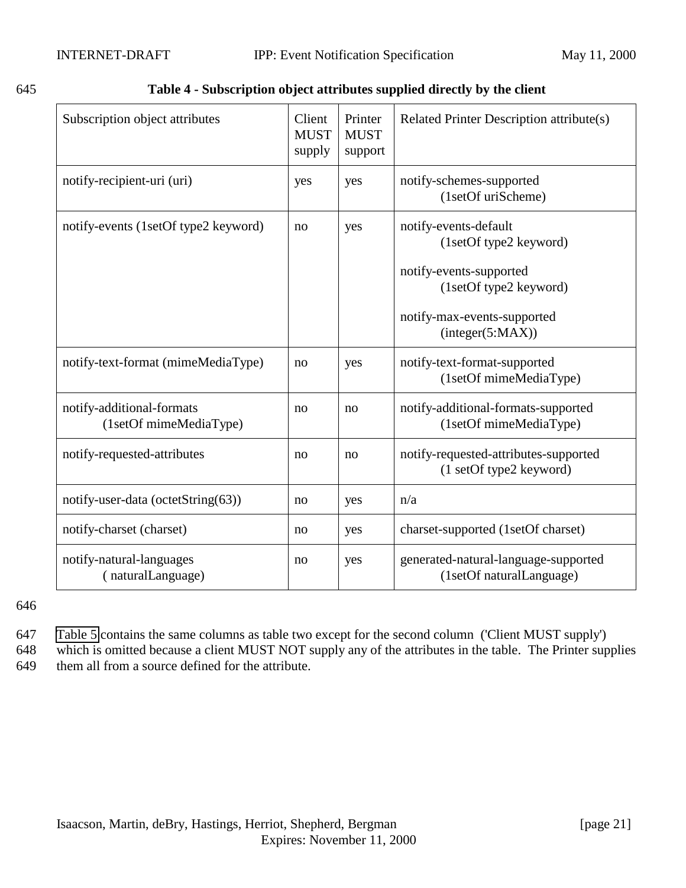**Table 4 - Subscription object attributes supplied directly by the client**

| Subscription object attributes | Client MUST supply | Printer MUST support | Related Printer Description attribute(s) |
|---|---|---|---|
| notify-recipient-uri (uri) | yes | yes | notify-schemes-supported (1setOf uriScheme) |
| notify-events (1setOf type2 keyword) | no | yes | notify-events-default (1setOf type2 keyword)<br><br>notify-events-supported (1setOf type2 keyword)<br><br>notify-max-events-supported (integer(5:MAX)) |
| notify-text-format (mimeMediaType) | no | yes | notify-text-format-supported (1setOf mimeMediaType) |
| notify-additional-formats (1setOf mimeMediaType) | no | no | notify-additional-formats-supported (1setOf mimeMediaType) |
| notify-requested-attributes | no | no | notify-requested-attributes-supported (1 setOf type2 keyword) |
| notify-user-data (octetString(63)) | no | yes | n/a |
| notify-charset (charset) | no | yes | charset-supported (1setOf charset) |
| notify-natural-languages ( naturalLanguage) | no | yes | generated-natural-language-supported (1setOf naturalLanguage) |

Table 5 contains the same columns as table two except for the second column ('Client MUST supply') which is omitted because a client MUST NOT supply any of the attributes in the table. The Printer supplies them all from a source defined for the attribute.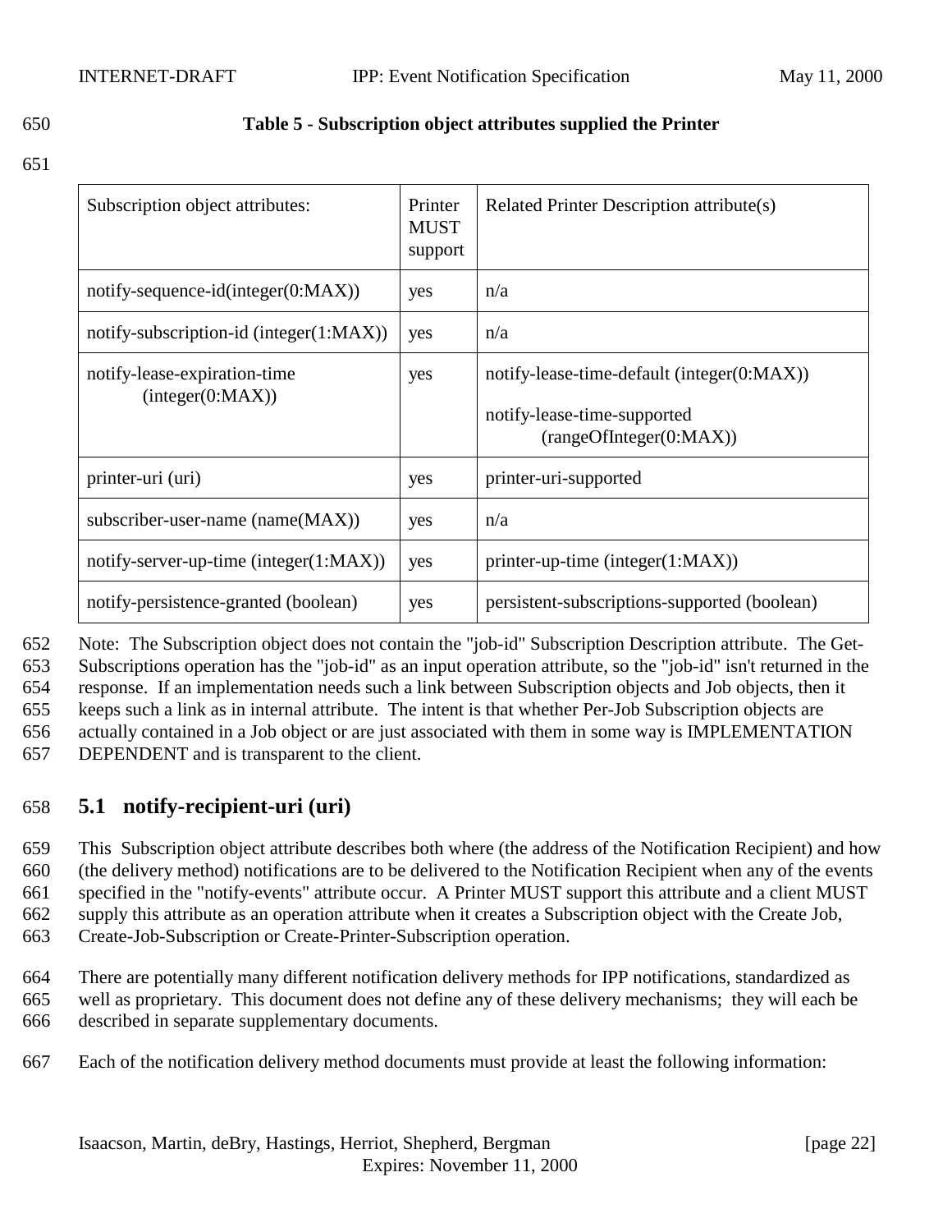**Table 5 - Subscription object attributes supplied the Printer**

| Subscription object attributes: | Printer MUST support | Related Printer Description attribute(s) |
|---|---|---|
| notify-sequence-id(integer(0:MAX)) | yes | n/a |
| notify-subscription-id (integer(1:MAX)) | yes | n/a |
| notify-lease-expiration-time (integer(0:MAX)) | yes | notify-lease-time-default (integer(0:MAX)) notify-lease-time-supported (rangeOfInteger(0:MAX)) |
| printer-uri (uri) | yes | printer-uri-supported |
| subscriber-user-name (name(MAX)) | yes | n/a |
| notify-server-up-time (integer(1:MAX)) | yes | printer-up-time (integer(1:MAX)) |
| notify-persistence-granted (boolean) | yes | persistent-subscriptions-supported (boolean) |

Note: The Subscription object does not contain the "job-id" Subscription Description attribute. The Get-Subscriptions operation has the "job-id" as an input operation attribute, so the "job-id" isn't returned in the response. If an implementation needs such a link between Subscription objects and Job objects, then it keeps such a link as in internal attribute. The intent is that whether Per-Job Subscription objects are actually contained in a Job object or are just associated with them in some way is IMPLEMENTATION DEPENDENT and is transparent to the client.

## 5.1 notify-recipient-uri (uri)

This Subscription object attribute describes both where (the address of the Notification Recipient) and how (the delivery method) notifications are to be delivered to the Notification Recipient when any of the events specified in the "notify-events" attribute occur. A Printer MUST support this attribute and a client MUST supply this attribute as an operation attribute when it creates a Subscription object with the Create Job, Create-Job-Subscription or Create-Printer-Subscription operation.

There are potentially many different notification delivery methods for IPP notifications, standardized as well as proprietary. This document does not define any of these delivery mechanisms; they will each be described in separate supplementary documents.

Each of the notification delivery method documents must provide at least the following information: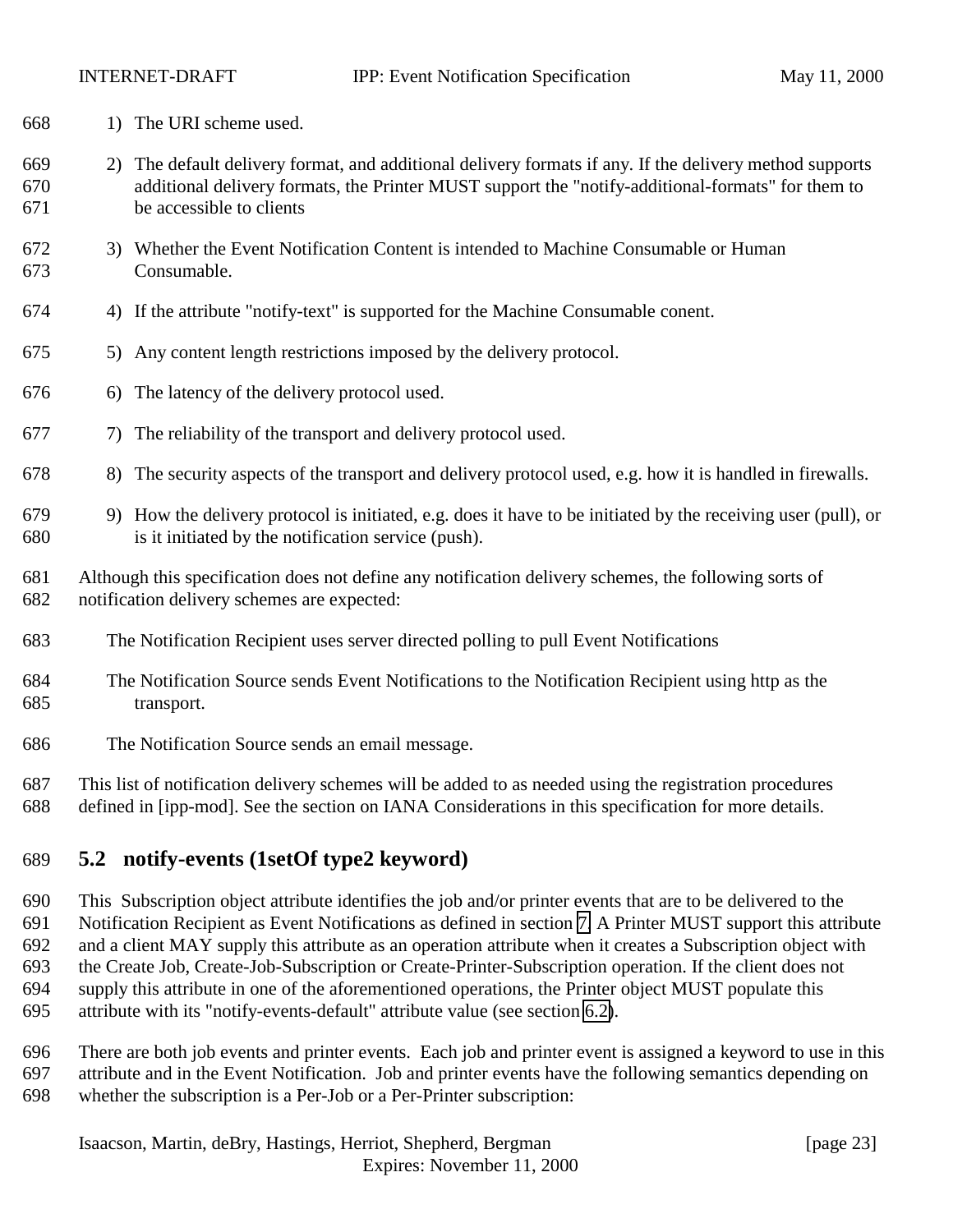1) The URI scheme used.

2) The default delivery format, and additional delivery formats if any. If the delivery method supports additional delivery formats, the Printer MUST support the "notify-additional-formats" for them to be accessible to clients

3) Whether the Event Notification Content is intended to Machine Consumable or Human Consumable.

4) If the attribute "notify-text" is supported for the Machine Consumable conent.

5) Any content length restrictions imposed by the delivery protocol.

6) The latency of the delivery protocol used.

7) The reliability of the transport and delivery protocol used.

8) The security aspects of the transport and delivery protocol used, e.g. how it is handled in firewalls.

9) How the delivery protocol is initiated, e.g. does it have to be initiated by the receiving user (pull), or is it initiated by the notification service (push).

Although this specification does not define any notification delivery schemes, the following sorts of notification delivery schemes are expected:

The Notification Recipient uses server directed polling to pull Event Notifications

The Notification Source sends Event Notifications to the Notification Recipient using http as the transport.

The Notification Source sends an email message.

This list of notification delivery schemes will be added to as needed using the registration procedures defined in [ipp-mod]. See the section on IANA Considerations in this specification for more details.

## 5.2 notify-events (1setOf type2 keyword)

This Subscription object attribute identifies the job and/or printer events that are to be delivered to the Notification Recipient as Event Notifications as defined in section 7. A Printer MUST support this attribute and a client MAY supply this attribute as an operation attribute when it creates a Subscription object with the Create Job, Create-Job-Subscription or Create-Printer-Subscription operation. If the client does not supply this attribute in one of the aforementioned operations, the Printer object MUST populate this attribute with its "notify-events-default" attribute value (see section 6.2).

There are both job events and printer events. Each job and printer event is assigned a keyword to use in this attribute and in the Event Notification. Job and printer events have the following semantics depending on whether the subscription is a Per-Job or a Per-Printer subscription: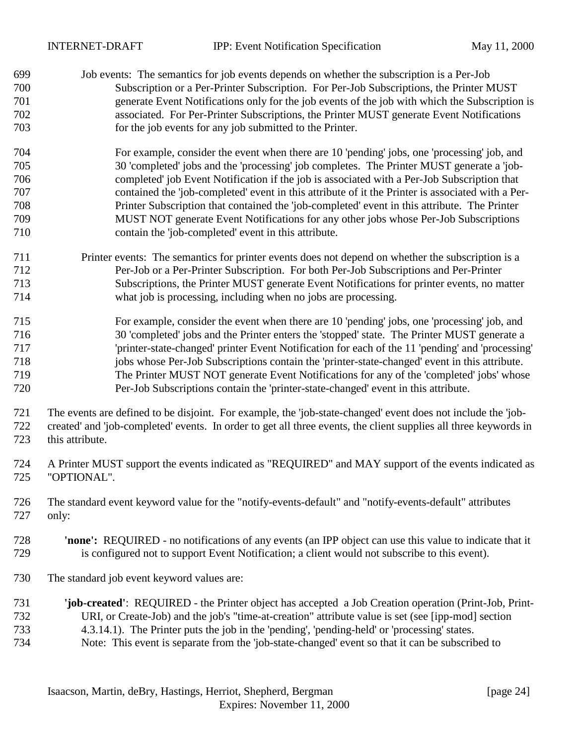Job events: The semantics for job events depends on whether the subscription is a Per-Job Subscription or a Per-Printer Subscription. For Per-Job Subscriptions, the Printer MUST generate Event Notifications only for the job events of the job with which the Subscription is associated. For Per-Printer Subscriptions, the Printer MUST generate Event Notifications for the job events for any job submitted to the Printer.

For example, consider the event when there are 10 'pending' jobs, one 'processing' job, and 30 'completed' jobs and the 'processing' job completes. The Printer MUST generate a 'job-completed' job Event Notification if the job is associated with a Per-Job Subscription that contained the 'job-completed' event in this attribute of it the Printer is associated with a Per-Printer Subscription that contained the 'job-completed' event in this attribute. The Printer MUST NOT generate Event Notifications for any other jobs whose Per-Job Subscriptions contain the 'job-completed' event in this attribute.

Printer events: The semantics for printer events does not depend on whether the subscription is a Per-Job or a Per-Printer Subscription. For both Per-Job Subscriptions and Per-Printer Subscriptions, the Printer MUST generate Event Notifications for printer events, no matter what job is processing, including when no jobs are processing.

For example, consider the event when there are 10 'pending' jobs, one 'processing' job, and 30 'completed' jobs and the Printer enters the 'stopped' state. The Printer MUST generate a 'printer-state-changed' printer Event Notification for each of the 11 'pending' and 'processing' jobs whose Per-Job Subscriptions contain the 'printer-state-changed' event in this attribute. The Printer MUST NOT generate Event Notifications for any of the 'completed' jobs' whose Per-Job Subscriptions contain the 'printer-state-changed' event in this attribute.

The events are defined to be disjoint. For example, the 'job-state-changed' event does not include the 'job-created' and 'job-completed' events. In order to get all three events, the client supplies all three keywords in this attribute.

A Printer MUST support the events indicated as "REQUIRED" and MAY support of the events indicated as "OPTIONAL".

The standard event keyword value for the "notify-events-default" and "notify-events-default" attributes only:

**'none':** REQUIRED - no notifications of any events (an IPP object can use this value to indicate that it is configured not to support Event Notification; a client would not subscribe to this event).

The standard job event keyword values are:

**'job-created'**: REQUIRED - the Printer object has accepted a Job Creation operation (Print-Job, Print-URI, or Create-Job) and the job's "time-at-creation" attribute value is set (see [ipp-mod] section 4.3.14.1). The Printer puts the job in the 'pending', 'pending-held' or 'processing' states. Note: This event is separate from the 'job-state-changed' event so that it can be subscribed to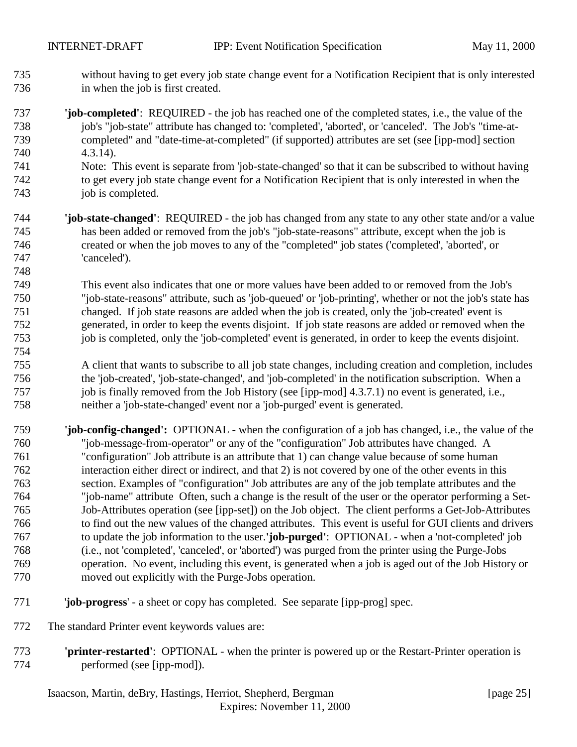without having to get every job state change event for a Notification Recipient that is only interested in when the job is first created.

**'job-completed'**: REQUIRED - the job has reached one of the completed states, i.e., the value of the job's "job-state" attribute has changed to: 'completed', 'aborted', or 'canceled'. The Job's "time-at-completed" and "date-time-at-completed" (if supported) attributes are set (see [ipp-mod] section 4.3.14).
Note: This event is separate from 'job-state-changed' so that it can be subscribed to without having to get every job state change event for a Notification Recipient that is only interested in when the job is completed.

**'job-state-changed'**: REQUIRED - the job has changed from any state to any other state and/or a value has been added or removed from the job's "job-state-reasons" attribute, except when the job is created or when the job moves to any of the "completed" job states ('completed', 'aborted', or 'canceled').

This event also indicates that one or more values have been added to or removed from the Job's "job-state-reasons" attribute, such as 'job-queued' or 'job-printing', whether or not the job's state has changed. If job state reasons are added when the job is created, only the 'job-created' event is generated, in order to keep the events disjoint. If job state reasons are added or removed when the job is completed, only the 'job-completed' event is generated, in order to keep the events disjoint.

A client that wants to subscribe to all job state changes, including creation and completion, includes the 'job-created', 'job-state-changed', and 'job-completed' in the notification subscription. When a job is finally removed from the Job History (see [ipp-mod] 4.3.7.1) no event is generated, i.e., neither a 'job-state-changed' event nor a 'job-purged' event is generated.

**'job-config-changed':** OPTIONAL - when the configuration of a job has changed, i.e., the value of the "job-message-from-operator" or any of the "configuration" Job attributes have changed. A "configuration" Job attribute is an attribute that 1) can change value because of some human interaction either direct or indirect, and that 2) is not covered by one of the other events in this section. Examples of "configuration" Job attributes are any of the job template attributes and the "job-name" attribute Often, such a change is the result of the user or the operator performing a Set-Job-Attributes operation (see [ipp-set]) on the Job object. The client performs a Get-Job-Attributes to find out the new values of the changed attributes. This event is useful for GUI clients and drivers to update the job information to the user.**'job-purged'**: OPTIONAL - when a 'not-completed' job (i.e., not 'completed', 'canceled', or 'aborted') was purged from the printer using the Purge-Jobs operation. No event, including this event, is generated when a job is aged out of the Job History or moved out explicitly with the Purge-Jobs operation.

'**job-progress**' - a sheet or copy has completed. See separate [ipp-prog] spec.

The standard Printer event keywords values are:

**'printer-restarted'**: OPTIONAL - when the printer is powered up or the Restart-Printer operation is performed (see [ipp-mod]).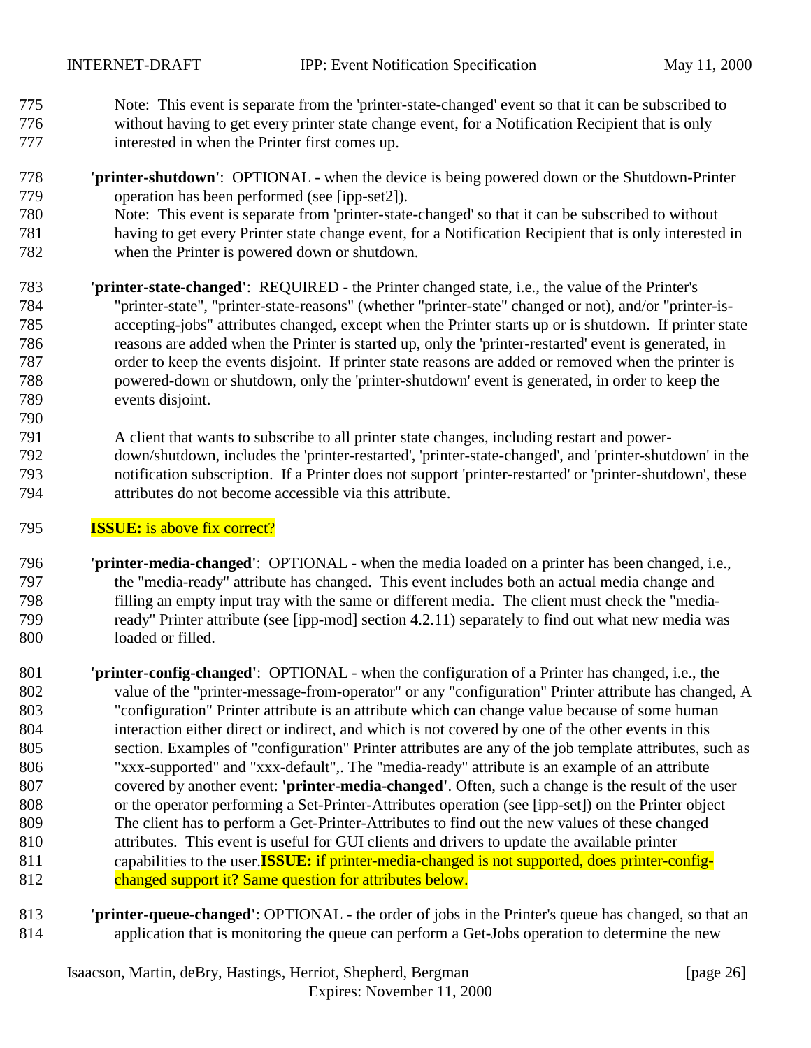Note: This event is separate from the 'printer-state-changed' event so that it can be subscribed to without having to get every printer state change event, for a Notification Recipient that is only interested in when the Printer first comes up.

**'printer-shutdown'**: OPTIONAL - when the device is being powered down or the Shutdown-Printer operation has been performed (see [ipp-set2]).
Note: This event is separate from 'printer-state-changed' so that it can be subscribed to without having to get every Printer state change event, for a Notification Recipient that is only interested in when the Printer is powered down or shutdown.

**'printer-state-changed'**: REQUIRED - the Printer changed state, i.e., the value of the Printer's "printer-state", "printer-state-reasons" (whether "printer-state" changed or not), and/or "printer-is-accepting-jobs" attributes changed, except when the Printer starts up or is shutdown. If printer state reasons are added when the Printer is started up, only the 'printer-restarted' event is generated, in order to keep the events disjoint. If printer state reasons are added or removed when the printer is powered-down or shutdown, only the 'printer-shutdown' event is generated, in order to keep the events disjoint.

A client that wants to subscribe to all printer state changes, including restart and power-down/shutdown, includes the 'printer-restarted', 'printer-state-changed', and 'printer-shutdown' in the notification subscription. If a Printer does not support 'printer-restarted' or 'printer-shutdown', these attributes do not become accessible via this attribute.

**ISSUE:** is above fix correct?

**'printer-media-changed'**: OPTIONAL - when the media loaded on a printer has been changed, i.e., the "media-ready" attribute has changed. This event includes both an actual media change and filling an empty input tray with the same or different media. The client must check the "media-ready" Printer attribute (see [ipp-mod] section 4.2.11) separately to find out what new media was loaded or filled.

**'printer-config-changed'**: OPTIONAL - when the configuration of a Printer has changed, i.e., the value of the "printer-message-from-operator" or any "configuration" Printer attribute has changed, A "configuration" Printer attribute is an attribute which can change value because of some human interaction either direct or indirect, and which is not covered by one of the other events in this section. Examples of "configuration" Printer attributes are any of the job template attributes, such as "xxx-supported" and "xxx-default",. The "media-ready" attribute is an example of an attribute covered by another event: **'printer-media-changed'**. Often, such a change is the result of the user or the operator performing a Set-Printer-Attributes operation (see [ipp-set]) on the Printer object The client has to perform a Get-Printer-Attributes to find out the new values of these changed attributes. This event is useful for GUI clients and drivers to update the available printer capabilities to the user.**ISSUE:** if printer-media-changed is not supported, does printer-config-changed support it? Same question for attributes below.

**'printer-queue-changed'**: OPTIONAL - the order of jobs in the Printer's queue has changed, so that an application that is monitoring the queue can perform a Get-Jobs operation to determine the new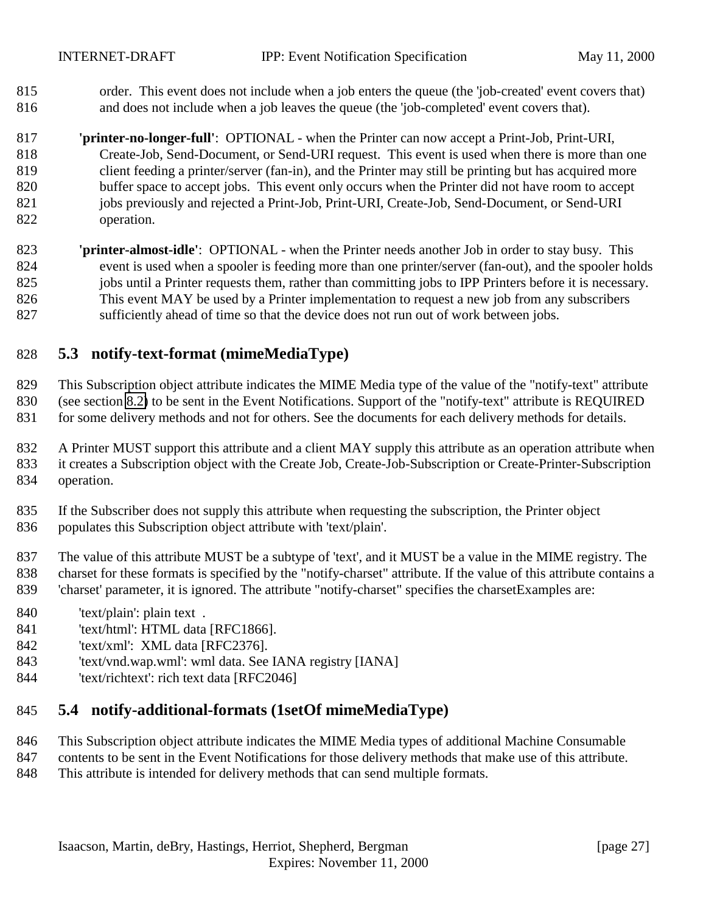order. This event does not include when a job enters the queue (the 'job-created' event covers that) and does not include when a job leaves the queue (the 'job-completed' event covers that).

**'printer-no-longer-full'**: OPTIONAL - when the Printer can now accept a Print-Job, Print-URI, Create-Job, Send-Document, or Send-URI request. This event is used when there is more than one client feeding a printer/server (fan-in), and the Printer may still be printing but has acquired more buffer space to accept jobs. This event only occurs when the Printer did not have room to accept jobs previously and rejected a Print-Job, Print-URI, Create-Job, Send-Document, or Send-URI operation.

**'printer-almost-idle'**: OPTIONAL - when the Printer needs another Job in order to stay busy. This event is used when a spooler is feeding more than one printer/server (fan-out), and the spooler holds jobs until a Printer requests them, rather than committing jobs to IPP Printers before it is necessary. This event MAY be used by a Printer implementation to request a new job from any subscribers sufficiently ahead of time so that the device does not run out of work between jobs.

## 5.3 notify-text-format (mimeMediaType)

This Subscription object attribute indicates the MIME Media type of the value of the "notify-text" attribute (see section 8.2) to be sent in the Event Notifications. Support of the "notify-text" attribute is REQUIRED for some delivery methods and not for others. See the documents for each delivery methods for details.

A Printer MUST support this attribute and a client MAY supply this attribute as an operation attribute when it creates a Subscription object with the Create Job, Create-Job-Subscription or Create-Printer-Subscription operation.

If the Subscriber does not supply this attribute when requesting the subscription, the Printer object populates this Subscription object attribute with 'text/plain'.

The value of this attribute MUST be a subtype of 'text', and it MUST be a value in the MIME registry. The charset for these formats is specified by the "notify-charset" attribute. If the value of this attribute contains a 'charset' parameter, it is ignored. The attribute "notify-charset" specifies the charsetExamples are:

'text/plain': plain text .
'text/html': HTML data [RFC1866].
'text/xml': XML data [RFC2376].
'text/vnd.wap.wml': wml data. See IANA registry [IANA]
'text/richtext': rich text data [RFC2046]

## 5.4 notify-additional-formats (1setOf mimeMediaType)

This Subscription object attribute indicates the MIME Media types of additional Machine Consumable contents to be sent in the Event Notifications for those delivery methods that make use of this attribute. This attribute is intended for delivery methods that can send multiple formats.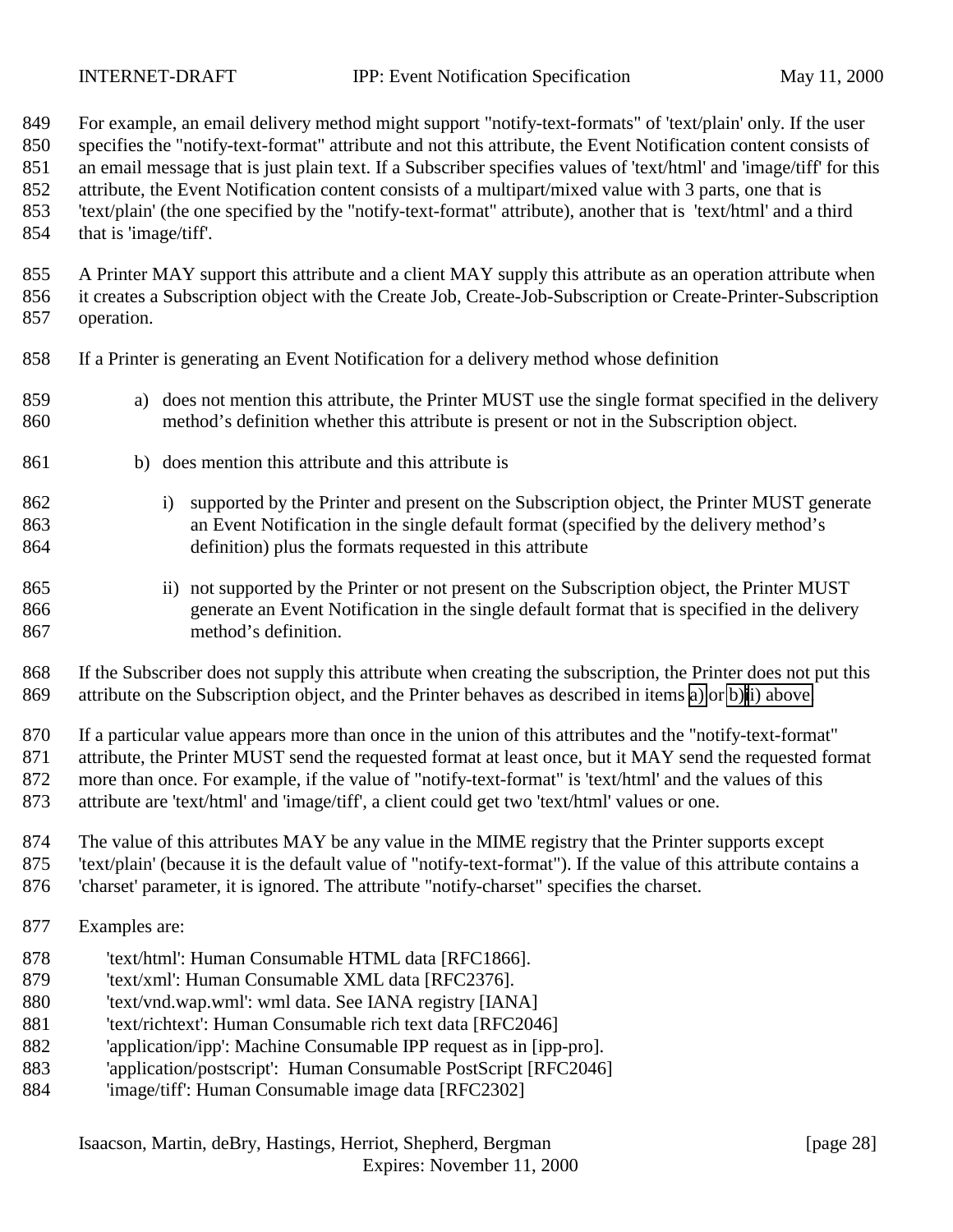For example, an email delivery method might support "notify-text-formats" of 'text/plain' only. If the user specifies the "notify-text-format" attribute and not this attribute, the Event Notification content consists of an email message that is just plain text. If a Subscriber specifies values of 'text/html' and 'image/tiff' for this attribute, the Event Notification content consists of a multipart/mixed value with 3 parts, one that is 'text/plain' (the one specified by the "notify-text-format" attribute), another that is 'text/html' and a third that is 'image/tiff'.

A Printer MAY support this attribute and a client MAY supply this attribute as an operation attribute when it creates a Subscription object with the Create Job, Create-Job-Subscription or Create-Printer-Subscription operation.

If a Printer is generating an Event Notification for a delivery method whose definition

a) does not mention this attribute, the Printer MUST use the single format specified in the delivery method's definition whether this attribute is present or not in the Subscription object.

b) does mention this attribute and this attribute is

  i) supported by the Printer and present on the Subscription object, the Printer MUST generate an Event Notification in the single default format (specified by the delivery method's definition) plus the formats requested in this attribute

  ii) not supported by the Printer or not present on the Subscription object, the Printer MUST generate an Event Notification in the single default format that is specified in the delivery method's definition.

If the Subscriber does not supply this attribute when creating the subscription, the Printer does not put this attribute on the Subscription object, and the Printer behaves as described in items a) or b)ii) above.

If a particular value appears more than once in the union of this attributes and the "notify-text-format" attribute, the Printer MUST send the requested format at least once, but it MAY send the requested format more than once. For example, if the value of "notify-text-format" is 'text/html' and the values of this attribute are 'text/html' and 'image/tiff', a client could get two 'text/html' values or one.

The value of this attributes MAY be any value in the MIME registry that the Printer supports except 'text/plain' (because it is the default value of "notify-text-format"). If the value of this attribute contains a 'charset' parameter, it is ignored. The attribute "notify-charset" specifies the charset.

Examples are:

'text/html': Human Consumable HTML data [RFC1866].
'text/xml': Human Consumable XML data [RFC2376].
'text/vnd.wap.wml': wml data. See IANA registry [IANA]
'text/richtext': Human Consumable rich text data [RFC2046]
'application/ipp': Machine Consumable IPP request as in [ipp-pro].
'application/postscript': Human Consumable PostScript [RFC2046]
'image/tiff': Human Consumable image data [RFC2302]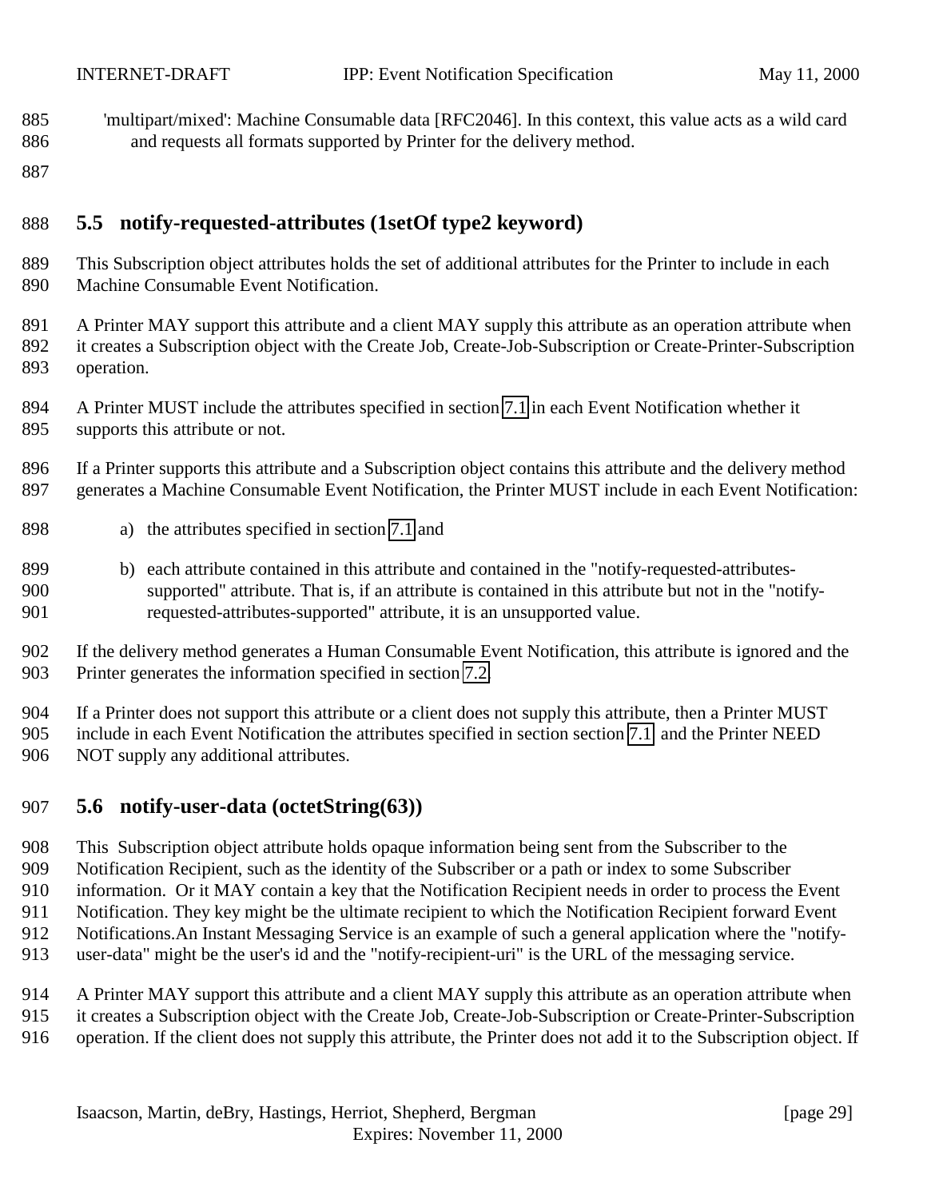'multipart/mixed': Machine Consumable data [RFC2046]. In this context, this value acts as a wild card and requests all formats supported by Printer for the delivery method.

## 5.5 notify-requested-attributes (1setOf type2 keyword)

This Subscription object attributes holds the set of additional attributes for the Printer to include in each Machine Consumable Event Notification.

A Printer MAY support this attribute and a client MAY supply this attribute as an operation attribute when it creates a Subscription object with the Create Job, Create-Job-Subscription or Create-Printer-Subscription operation.

A Printer MUST include the attributes specified in section 7.1 in each Event Notification whether it supports this attribute or not.

If a Printer supports this attribute and a Subscription object contains this attribute and the delivery method generates a Machine Consumable Event Notification, the Printer MUST include in each Event Notification:

a) the attributes specified in section 7.1 and

b) each attribute contained in this attribute and contained in the "notify-requested-attributes-supported" attribute. That is, if an attribute is contained in this attribute but not in the "notify-requested-attributes-supported" attribute, it is an unsupported value.

If the delivery method generates a Human Consumable Event Notification, this attribute is ignored and the Printer generates the information specified in section 7.2.

If a Printer does not support this attribute or a client does not supply this attribute, then a Printer MUST include in each Event Notification the attributes specified in section section 7.1 and the Printer NEED NOT supply any additional attributes.

## 5.6 notify-user-data (octetString(63))

This Subscription object attribute holds opaque information being sent from the Subscriber to the Notification Recipient, such as the identity of the Subscriber or a path or index to some Subscriber information. Or it MAY contain a key that the Notification Recipient needs in order to process the Event Notification. They key might be the ultimate recipient to which the Notification Recipient forward Event Notifications.An Instant Messaging Service is an example of such a general application where the "notify-user-data" might be the user's id and the "notify-recipient-uri" is the URL of the messaging service.

A Printer MAY support this attribute and a client MAY supply this attribute as an operation attribute when it creates a Subscription object with the Create Job, Create-Job-Subscription or Create-Printer-Subscription operation. If the client does not supply this attribute, the Printer does not add it to the Subscription object. If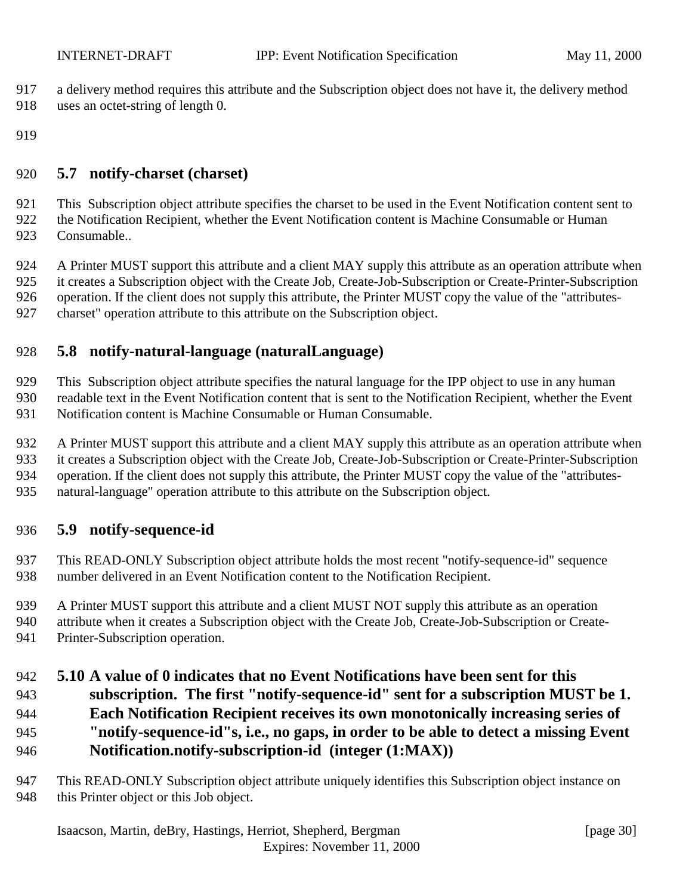a delivery method requires this attribute and the Subscription object does not have it, the delivery method uses an octet-string of length 0.

## 5.7 notify-charset (charset)

This Subscription object attribute specifies the charset to be used in the Event Notification content sent to the Notification Recipient, whether the Event Notification content is Machine Consumable or Human Consumable..

A Printer MUST support this attribute and a client MAY supply this attribute as an operation attribute when it creates a Subscription object with the Create Job, Create-Job-Subscription or Create-Printer-Subscription operation. If the client does not supply this attribute, the Printer MUST copy the value of the "attributes-charset" operation attribute to this attribute on the Subscription object.

## 5.8 notify-natural-language (naturalLanguage)

This Subscription object attribute specifies the natural language for the IPP object to use in any human readable text in the Event Notification content that is sent to the Notification Recipient, whether the Event Notification content is Machine Consumable or Human Consumable.

A Printer MUST support this attribute and a client MAY supply this attribute as an operation attribute when it creates a Subscription object with the Create Job, Create-Job-Subscription or Create-Printer-Subscription operation. If the client does not supply this attribute, the Printer MUST copy the value of the "attributes-natural-language" operation attribute to this attribute on the Subscription object.

## 5.9 notify-sequence-id

This READ-ONLY Subscription object attribute holds the most recent "notify-sequence-id" sequence number delivered in an Event Notification content to the Notification Recipient.

A Printer MUST support this attribute and a client MUST NOT supply this attribute as an operation attribute when it creates a Subscription object with the Create Job, Create-Job-Subscription or Create-Printer-Subscription operation.

## 5.10 A value of 0 indicates that no Event Notifications have been sent for this subscription. The first "notify-sequence-id" sent for a subscription MUST be 1. Each Notification Recipient receives its own monotonically increasing series of "notify-sequence-id"s, i.e., no gaps, in order to be able to detect a missing Event Notification.notify-subscription-id (integer (1:MAX))

This READ-ONLY Subscription object attribute uniquely identifies this Subscription object instance on this Printer object or this Job object.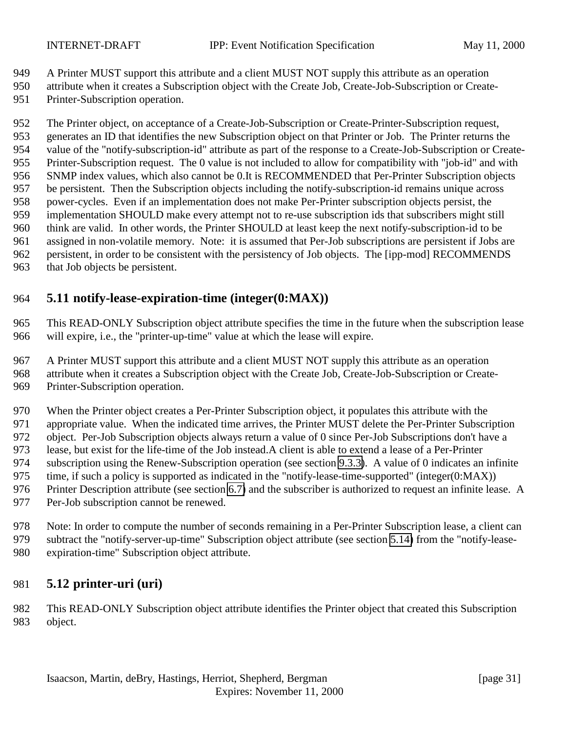A Printer MUST support this attribute and a client MUST NOT supply this attribute as an operation attribute when it creates a Subscription object with the Create Job, Create-Job-Subscription or Create-Printer-Subscription operation.

The Printer object, on acceptance of a Create-Job-Subscription or Create-Printer-Subscription request, generates an ID that identifies the new Subscription object on that Printer or Job. The Printer returns the value of the "notify-subscription-id" attribute as part of the response to a Create-Job-Subscription or Create-Printer-Subscription request. The 0 value is not included to allow for compatibility with "job-id" and with SNMP index values, which also cannot be 0.It is RECOMMENDED that Per-Printer Subscription objects be persistent. Then the Subscription objects including the notify-subscription-id remains unique across power-cycles. Even if an implementation does not make Per-Printer subscription objects persist, the implementation SHOULD make every attempt not to re-use subscription ids that subscribers might still think are valid. In other words, the Printer SHOULD at least keep the next notify-subscription-id to be assigned in non-volatile memory. Note: it is assumed that Per-Job subscriptions are persistent if Jobs are persistent, in order to be consistent with the persistency of Job objects. The [ipp-mod] RECOMMENDS that Job objects be persistent.

## 5.11 notify-lease-expiration-time (integer(0:MAX))

This READ-ONLY Subscription object attribute specifies the time in the future when the subscription lease will expire, i.e., the "printer-up-time" value at which the lease will expire.

A Printer MUST support this attribute and a client MUST NOT supply this attribute as an operation attribute when it creates a Subscription object with the Create Job, Create-Job-Subscription or Create-Printer-Subscription operation.

When the Printer object creates a Per-Printer Subscription object, it populates this attribute with the appropriate value. When the indicated time arrives, the Printer MUST delete the Per-Printer Subscription object. Per-Job Subscription objects always return a value of 0 since Per-Job Subscriptions don't have a lease, but exist for the life-time of the Job instead.A client is able to extend a lease of a Per-Printer subscription using the Renew-Subscription operation (see section 9.3.3). A value of 0 indicates an infinite time, if such a policy is supported as indicated in the "notify-lease-time-supported" (integer(0:MAX)) Printer Description attribute (see section 6.7) and the subscriber is authorized to request an infinite lease. A Per-Job subscription cannot be renewed.

Note: In order to compute the number of seconds remaining in a Per-Printer Subscription lease, a client can subtract the "notify-server-up-time" Subscription object attribute (see section 5.14) from the "notify-lease-expiration-time" Subscription object attribute.

## 5.12 printer-uri (uri)

This READ-ONLY Subscription object attribute identifies the Printer object that created this Subscription object.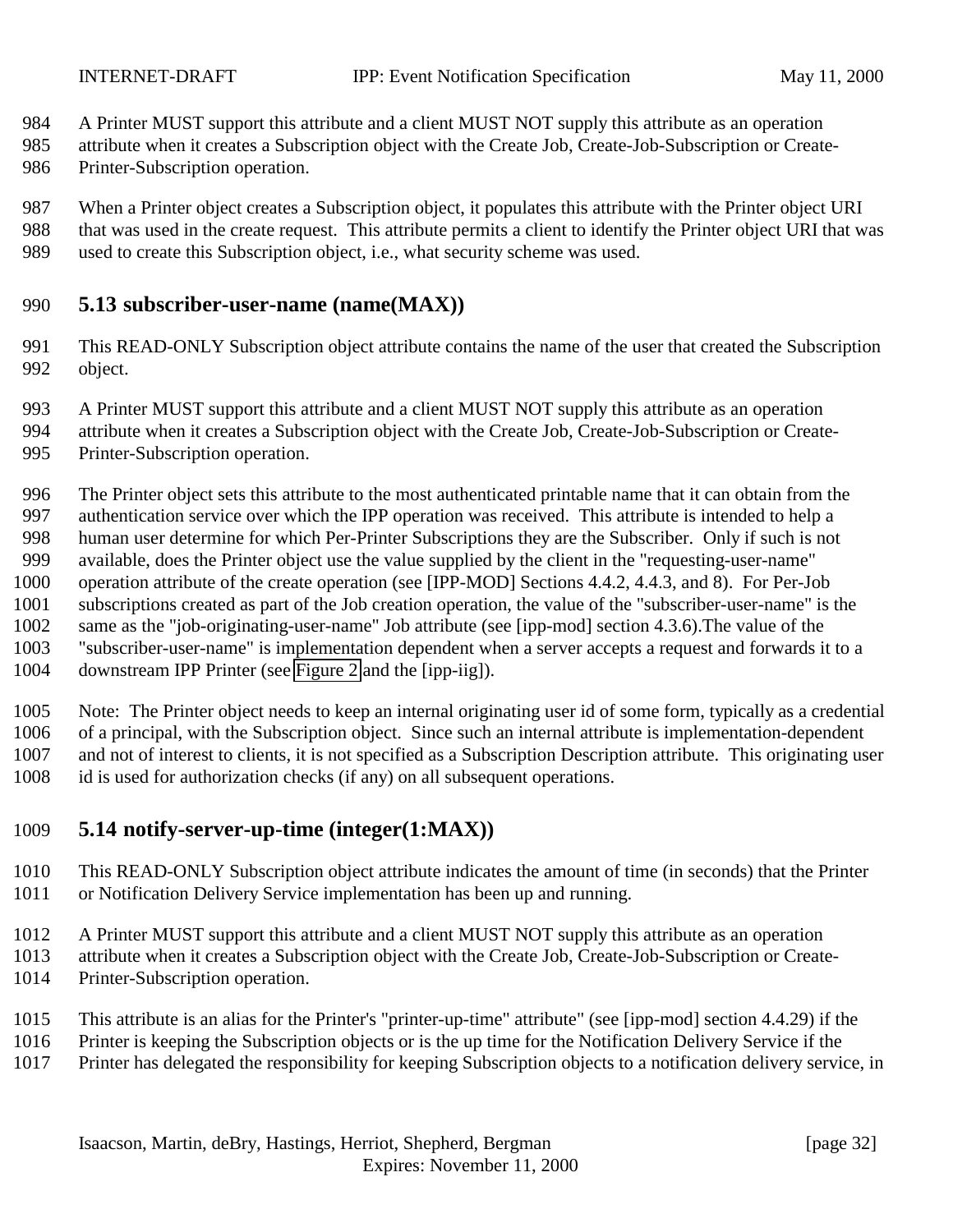A Printer MUST support this attribute and a client MUST NOT supply this attribute as an operation attribute when it creates a Subscription object with the Create Job, Create-Job-Subscription or Create-Printer-Subscription operation.

When a Printer object creates a Subscription object, it populates this attribute with the Printer object URI that was used in the create request. This attribute permits a client to identify the Printer object URI that was used to create this Subscription object, i.e., what security scheme was used.

## 5.13 subscriber-user-name (name(MAX))

This READ-ONLY Subscription object attribute contains the name of the user that created the Subscription object.

A Printer MUST support this attribute and a client MUST NOT supply this attribute as an operation attribute when it creates a Subscription object with the Create Job, Create-Job-Subscription or Create-Printer-Subscription operation.

The Printer object sets this attribute to the most authenticated printable name that it can obtain from the authentication service over which the IPP operation was received. This attribute is intended to help a human user determine for which Per-Printer Subscriptions they are the Subscriber. Only if such is not available, does the Printer object use the value supplied by the client in the "requesting-user-name" operation attribute of the create operation (see [IPP-MOD] Sections 4.4.2, 4.4.3, and 8). For Per-Job subscriptions created as part of the Job creation operation, the value of the "subscriber-user-name" is the same as the "job-originating-user-name" Job attribute (see [ipp-mod] section 4.3.6).The value of the "subscriber-user-name" is implementation dependent when a server accepts a request and forwards it to a downstream IPP Printer (see Figure 2 and the [ipp-iig]).

Note: The Printer object needs to keep an internal originating user id of some form, typically as a credential of a principal, with the Subscription object. Since such an internal attribute is implementation-dependent and not of interest to clients, it is not specified as a Subscription Description attribute. This originating user id is used for authorization checks (if any) on all subsequent operations.

## 5.14 notify-server-up-time (integer(1:MAX))

This READ-ONLY Subscription object attribute indicates the amount of time (in seconds) that the Printer or Notification Delivery Service implementation has been up and running.

A Printer MUST support this attribute and a client MUST NOT supply this attribute as an operation attribute when it creates a Subscription object with the Create Job, Create-Job-Subscription or Create-Printer-Subscription operation.

This attribute is an alias for the Printer's "printer-up-time" attribute" (see [ipp-mod] section 4.4.29) if the Printer is keeping the Subscription objects or is the up time for the Notification Delivery Service if the Printer has delegated the responsibility for keeping Subscription objects to a notification delivery service, in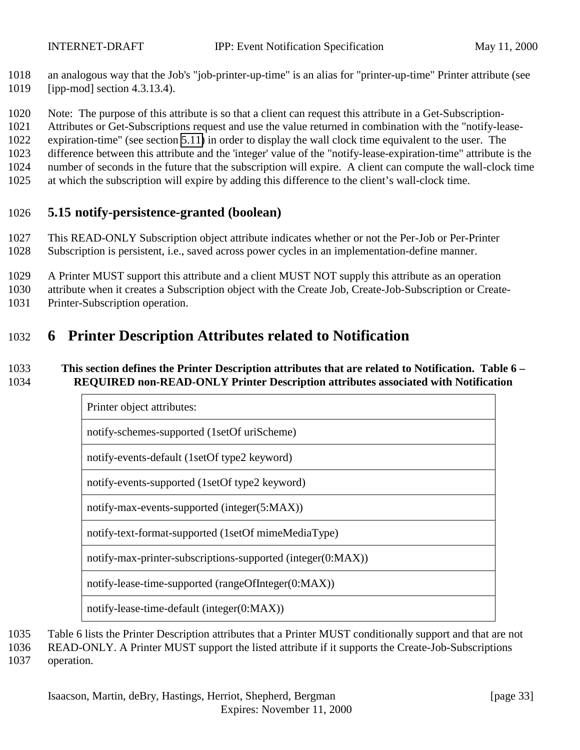an analogous way that the Job's "job-printer-up-time" is an alias for "printer-up-time" Printer attribute (see [ipp-mod] section 4.3.13.4).

Note: The purpose of this attribute is so that a client can request this attribute in a Get-Subscription-Attributes or Get-Subscriptions request and use the value returned in combination with the "notify-lease-expiration-time" (see section 5.11) in order to display the wall clock time equivalent to the user. The difference between this attribute and the 'integer' value of the "notify-lease-expiration-time" attribute is the number of seconds in the future that the subscription will expire. A client can compute the wall-clock time at which the subscription will expire by adding this difference to the client's wall-clock time.

### 5.15 notify-persistence-granted (boolean)

This READ-ONLY Subscription object attribute indicates whether or not the Per-Job or Per-Printer Subscription is persistent, i.e., saved across power cycles in an implementation-define manner.

A Printer MUST support this attribute and a client MUST NOT supply this attribute as an operation attribute when it creates a Subscription object with the Create Job, Create-Job-Subscription or Create-Printer-Subscription operation.

# 6 Printer Description Attributes related to Notification

**This section defines the Printer Description attributes that are related to Notification. Table 6 – REQUIRED non-READ-ONLY Printer Description attributes associated with Notification**

| Printer object attributes: |
|---|
| notify-schemes-supported (1setOf uriScheme) |
| notify-events-default (1setOf type2 keyword) |
| notify-events-supported (1setOf type2 keyword) |
| notify-max-events-supported (integer(5:MAX)) |
| notify-text-format-supported (1setOf mimeMediaType) |
| notify-max-printer-subscriptions-supported (integer(0:MAX)) |
| notify-lease-time-supported (rangeOfInteger(0:MAX)) |
| notify-lease-time-default (integer(0:MAX)) |

Table 6 lists the Printer Description attributes that a Printer MUST conditionally support and that are not READ-ONLY. A Printer MUST support the listed attribute if it supports the Create-Job-Subscriptions operation.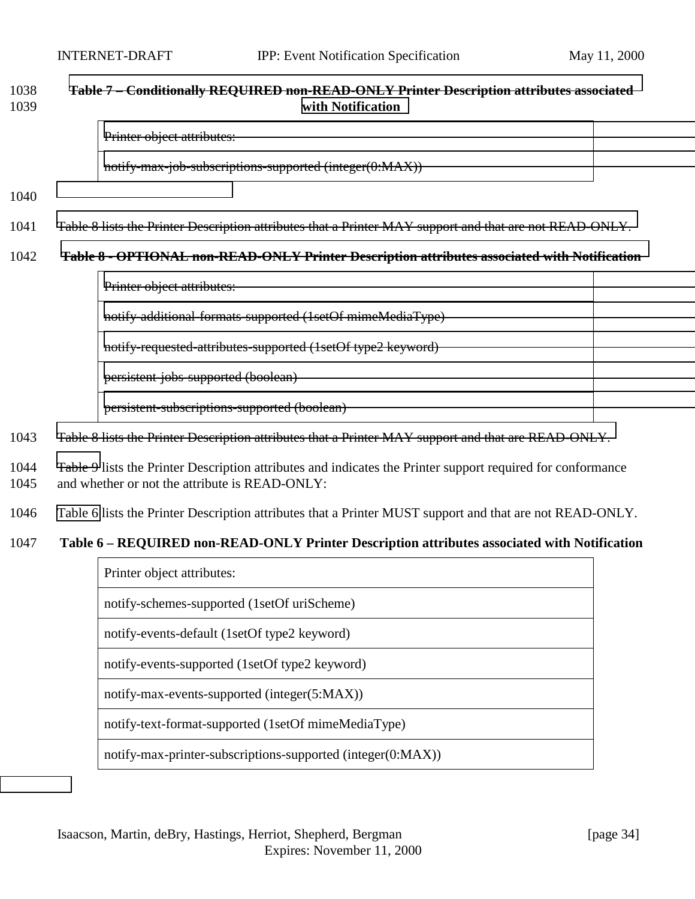**Table 7 – Conditionally REQUIRED non-READ-ONLY Printer Description attributes associated with Notification**

| Printer object attributes: |
|---|
| notify-max-job-subscriptions-supported (integer(0:MAX)) |

Table 8 lists the Printer Description attributes that a Printer MAY support and that are not READ-ONLY.

**Table 8 - OPTIONAL non-READ-ONLY Printer Description attributes associated with Notification**

| Printer object attributes: |
|---|
| notify-additional-formats-supported (1setOf mimeMediaType) |
| notify-requested-attributes-supported (1setOf type2 keyword) |
| persistent-jobs-supported (boolean) |
| persistent-subscriptions-supported (boolean) |

Table 8 lists the Printer Description attributes that a Printer MAY support and that are READ-ONLY.

Table 9 lists the Printer Description attributes and indicates the Printer support required for conformance and whether or not the attribute is READ-ONLY:

Table 6 lists the Printer Description attributes that a Printer MUST support and that are not READ-ONLY.

**Table 6 – REQUIRED non-READ-ONLY Printer Description attributes associated with Notification**

| Printer object attributes: |
|---|
| notify-schemes-supported (1setOf uriScheme) |
| notify-events-default (1setOf type2 keyword) |
| notify-events-supported (1setOf type2 keyword) |
| notify-max-events-supported (integer(5:MAX)) |
| notify-text-format-supported (1setOf mimeMediaType) |
| notify-max-printer-subscriptions-supported (integer(0:MAX)) |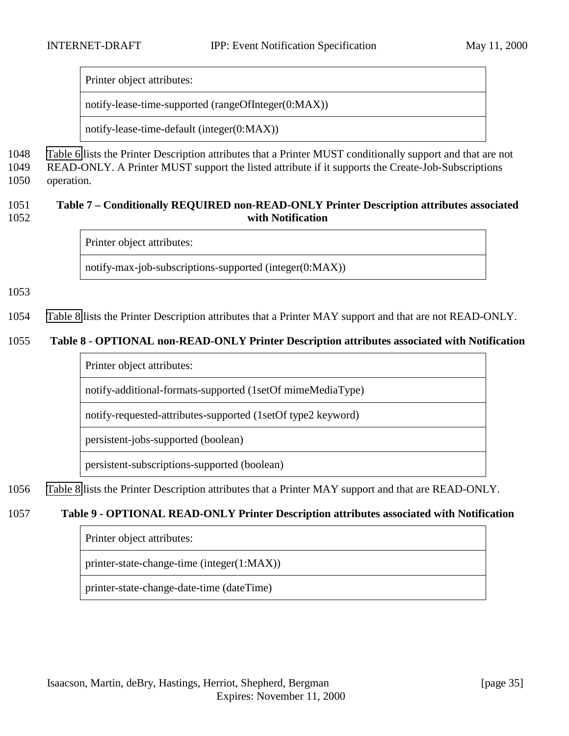| Printer object attributes: |
|---|
| notify-lease-time-supported (rangeOfInteger(0:MAX)) |
| notify-lease-time-default (integer(0:MAX)) |

1048 Table 6 lists the Printer Description attributes that a Printer MUST conditionally support and that are not
1049 READ-ONLY. A Printer MUST support the listed attribute if it supports the Create-Job-Subscriptions
1050 operation.

1051 **Table 7 – Conditionally REQUIRED non-READ-ONLY Printer Description attributes associated**
1052 **with Notification**

| Printer object attributes: |
|---|
| notify-max-job-subscriptions-supported (integer(0:MAX)) |

1053

1054 Table 8 lists the Printer Description attributes that a Printer MAY support and that are not READ-ONLY.

1055 **Table 8 - OPTIONAL non-READ-ONLY Printer Description attributes associated with Notification**

| Printer object attributes: |
|---|
| notify-additional-formats-supported (1setOf mimeMediaType) |
| notify-requested-attributes-supported (1setOf type2 keyword) |
| persistent-jobs-supported (boolean) |
| persistent-subscriptions-supported (boolean) |

1056 Table 8 lists the Printer Description attributes that a Printer MAY support and that are READ-ONLY.

1057 **Table 9 - OPTIONAL READ-ONLY Printer Description attributes associated with Notification**

| Printer object attributes: |
|---|
| printer-state-change-time (integer(1:MAX)) |
| printer-state-change-date-time (dateTime) |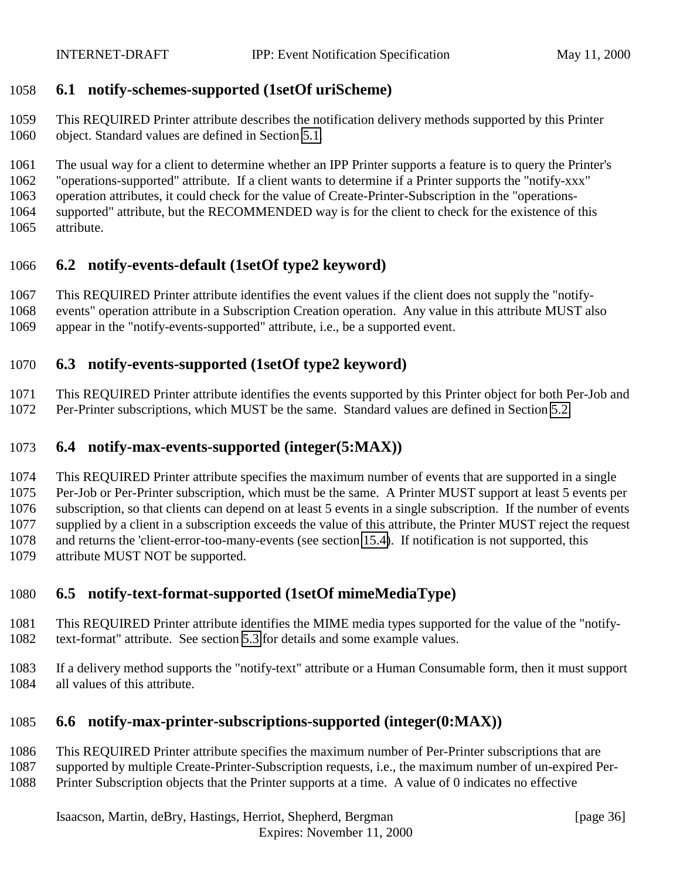## 6.1 notify-schemes-supported (1setOf uriScheme)

This REQUIRED Printer attribute describes the notification delivery methods supported by this Printer object. Standard values are defined in Section 5.1.

The usual way for a client to determine whether an IPP Printer supports a feature is to query the Printer's "operations-supported" attribute. If a client wants to determine if a Printer supports the "notify-xxx" operation attributes, it could check for the value of Create-Printer-Subscription in the "operations-supported" attribute, but the RECOMMENDED way is for the client to check for the existence of this attribute.

## 6.2 notify-events-default (1setOf type2 keyword)

This REQUIRED Printer attribute identifies the event values if the client does not supply the "notify-events" operation attribute in a Subscription Creation operation. Any value in this attribute MUST also appear in the "notify-events-supported" attribute, i.e., be a supported event.

## 6.3 notify-events-supported (1setOf type2 keyword)

This REQUIRED Printer attribute identifies the events supported by this Printer object for both Per-Job and Per-Printer subscriptions, which MUST be the same. Standard values are defined in Section 5.2.

## 6.4 notify-max-events-supported (integer(5:MAX))

This REQUIRED Printer attribute specifies the maximum number of events that are supported in a single Per-Job or Per-Printer subscription, which must be the same. A Printer MUST support at least 5 events per subscription, so that clients can depend on at least 5 events in a single subscription. If the number of events supplied by a client in a subscription exceeds the value of this attribute, the Printer MUST reject the request and returns the 'client-error-too-many-events (see section 15.4). If notification is not supported, this attribute MUST NOT be supported.

## 6.5 notify-text-format-supported (1setOf mimeMediaType)

This REQUIRED Printer attribute identifies the MIME media types supported for the value of the "notify-text-format" attribute. See section 5.3 for details and some example values.

If a delivery method supports the "notify-text" attribute or a Human Consumable form, then it must support all values of this attribute.

## 6.6 notify-max-printer-subscriptions-supported (integer(0:MAX))

This REQUIRED Printer attribute specifies the maximum number of Per-Printer subscriptions that are supported by multiple Create-Printer-Subscription requests, i.e., the maximum number of un-expired Per-Printer Subscription objects that the Printer supports at a time. A value of 0 indicates no effective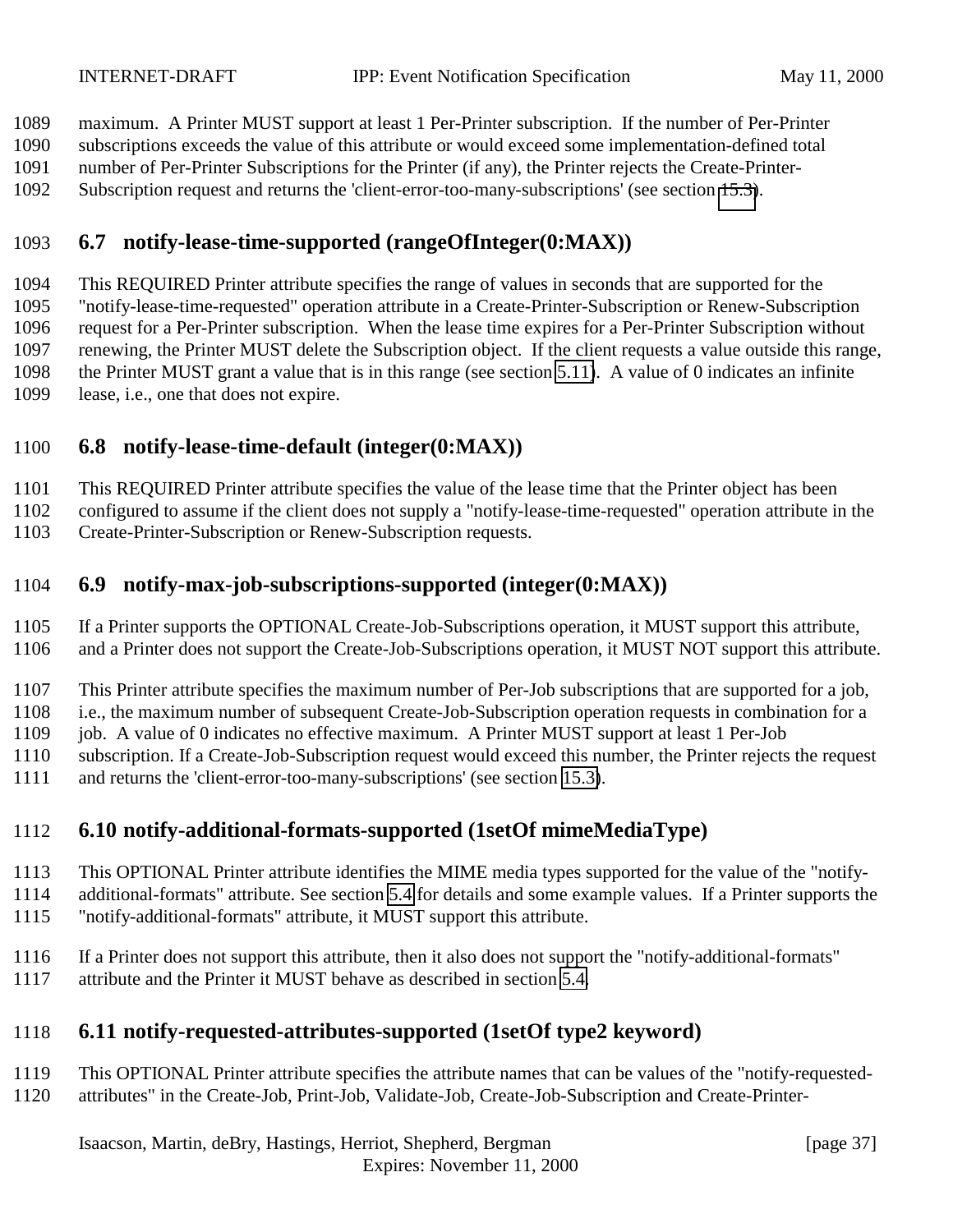maximum. A Printer MUST support at least 1 Per-Printer subscription. If the number of Per-Printer subscriptions exceeds the value of this attribute or would exceed some implementation-defined total number of Per-Printer Subscriptions for the Printer (if any), the Printer rejects the Create-Printer-Subscription request and returns the 'client-error-too-many-subscriptions' (see section 15.3).

## 6.7 notify-lease-time-supported (rangeOfInteger(0:MAX))

This REQUIRED Printer attribute specifies the range of values in seconds that are supported for the "notify-lease-time-requested" operation attribute in a Create-Printer-Subscription or Renew-Subscription request for a Per-Printer subscription. When the lease time expires for a Per-Printer Subscription without renewing, the Printer MUST delete the Subscription object. If the client requests a value outside this range, the Printer MUST grant a value that is in this range (see section 5.11). A value of 0 indicates an infinite lease, i.e., one that does not expire.

## 6.8 notify-lease-time-default (integer(0:MAX))

This REQUIRED Printer attribute specifies the value of the lease time that the Printer object has been configured to assume if the client does not supply a "notify-lease-time-requested" operation attribute in the Create-Printer-Subscription or Renew-Subscription requests.

## 6.9 notify-max-job-subscriptions-supported (integer(0:MAX))

If a Printer supports the OPTIONAL Create-Job-Subscriptions operation, it MUST support this attribute, and a Printer does not support the Create-Job-Subscriptions operation, it MUST NOT support this attribute.

This Printer attribute specifies the maximum number of Per-Job subscriptions that are supported for a job, i.e., the maximum number of subsequent Create-Job-Subscription operation requests in combination for a job. A value of 0 indicates no effective maximum. A Printer MUST support at least 1 Per-Job subscription. If a Create-Job-Subscription request would exceed this number, the Printer rejects the request and returns the 'client-error-too-many-subscriptions' (see section 15.3).

## 6.10 notify-additional-formats-supported (1setOf mimeMediaType)

This OPTIONAL Printer attribute identifies the MIME media types supported for the value of the "notify-additional-formats" attribute. See section 5.4 for details and some example values. If a Printer supports the "notify-additional-formats" attribute, it MUST support this attribute.

If a Printer does not support this attribute, then it also does not support the "notify-additional-formats" attribute and the Printer it MUST behave as described in section 5.4.

## 6.11 notify-requested-attributes-supported (1setOf type2 keyword)

This OPTIONAL Printer attribute specifies the attribute names that can be values of the "notify-requested-attributes" in the Create-Job, Print-Job, Validate-Job, Create-Job-Subscription and Create-Printer-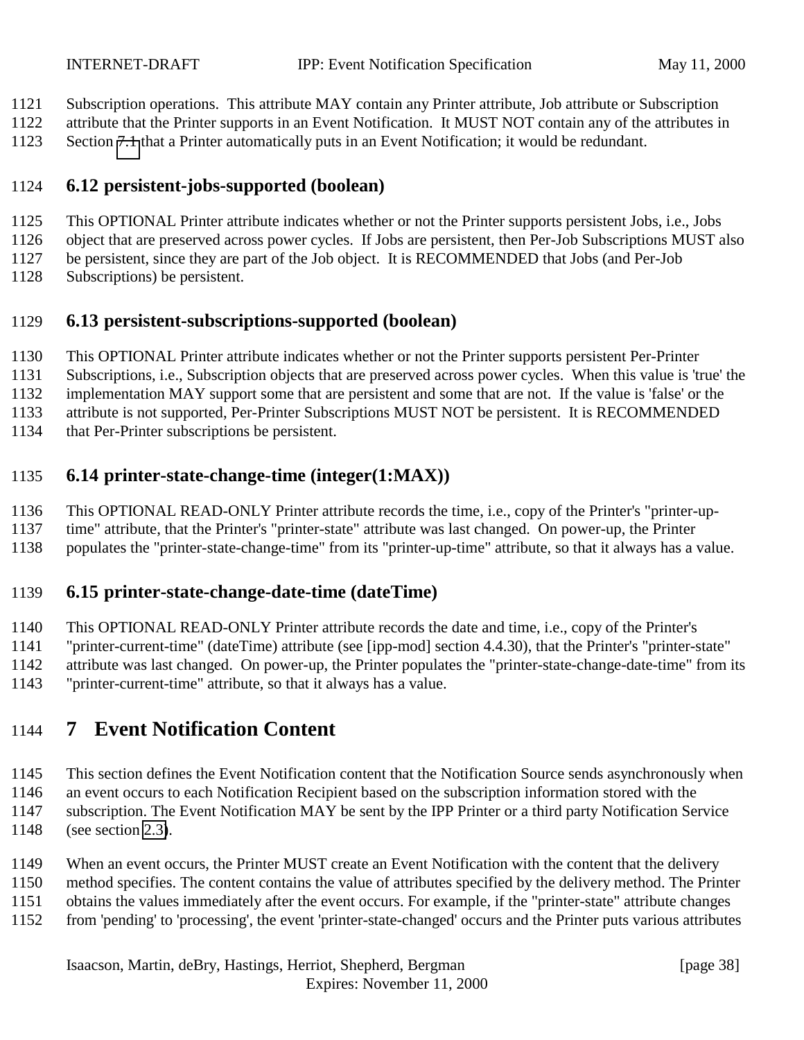Subscription operations. This attribute MAY contain any Printer attribute, Job attribute or Subscription attribute that the Printer supports in an Event Notification. It MUST NOT contain any of the attributes in Section 7.1 that a Printer automatically puts in an Event Notification; it would be redundant.

### 6.12 persistent-jobs-supported (boolean)

This OPTIONAL Printer attribute indicates whether or not the Printer supports persistent Jobs, i.e., Jobs object that are preserved across power cycles. If Jobs are persistent, then Per-Job Subscriptions MUST also be persistent, since they are part of the Job object. It is RECOMMENDED that Jobs (and Per-Job Subscriptions) be persistent.

### 6.13 persistent-subscriptions-supported (boolean)

This OPTIONAL Printer attribute indicates whether or not the Printer supports persistent Per-Printer Subscriptions, i.e., Subscription objects that are preserved across power cycles. When this value is 'true' the implementation MAY support some that are persistent and some that are not. If the value is 'false' or the attribute is not supported, Per-Printer Subscriptions MUST NOT be persistent. It is RECOMMENDED that Per-Printer subscriptions be persistent.

### 6.14 printer-state-change-time (integer(1:MAX))

This OPTIONAL READ-ONLY Printer attribute records the time, i.e., copy of the Printer's "printer-up-time" attribute, that the Printer's "printer-state" attribute was last changed. On power-up, the Printer populates the "printer-state-change-time" from its "printer-up-time" attribute, so that it always has a value.

### 6.15 printer-state-change-date-time (dateTime)

This OPTIONAL READ-ONLY Printer attribute records the date and time, i.e., copy of the Printer's "printer-current-time" (dateTime) attribute (see [ipp-mod] section 4.4.30), that the Printer's "printer-state" attribute was last changed. On power-up, the Printer populates the "printer-state-change-date-time" from its "printer-current-time" attribute, so that it always has a value.

## 7 Event Notification Content

This section defines the Event Notification content that the Notification Source sends asynchronously when an event occurs to each Notification Recipient based on the subscription information stored with the subscription. The Event Notification MAY be sent by the IPP Printer or a third party Notification Service (see section 2.3).

When an event occurs, the Printer MUST create an Event Notification with the content that the delivery method specifies. The content contains the value of attributes specified by the delivery method. The Printer obtains the values immediately after the event occurs. For example, if the "printer-state" attribute changes from 'pending' to 'processing', the event 'printer-state-changed' occurs and the Printer puts various attributes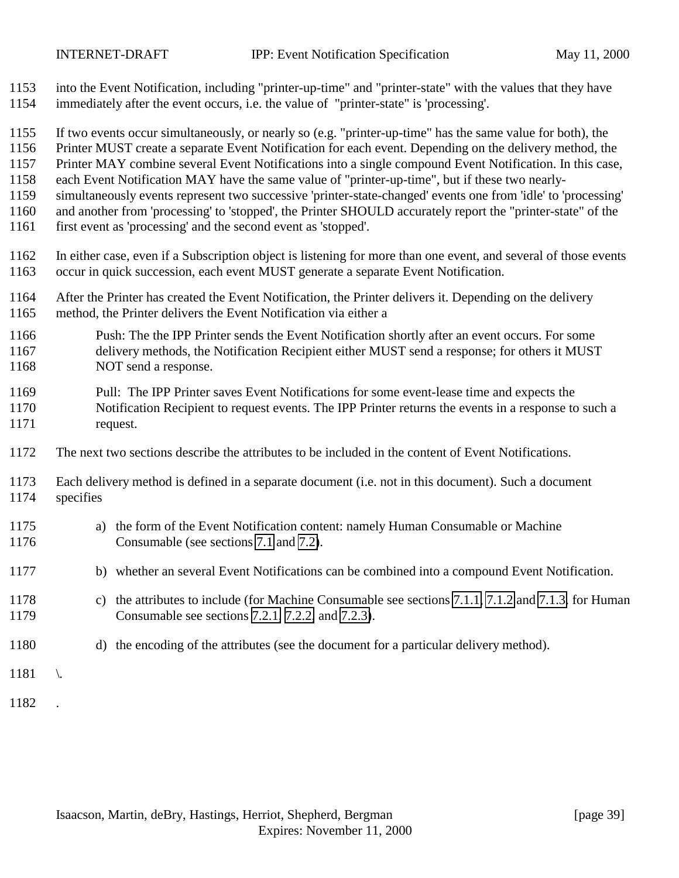into the Event Notification, including "printer-up-time" and "printer-state" with the values that they have immediately after the event occurs, i.e. the value of "printer-state" is 'processing'.

If two events occur simultaneously, or nearly so (e.g. "printer-up-time" has the same value for both), the Printer MUST create a separate Event Notification for each event. Depending on the delivery method, the Printer MAY combine several Event Notifications into a single compound Event Notification. In this case, each Event Notification MAY have the same value of "printer-up-time", but if these two nearly-simultaneously events represent two successive 'printer-state-changed' events one from 'idle' to 'processing' and another from 'processing' to 'stopped', the Printer SHOULD accurately report the "printer-state" of the first event as 'processing' and the second event as 'stopped'.

In either case, even if a Subscription object is listening for more than one event, and several of those events occur in quick succession, each event MUST generate a separate Event Notification.

After the Printer has created the Event Notification, the Printer delivers it. Depending on the delivery method, the Printer delivers the Event Notification via either a

Push: The the IPP Printer sends the Event Notification shortly after an event occurs. For some delivery methods, the Notification Recipient either MUST send a response; for others it MUST NOT send a response.

Pull: The IPP Printer saves Event Notifications for some event-lease time and expects the Notification Recipient to request events. The IPP Printer returns the events in a response to such a request.

The next two sections describe the attributes to be included in the content of Event Notifications.

Each delivery method is defined in a separate document (i.e. not in this document). Such a document specifies

a) the form of the Event Notification content: namely Human Consumable or Machine Consumable (see sections 7.1 and 7.2).

b) whether an several Event Notifications can be combined into a compound Event Notification.

c) the attributes to include (for Machine Consumable see sections 7.1.1, 7.1.2 and 7.1.3, for Human Consumable see sections 7.2.1, 7.2.2, and 7.2.3).

d) the encoding of the attributes (see the document for a particular delivery method).

\.

.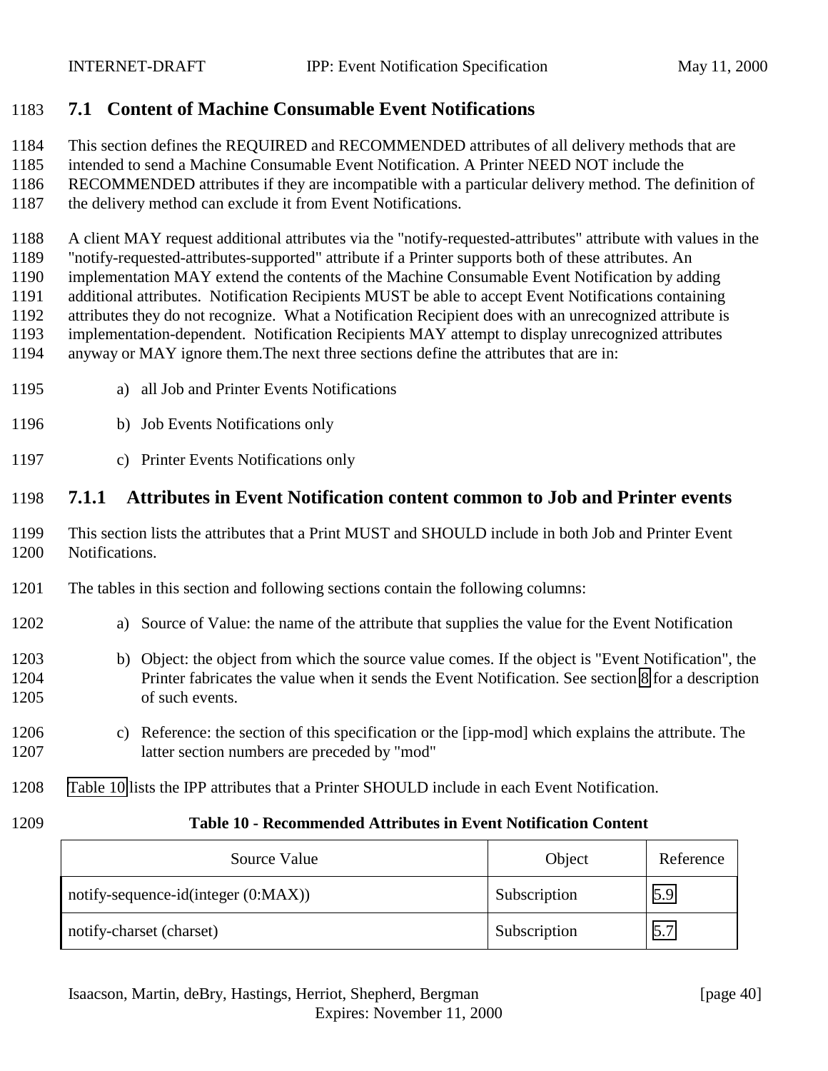## 7.1 Content of Machine Consumable Event Notifications

This section defines the REQUIRED and RECOMMENDED attributes of all delivery methods that are intended to send a Machine Consumable Event Notification. A Printer NEED NOT include the RECOMMENDED attributes if they are incompatible with a particular delivery method. The definition of the delivery method can exclude it from Event Notifications.

A client MAY request additional attributes via the "notify-requested-attributes" attribute with values in the "notify-requested-attributes-supported" attribute if a Printer supports both of these attributes. An implementation MAY extend the contents of the Machine Consumable Event Notification by adding additional attributes. Notification Recipients MUST be able to accept Event Notifications containing attributes they do not recognize. What a Notification Recipient does with an unrecognized attribute is implementation-dependent. Notification Recipients MAY attempt to display unrecognized attributes anyway or MAY ignore them.The next three sections define the attributes that are in:

a) all Job and Printer Events Notifications

b) Job Events Notifications only

c) Printer Events Notifications only

### 7.1.1 Attributes in Event Notification content common to Job and Printer events

This section lists the attributes that a Print MUST and SHOULD include in both Job and Printer Event Notifications.

The tables in this section and following sections contain the following columns:

a) Source of Value: the name of the attribute that supplies the value for the Event Notification

b) Object: the object from which the source value comes. If the object is "Event Notification", the Printer fabricates the value when it sends the Event Notification. See section 8 for a description of such events.

c) Reference: the section of this specification or the [ipp-mod] which explains the attribute. The latter section numbers are preceded by "mod"

Table 10 lists the IPP attributes that a Printer SHOULD include in each Event Notification.

**Table 10 - Recommended Attributes in Event Notification Content**

| Source Value | Object | Reference |
|---|---|---|
| notify-sequence-id(integer (0:MAX)) | Subscription | 5.9 |
| notify-charset (charset) | Subscription | 5.7 |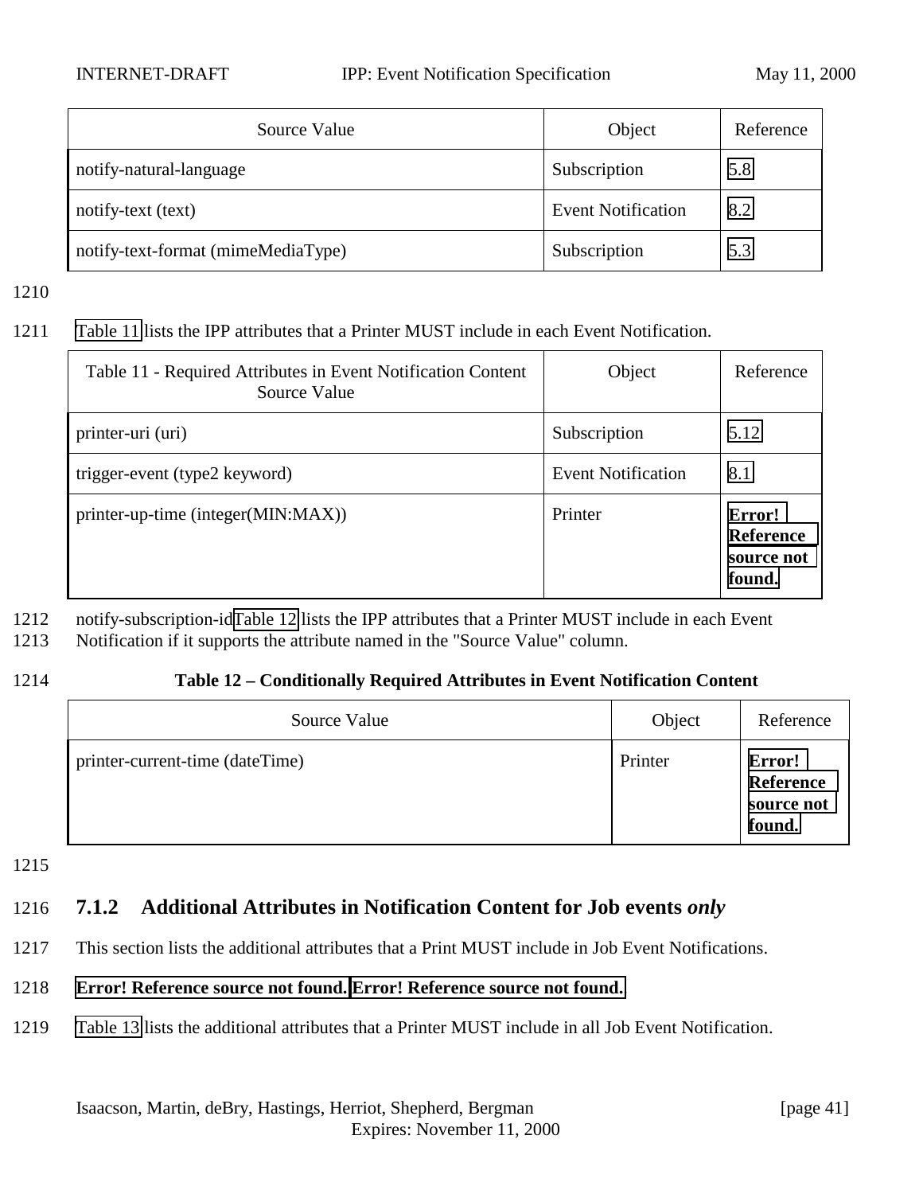| Source Value | Object | Reference |
|---|---|---|
| notify-natural-language | Subscription | 5.8 |
| notify-text (text) | Event Notification | 8.2 |
| notify-text-format (mimeMediaType) | Subscription | 5.3 |

Table 11 lists the IPP attributes that a Printer MUST include in each Event Notification.

| Table 11 - Required Attributes in Event Notification Content Source Value | Object | Reference |
|---|---|---|
| printer-uri (uri) | Subscription | 5.12 |
| trigger-event (type2 keyword) | Event Notification | 8.1 |
| printer-up-time (integer(MIN:MAX)) | Printer | **Error! Reference source not found.** |

notify-subscription-idTable 12 lists the IPP attributes that a Printer MUST include in each Event Notification if it supports the attribute named in the "Source Value" column.

**Table 12 – Conditionally Required Attributes in Event Notification Content**

| Source Value | Object | Reference |
|---|---|---|
| printer-current-time (dateTime) | Printer | **Error! Reference source not found.** |

### 7.1.2 Additional Attributes in Notification Content for Job events *only*

This section lists the additional attributes that a Print MUST include in Job Event Notifications.

**Error! Reference source not found. Error! Reference source not found.**

Table 13 lists the additional attributes that a Printer MUST include in all Job Event Notification.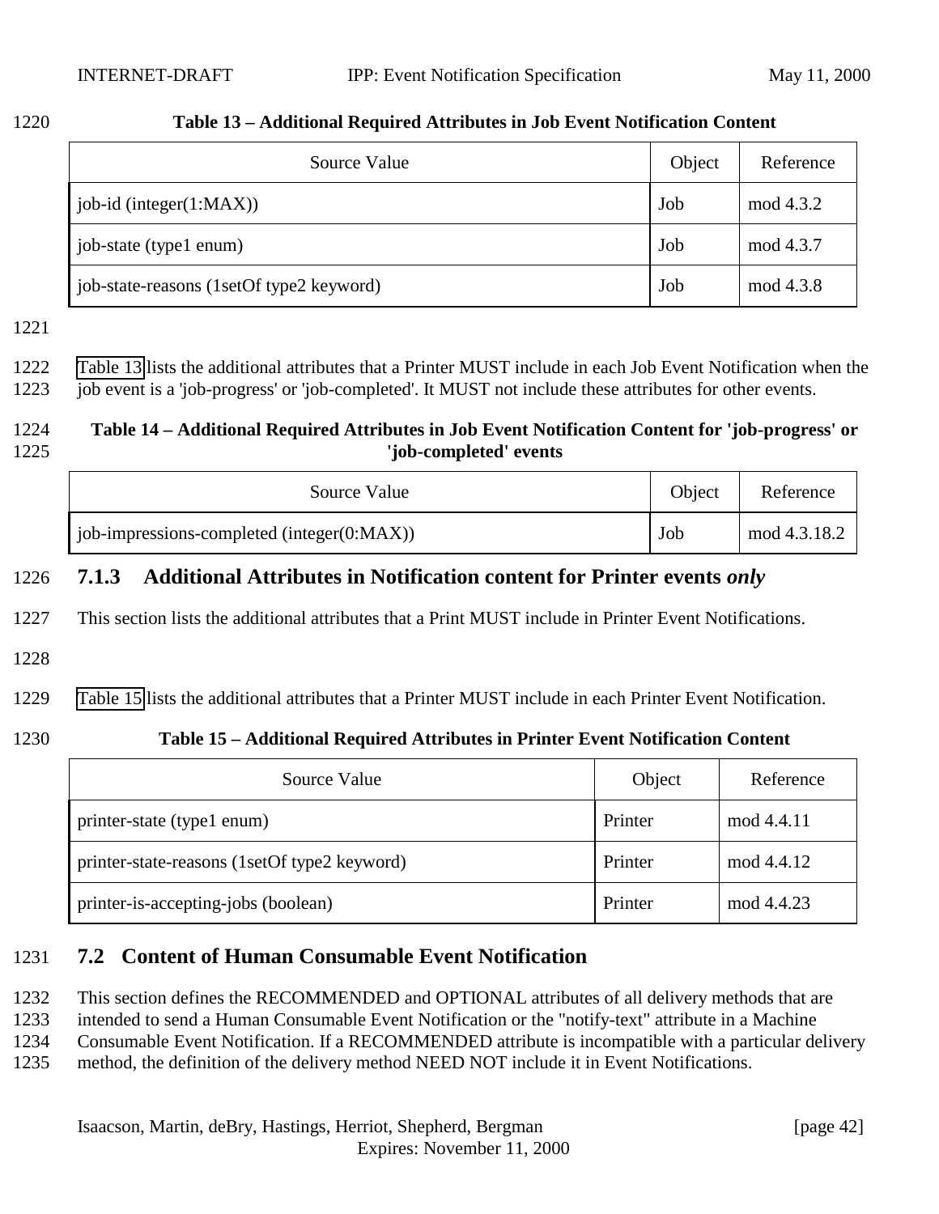**Table 13 – Additional Required Attributes in Job Event Notification Content**

| Source Value | Object | Reference |
|---|---|---|
| job-id (integer(1:MAX)) | Job | mod 4.3.2 |
| job-state (type1 enum) | Job | mod 4.3.7 |
| job-state-reasons (1setOf type2 keyword) | Job | mod 4.3.8 |

Table 13 lists the additional attributes that a Printer MUST include in each Job Event Notification when the job event is a 'job-progress' or 'job-completed'. It MUST not include these attributes for other events.

**Table 14 – Additional Required Attributes in Job Event Notification Content for 'job-progress' or 'job-completed' events**

| Source Value | Object | Reference |
|---|---|---|
| job-impressions-completed (integer(0:MAX)) | Job | mod 4.3.18.2 |

### 7.1.3 Additional Attributes in Notification content for Printer events *only*

This section lists the additional attributes that a Print MUST include in Printer Event Notifications.

Table 15 lists the additional attributes that a Printer MUST include in each Printer Event Notification.

**Table 15 – Additional Required Attributes in Printer Event Notification Content**

| Source Value | Object | Reference |
|---|---|---|
| printer-state (type1 enum) | Printer | mod 4.4.11 |
| printer-state-reasons (1setOf type2 keyword) | Printer | mod 4.4.12 |
| printer-is-accepting-jobs (boolean) | Printer | mod 4.4.23 |

## 7.2 Content of Human Consumable Event Notification

This section defines the RECOMMENDED and OPTIONAL attributes of all delivery methods that are intended to send a Human Consumable Event Notification or the "notify-text" attribute in a Machine Consumable Event Notification. If a RECOMMENDED attribute is incompatible with a particular delivery method, the definition of the delivery method NEED NOT include it in Event Notifications.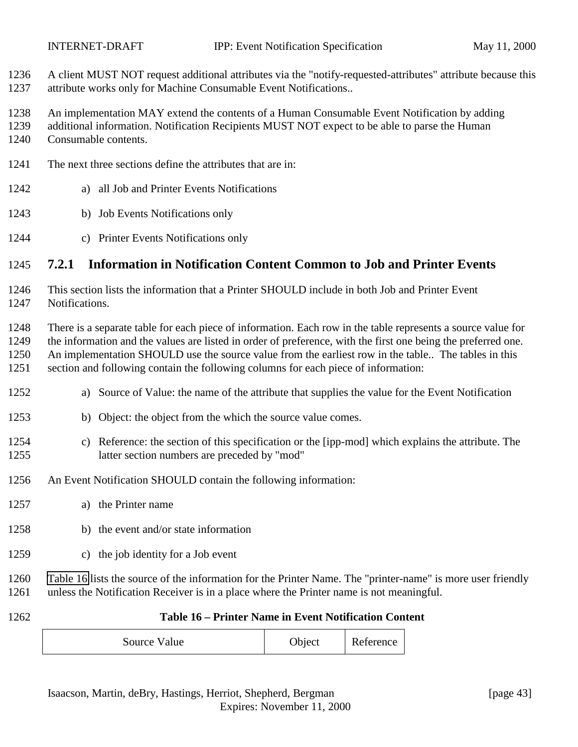A client MUST NOT request additional attributes via the "notify-requested-attributes" attribute because this attribute works only for Machine Consumable Event Notifications..

An implementation MAY extend the contents of a Human Consumable Event Notification by adding additional information. Notification Recipients MUST NOT expect to be able to parse the Human Consumable contents.

The next three sections define the attributes that are in:

a) all Job and Printer Events Notifications

b) Job Events Notifications only

c) Printer Events Notifications only

### 7.2.1 Information in Notification Content Common to Job and Printer Events

This section lists the information that a Printer SHOULD include in both Job and Printer Event Notifications.

There is a separate table for each piece of information. Each row in the table represents a source value for the information and the values are listed in order of preference, with the first one being the preferred one. An implementation SHOULD use the source value from the earliest row in the table.. The tables in this section and following contain the following columns for each piece of information:

a) Source of Value: the name of the attribute that supplies the value for the Event Notification

b) Object: the object from the which the source value comes.

c) Reference: the section of this specification or the [ipp-mod] which explains the attribute. The latter section numbers are preceded by "mod"

An Event Notification SHOULD contain the following information:

a) the Printer name

b) the event and/or state information

c) the job identity for a Job event

Table 16 lists the source of the information for the Printer Name. The "printer-name" is more user friendly unless the Notification Receiver is in a place where the Printer name is not meaningful.

**Table 16 – Printer Name in Event Notification Content**

| Source Value | Object | Reference |
|---|---|---|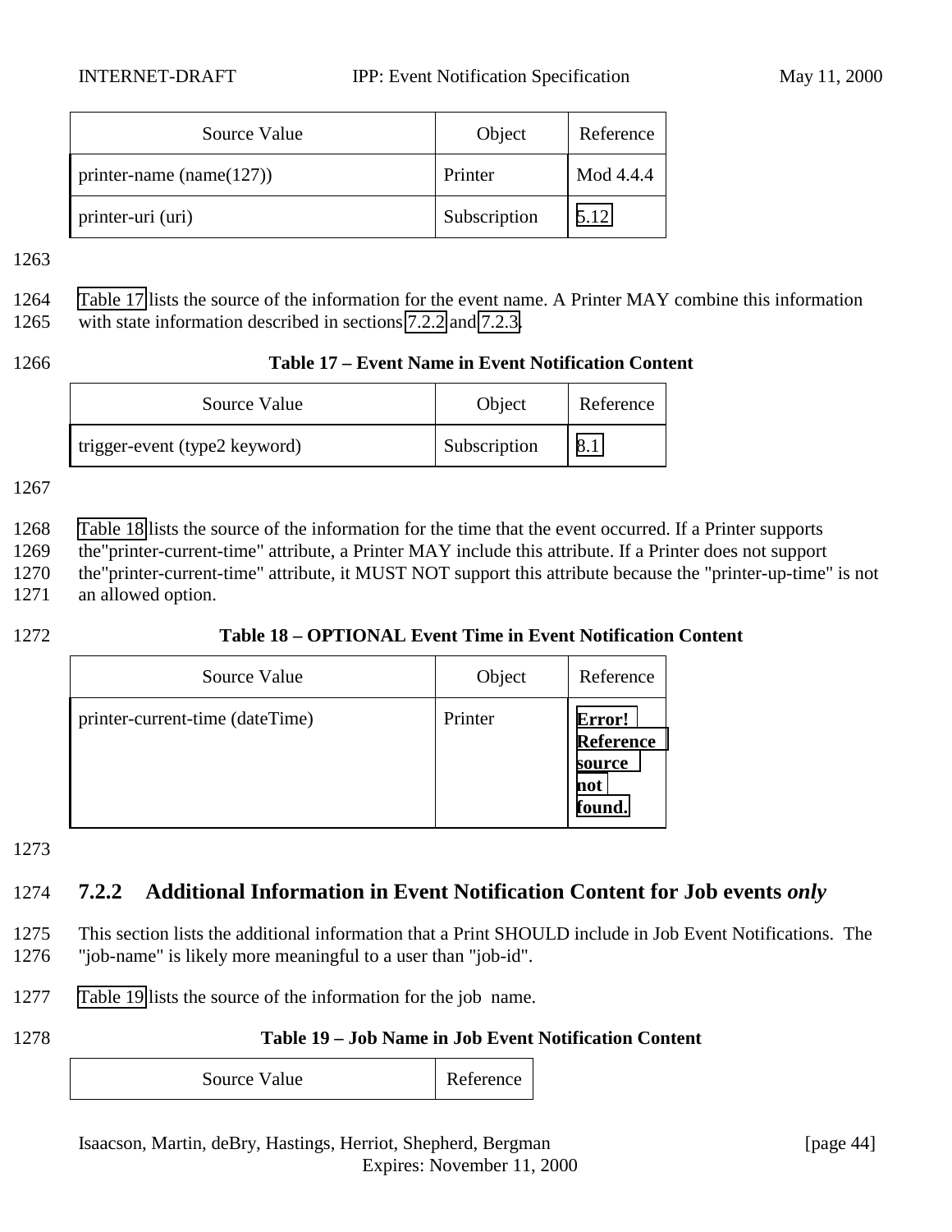| Source Value | Object | Reference |
| --- | --- | --- |
| printer-name (name(127)) | Printer | Mod 4.4.4 |
| printer-uri (uri) | Subscription | 5.12 |

Table 17 lists the source of the information for the event name. A Printer MAY combine this information with state information described in sections 7.2.2 and 7.2.3.

**Table 17 – Event Name in Event Notification Content**

| Source Value | Object | Reference |
| --- | --- | --- |
| trigger-event (type2 keyword) | Subscription | 8.1 |

Table 18 lists the source of the information for the time that the event occurred. If a Printer supports the"printer-current-time" attribute, a Printer MAY include this attribute. If a Printer does not support the"printer-current-time" attribute, it MUST NOT support this attribute because the "printer-up-time" is not an allowed option.

**Table 18 – OPTIONAL Event Time in Event Notification Content**

| Source Value | Object | Reference |
| --- | --- | --- |
| printer-current-time (dateTime) | Printer | **Error! Reference source not found.** |

### 7.2.2 Additional Information in Event Notification Content for Job events *only*

This section lists the additional information that a Print SHOULD include in Job Event Notifications. The "job-name" is likely more meaningful to a user than "job-id".

Table 19 lists the source of the information for the job name.

**Table 19 – Job Name in Job Event Notification Content**

| Source Value | Reference |
| --- | --- |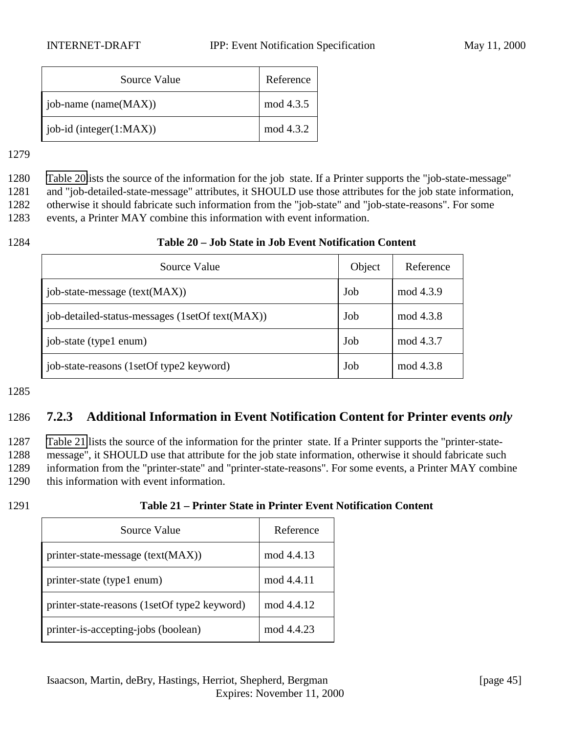| Source Value | Reference |
|---|---|
| job-name (name(MAX)) | mod 4.3.5 |
| job-id (integer(1:MAX)) | mod 4.3.2 |

Table 20 lists the source of the information for the job state. If a Printer supports the "job-state-message" and "job-detailed-state-message" attributes, it SHOULD use those attributes for the job state information, otherwise it should fabricate such information from the "job-state" and "job-state-reasons". For some events, a Printer MAY combine this information with event information.

**Table 20 – Job State in Job Event Notification Content**

| Source Value | Object | Reference |
|---|---|---|
| job-state-message (text(MAX)) | Job | mod 4.3.9 |
| job-detailed-status-messages (1setOf text(MAX)) | Job | mod 4.3.8 |
| job-state (type1 enum) | Job | mod 4.3.7 |
| job-state-reasons (1setOf type2 keyword) | Job | mod 4.3.8 |

### 7.2.3 Additional Information in Event Notification Content for Printer events *only*

Table 21 lists the source of the information for the printer state. If a Printer supports the "printer-state-message", it SHOULD use that attribute for the job state information, otherwise it should fabricate such information from the "printer-state" and "printer-state-reasons". For some events, a Printer MAY combine this information with event information.

**Table 21 – Printer State in Printer Event Notification Content**

| Source Value | Reference |
|---|---|
| printer-state-message (text(MAX)) | mod 4.4.13 |
| printer-state (type1 enum) | mod 4.4.11 |
| printer-state-reasons (1setOf type2 keyword) | mod 4.4.12 |
| printer-is-accepting-jobs (boolean) | mod 4.4.23 |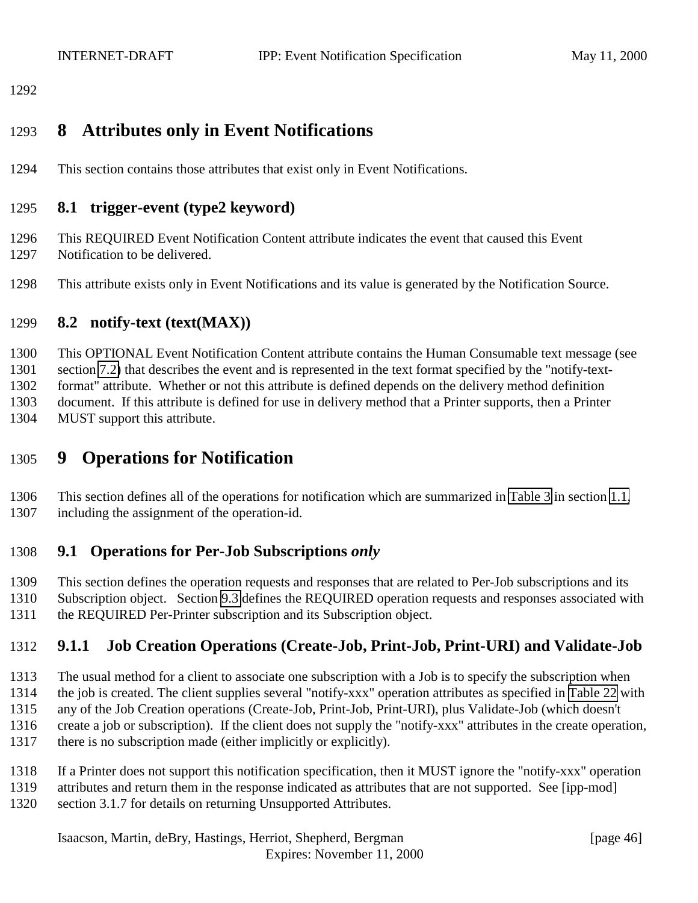# 8 Attributes only in Event Notifications

This section contains those attributes that exist only in Event Notifications.

## 8.1 trigger-event (type2 keyword)

This REQUIRED Event Notification Content attribute indicates the event that caused this Event Notification to be delivered.

This attribute exists only in Event Notifications and its value is generated by the Notification Source.

## 8.2 notify-text (text(MAX))

This OPTIONAL Event Notification Content attribute contains the Human Consumable text message (see section 7.2) that describes the event and is represented in the text format specified by the "notify-text-format" attribute. Whether or not this attribute is defined depends on the delivery method definition document. If this attribute is defined for use in delivery method that a Printer supports, then a Printer MUST support this attribute.

# 9 Operations for Notification

This section defines all of the operations for notification which are summarized in Table 3 in section 1.1, including the assignment of the operation-id.

## 9.1 Operations for Per-Job Subscriptions *only*

This section defines the operation requests and responses that are related to Per-Job subscriptions and its Subscription object. Section 9.3 defines the REQUIRED operation requests and responses associated with the REQUIRED Per-Printer subscription and its Subscription object.

### 9.1.1 Job Creation Operations (Create-Job, Print-Job, Print-URI) and Validate-Job

The usual method for a client to associate one subscription with a Job is to specify the subscription when the job is created. The client supplies several "notify-xxx" operation attributes as specified in Table 22 with any of the Job Creation operations (Create-Job, Print-Job, Print-URI), plus Validate-Job (which doesn't create a job or subscription). If the client does not supply the "notify-xxx" attributes in the create operation, there is no subscription made (either implicitly or explicitly).

If a Printer does not support this notification specification, then it MUST ignore the "notify-xxx" operation attributes and return them in the response indicated as attributes that are not supported. See [ipp-mod] section 3.1.7 for details on returning Unsupported Attributes.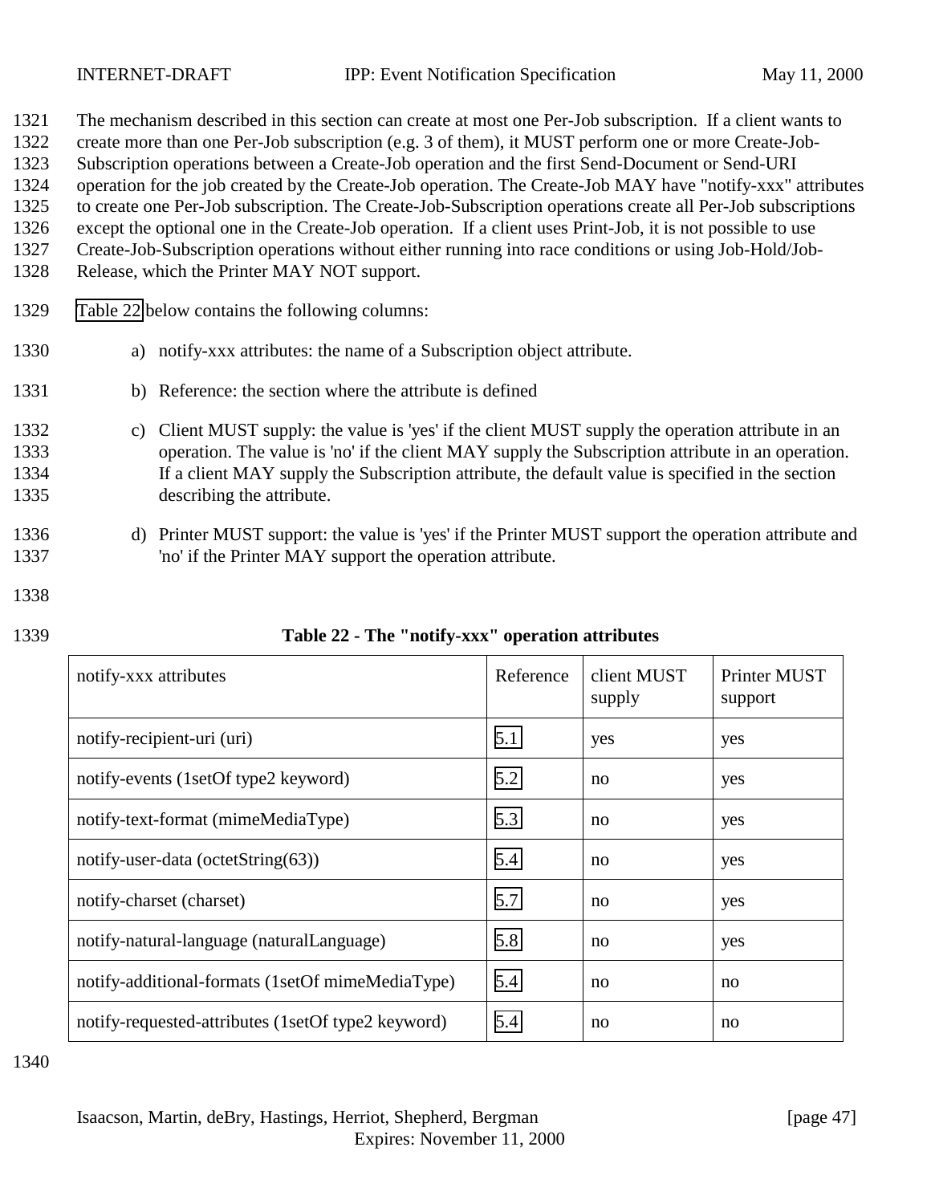The mechanism described in this section can create at most one Per-Job subscription. If a client wants to create more than one Per-Job subscription (e.g. 3 of them), it MUST perform one or more Create-Job-Subscription operations between a Create-Job operation and the first Send-Document or Send-URI operation for the job created by the Create-Job operation. The Create-Job MAY have "notify-xxx" attributes to create one Per-Job subscription. The Create-Job-Subscription operations create all Per-Job subscriptions except the optional one in the Create-Job operation. If a client uses Print-Job, it is not possible to use Create-Job-Subscription operations without either running into race conditions or using Job-Hold/Job-Release, which the Printer MAY NOT support.

Table 22 below contains the following columns:

a) notify-xxx attributes: the name of a Subscription object attribute.

b) Reference: the section where the attribute is defined

c) Client MUST supply: the value is 'yes' if the client MUST supply the operation attribute in an operation. The value is 'no' if the client MAY supply the Subscription attribute in an operation. If a client MAY supply the Subscription attribute, the default value is specified in the section describing the attribute.

d) Printer MUST support: the value is 'yes' if the Printer MUST support the operation attribute and 'no' if the Printer MAY support the operation attribute.

**Table 22 - The "notify-xxx" operation attributes**

| notify-xxx attributes | Reference | client MUST supply | Printer MUST support |
|---|---|---|---|
| notify-recipient-uri (uri) | 5.1 | yes | yes |
| notify-events (1setOf type2 keyword) | 5.2 | no | yes |
| notify-text-format (mimeMediaType) | 5.3 | no | yes |
| notify-user-data (octetString(63)) | 5.4 | no | yes |
| notify-charset (charset) | 5.7 | no | yes |
| notify-natural-language (naturalLanguage) | 5.8 | no | yes |
| notify-additional-formats (1setOf mimeMediaType) | 5.4 | no | no |
| notify-requested-attributes (1setOf type2 keyword) | 5.4 | no | no |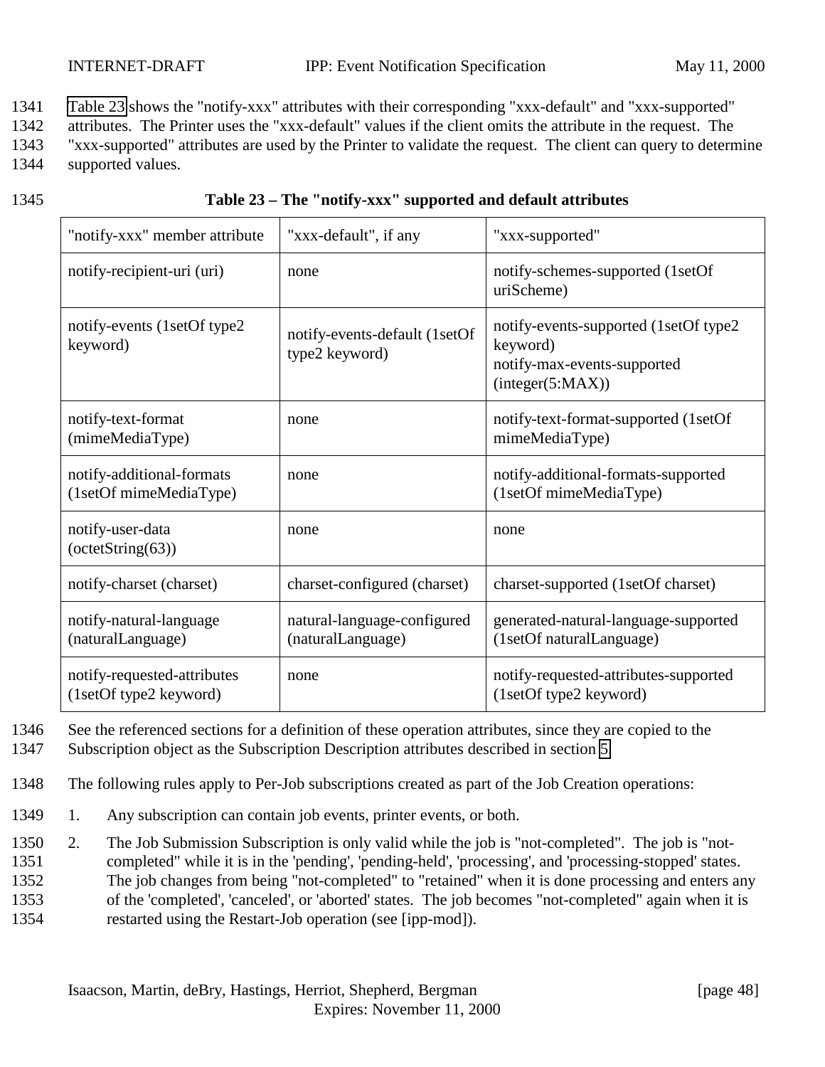Table 23 shows the "notify-xxx" attributes with their corresponding "xxx-default" and "xxx-supported" attributes. The Printer uses the "xxx-default" values if the client omits the attribute in the request. The "xxx-supported" attributes are used by the Printer to validate the request. The client can query to determine supported values.

**Table 23 – The "notify-xxx" supported and default attributes**

| "notify-xxx" member attribute | "xxx-default", if any | "xxx-supported" |
|---|---|---|
| notify-recipient-uri (uri) | none | notify-schemes-supported (1setOf uriScheme) |
| notify-events (1setOf type2 keyword) | notify-events-default (1setOf type2 keyword) | notify-events-supported (1setOf type2 keyword)<br>notify-max-events-supported (integer(5:MAX)) |
| notify-text-format (mimeMediaType) | none | notify-text-format-supported (1setOf mimeMediaType) |
| notify-additional-formats (1setOf mimeMediaType) | none | notify-additional-formats-supported (1setOf mimeMediaType) |
| notify-user-data (octetString(63)) | none | none |
| notify-charset (charset) | charset-configured (charset) | charset-supported (1setOf charset) |
| notify-natural-language (naturalLanguage) | natural-language-configured (naturalLanguage) | generated-natural-language-supported (1setOf naturalLanguage) |
| notify-requested-attributes (1setOf type2 keyword) | none | notify-requested-attributes-supported (1setOf type2 keyword) |

See the referenced sections for a definition of these operation attributes, since they are copied to the Subscription object as the Subscription Description attributes described in section 5.

The following rules apply to Per-Job subscriptions created as part of the Job Creation operations:

1. Any subscription can contain job events, printer events, or both.
2. The Job Submission Subscription is only valid while the job is "not-completed". The job is "not-completed" while it is in the 'pending', 'pending-held', 'processing', and 'processing-stopped' states. The job changes from being "not-completed" to "retained" when it is done processing and enters any of the 'completed', 'canceled', or 'aborted' states. The job becomes "not-completed" again when it is restarted using the Restart-Job operation (see [ipp-mod]).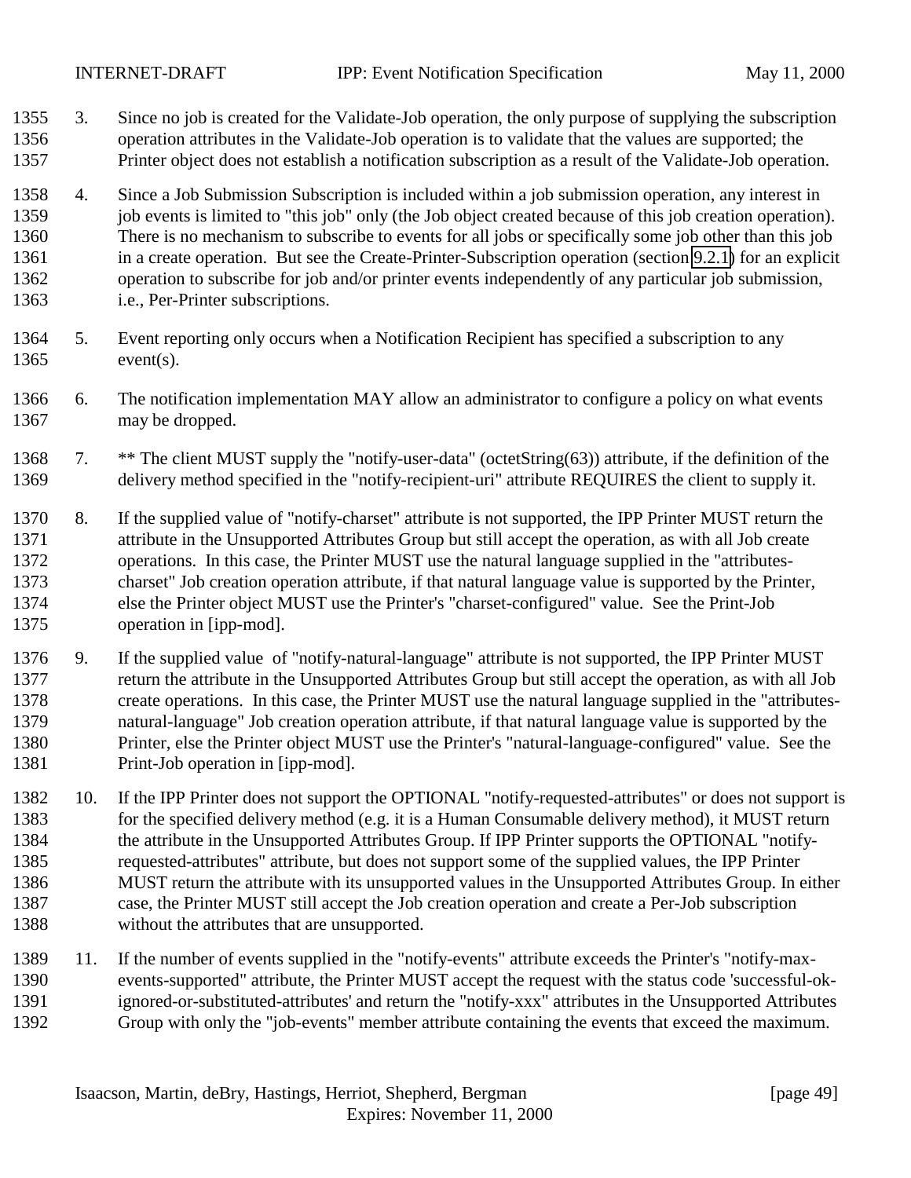3. Since no job is created for the Validate-Job operation, the only purpose of supplying the subscription operation attributes in the Validate-Job operation is to validate that the values are supported; the Printer object does not establish a notification subscription as a result of the Validate-Job operation.

4. Since a Job Submission Subscription is included within a job submission operation, any interest in job events is limited to "this job" only (the Job object created because of this job creation operation). There is no mechanism to subscribe to events for all jobs or specifically some job other than this job in a create operation. But see the Create-Printer-Subscription operation (section 9.2.1) for an explicit operation to subscribe for job and/or printer events independently of any particular job submission, i.e., Per-Printer subscriptions.

5. Event reporting only occurs when a Notification Recipient has specified a subscription to any event(s).

6. The notification implementation MAY allow an administrator to configure a policy on what events may be dropped.

7. ** The client MUST supply the "notify-user-data" (octetString(63)) attribute, if the definition of the delivery method specified in the "notify-recipient-uri" attribute REQUIRES the client to supply it.

8. If the supplied value of "notify-charset" attribute is not supported, the IPP Printer MUST return the attribute in the Unsupported Attributes Group but still accept the operation, as with all Job create operations. In this case, the Printer MUST use the natural language supplied in the "attributes-charset" Job creation operation attribute, if that natural language value is supported by the Printer, else the Printer object MUST use the Printer's "charset-configured" value. See the Print-Job operation in [ipp-mod].

9. If the supplied value of "notify-natural-language" attribute is not supported, the IPP Printer MUST return the attribute in the Unsupported Attributes Group but still accept the operation, as with all Job create operations. In this case, the Printer MUST use the natural language supplied in the "attributes-natural-language" Job creation operation attribute, if that natural language value is supported by the Printer, else the Printer object MUST use the Printer's "natural-language-configured" value. See the Print-Job operation in [ipp-mod].

10. If the IPP Printer does not support the OPTIONAL "notify-requested-attributes" or does not support is for the specified delivery method (e.g. it is a Human Consumable delivery method), it MUST return the attribute in the Unsupported Attributes Group. If IPP Printer supports the OPTIONAL "notify-requested-attributes" attribute, but does not support some of the supplied values, the IPP Printer MUST return the attribute with its unsupported values in the Unsupported Attributes Group. In either case, the Printer MUST still accept the Job creation operation and create a Per-Job subscription without the attributes that are unsupported.

11. If the number of events supplied in the "notify-events" attribute exceeds the Printer's "notify-max-events-supported" attribute, the Printer MUST accept the request with the status code 'successful-ok-ignored-or-substituted-attributes' and return the "notify-xxx" attributes in the Unsupported Attributes Group with only the "job-events" member attribute containing the events that exceed the maximum.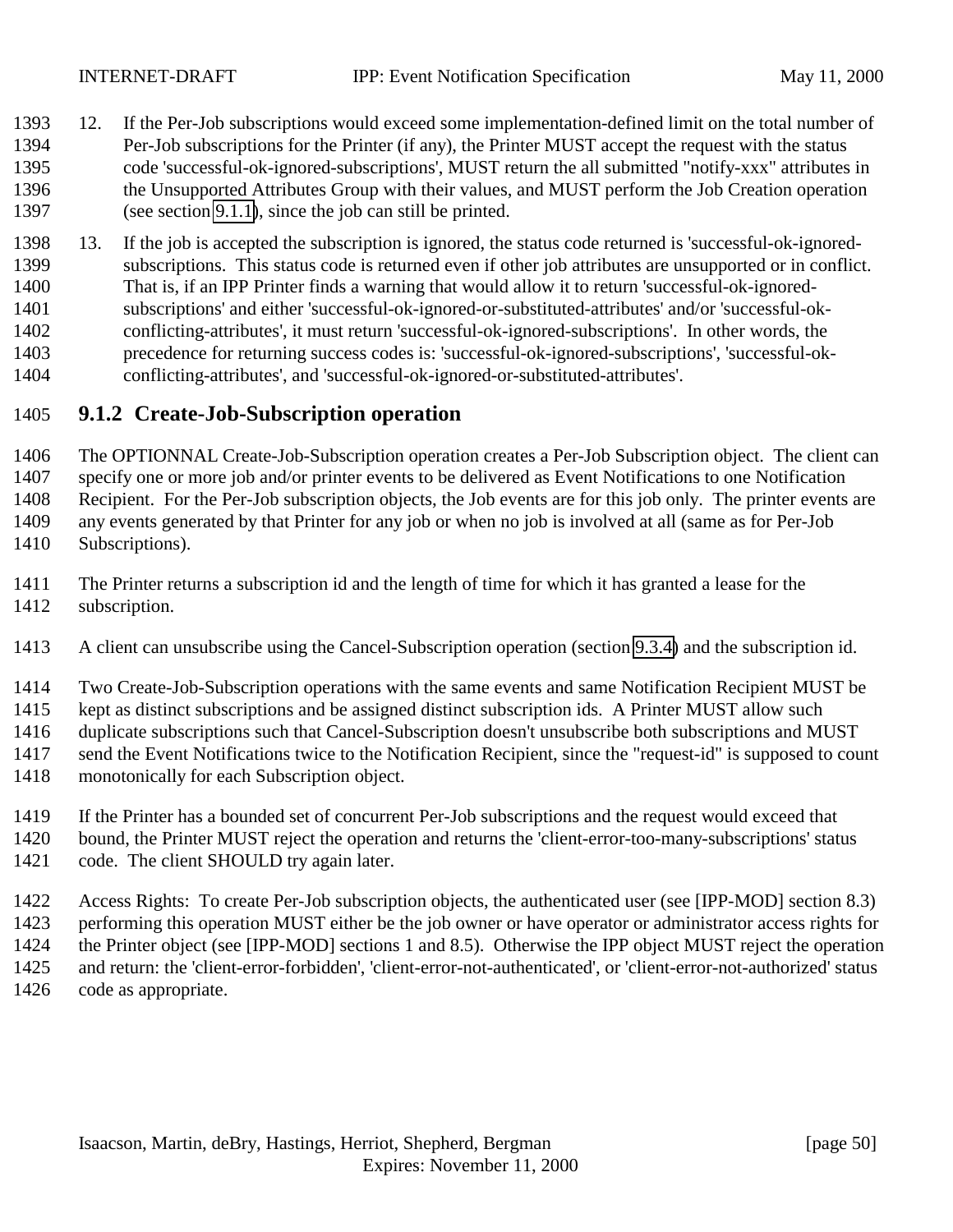12. If the Per-Job subscriptions would exceed some implementation-defined limit on the total number of Per-Job subscriptions for the Printer (if any), the Printer MUST accept the request with the status code 'successful-ok-ignored-subscriptions', MUST return the all submitted "notify-xxx" attributes in the Unsupported Attributes Group with their values, and MUST perform the Job Creation operation (see section 9.1.1), since the job can still be printed.

13. If the job is accepted the subscription is ignored, the status code returned is 'successful-ok-ignored-subscriptions. This status code is returned even if other job attributes are unsupported or in conflict. That is, if an IPP Printer finds a warning that would allow it to return 'successful-ok-ignored-subscriptions' and either 'successful-ok-ignored-or-substituted-attributes' and/or 'successful-ok-conflicting-attributes', it must return 'successful-ok-ignored-subscriptions'. In other words, the precedence for returning success codes is: 'successful-ok-ignored-subscriptions', 'successful-ok-conflicting-attributes', and 'successful-ok-ignored-or-substituted-attributes'.

### 9.1.2 Create-Job-Subscription operation

The OPTIONNAL Create-Job-Subscription operation creates a Per-Job Subscription object. The client can specify one or more job and/or printer events to be delivered as Event Notifications to one Notification Recipient. For the Per-Job subscription objects, the Job events are for this job only. The printer events are any events generated by that Printer for any job or when no job is involved at all (same as for Per-Job Subscriptions).

The Printer returns a subscription id and the length of time for which it has granted a lease for the subscription.

A client can unsubscribe using the Cancel-Subscription operation (section 9.3.4) and the subscription id.

Two Create-Job-Subscription operations with the same events and same Notification Recipient MUST be kept as distinct subscriptions and be assigned distinct subscription ids. A Printer MUST allow such duplicate subscriptions such that Cancel-Subscription doesn't unsubscribe both subscriptions and MUST send the Event Notifications twice to the Notification Recipient, since the "request-id" is supposed to count monotonically for each Subscription object.

If the Printer has a bounded set of concurrent Per-Job subscriptions and the request would exceed that bound, the Printer MUST reject the operation and returns the 'client-error-too-many-subscriptions' status code. The client SHOULD try again later.

Access Rights: To create Per-Job subscription objects, the authenticated user (see [IPP-MOD] section 8.3) performing this operation MUST either be the job owner or have operator or administrator access rights for the Printer object (see [IPP-MOD] sections 1 and 8.5). Otherwise the IPP object MUST reject the operation and return: the 'client-error-forbidden', 'client-error-not-authenticated', or 'client-error-not-authorized' status code as appropriate.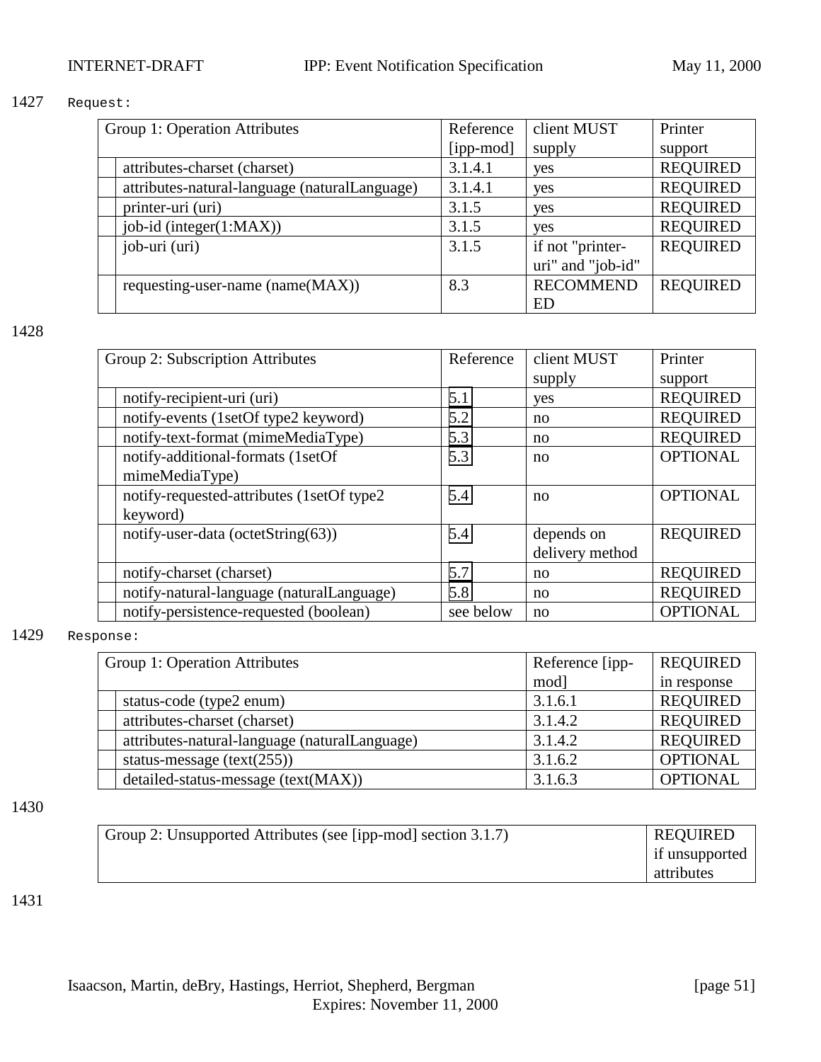1427 Request:

| Group 1: Operation Attributes | Reference [ipp-mod] | client MUST supply | Printer support |
|---|---|---|---|
| attributes-charset (charset) | 3.1.4.1 | yes | REQUIRED |
| attributes-natural-language (naturalLanguage) | 3.1.4.1 | yes | REQUIRED |
| printer-uri (uri) | 3.1.5 | yes | REQUIRED |
| job-id (integer(1:MAX)) | 3.1.5 | yes | REQUIRED |
| job-uri (uri) | 3.1.5 | if not "printer-uri" and "job-id" | REQUIRED |
| requesting-user-name (name(MAX)) | 8.3 | RECOMMENDED | REQUIRED |

1428

| Group 2: Subscription Attributes | Reference | client MUST supply | Printer support |
|---|---|---|---|
| notify-recipient-uri (uri) | 5.1 | yes | REQUIRED |
| notify-events (1setOf type2 keyword) | 5.2 | no | REQUIRED |
| notify-text-format (mimeMediaType) | 5.3 | no | REQUIRED |
| notify-additional-formats (1setOf mimeMediaType) | 5.3 | no | OPTIONAL |
| notify-requested-attributes (1setOf type2 keyword) | 5.4 | no | OPTIONAL |
| notify-user-data (octetString(63)) | 5.4 | depends on delivery method | REQUIRED |
| notify-charset (charset) | 5.7 | no | REQUIRED |
| notify-natural-language (naturalLanguage) | 5.8 | no | REQUIRED |
| notify-persistence-requested (boolean) | see below | no | OPTIONAL |

1429 Response:

| Group 1: Operation Attributes | Reference [ipp-mod] | REQUIRED in response |
|---|---|---|
| status-code (type2 enum) | 3.1.6.1 | REQUIRED |
| attributes-charset (charset) | 3.1.4.2 | REQUIRED |
| attributes-natural-language (naturalLanguage) | 3.1.4.2 | REQUIRED |
| status-message (text(255)) | 3.1.6.2 | OPTIONAL |
| detailed-status-message (text(MAX)) | 3.1.6.3 | OPTIONAL |

1430

| Group 2: Unsupported Attributes (see [ipp-mod] section 3.1.7) | REQUIRED if unsupported attributes |
|---|---|

1431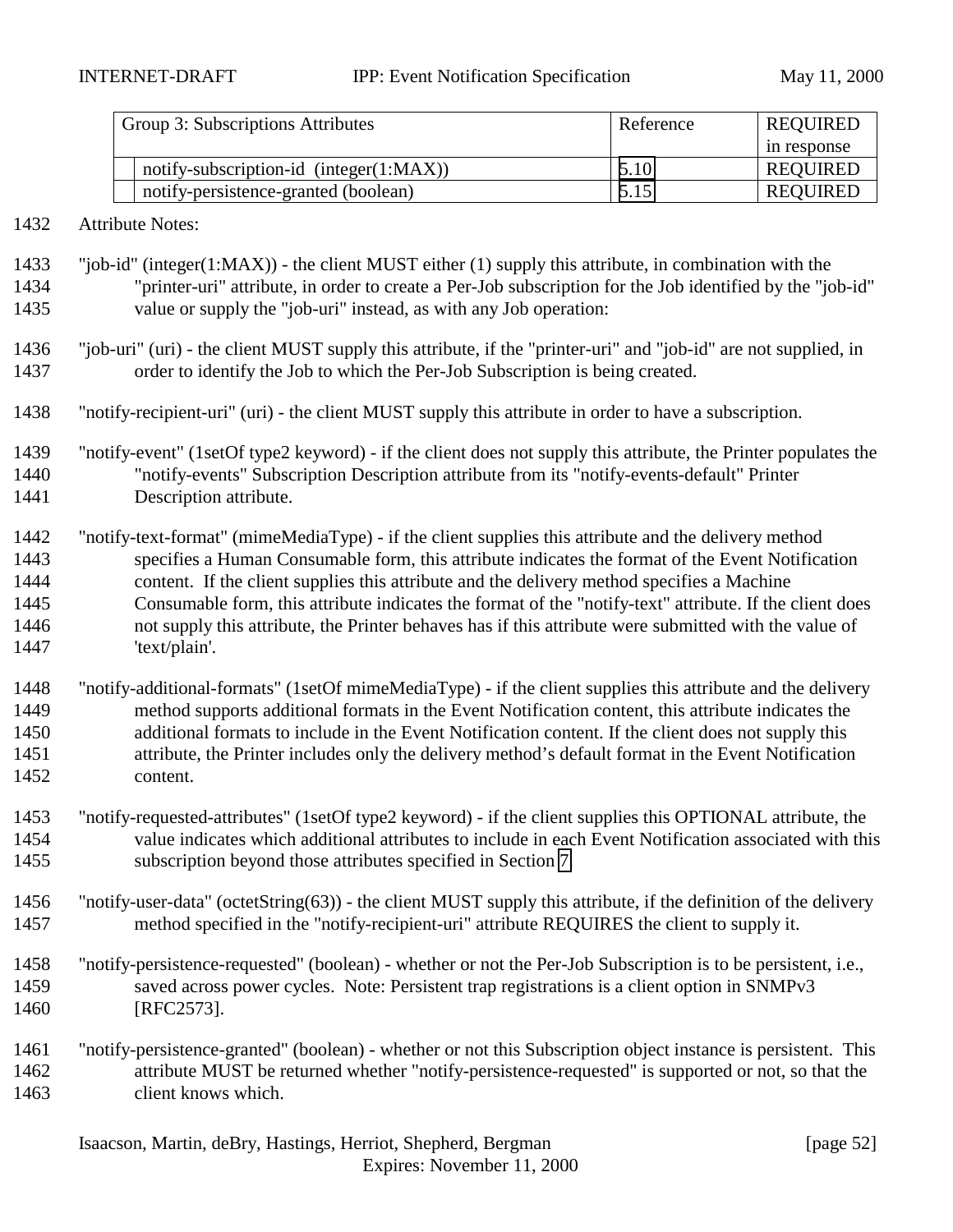| Group 3: Subscriptions Attributes | Reference | REQUIRED in response |
| --- | --- | --- |
| notify-subscription-id (integer(1:MAX)) | 5.10 | REQUIRED |
| notify-persistence-granted (boolean) | 5.15 | REQUIRED |

1432 Attribute Notes:

1433 "job-id" (integer(1:MAX)) - the client MUST either (1) supply this attribute, in combination with the
1434 "printer-uri" attribute, in order to create a Per-Job subscription for the Job identified by the "job-id"
1435 value or supply the "job-uri" instead, as with any Job operation:

1436 "job-uri" (uri) - the client MUST supply this attribute, if the "printer-uri" and "job-id" are not supplied, in
1437 order to identify the Job to which the Per-Job Subscription is being created.

1438 "notify-recipient-uri" (uri) - the client MUST supply this attribute in order to have a subscription.

1439 "notify-event" (1setOf type2 keyword) - if the client does not supply this attribute, the Printer populates the
1440 "notify-events" Subscription Description attribute from its "notify-events-default" Printer
1441 Description attribute.

1442 "notify-text-format" (mimeMediaType) - if the client supplies this attribute and the delivery method
1443 specifies a Human Consumable form, this attribute indicates the format of the Event Notification
1444 content. If the client supplies this attribute and the delivery method specifies a Machine
1445 Consumable form, this attribute indicates the format of the "notify-text" attribute. If the client does
1446 not supply this attribute, the Printer behaves has if this attribute were submitted with the value of
1447 'text/plain'.

1448 "notify-additional-formats" (1setOf mimeMediaType) - if the client supplies this attribute and the delivery
1449 method supports additional formats in the Event Notification content, this attribute indicates the
1450 additional formats to include in the Event Notification content. If the client does not supply this
1451 attribute, the Printer includes only the delivery method's default format in the Event Notification
1452 content.

1453 "notify-requested-attributes" (1setOf type2 keyword) - if the client supplies this OPTIONAL attribute, the
1454 value indicates which additional attributes to include in each Event Notification associated with this
1455 subscription beyond those attributes specified in Section 7.

1456 "notify-user-data" (octetString(63)) - the client MUST supply this attribute, if the definition of the delivery
1457 method specified in the "notify-recipient-uri" attribute REQUIRES the client to supply it.

1458 "notify-persistence-requested" (boolean) - whether or not the Per-Job Subscription is to be persistent, i.e.,
1459 saved across power cycles. Note: Persistent trap registrations is a client option in SNMPv3
1460 [RFC2573].

1461 "notify-persistence-granted" (boolean) - whether or not this Subscription object instance is persistent. This
1462 attribute MUST be returned whether "notify-persistence-requested" is supported or not, so that the
1463 client knows which.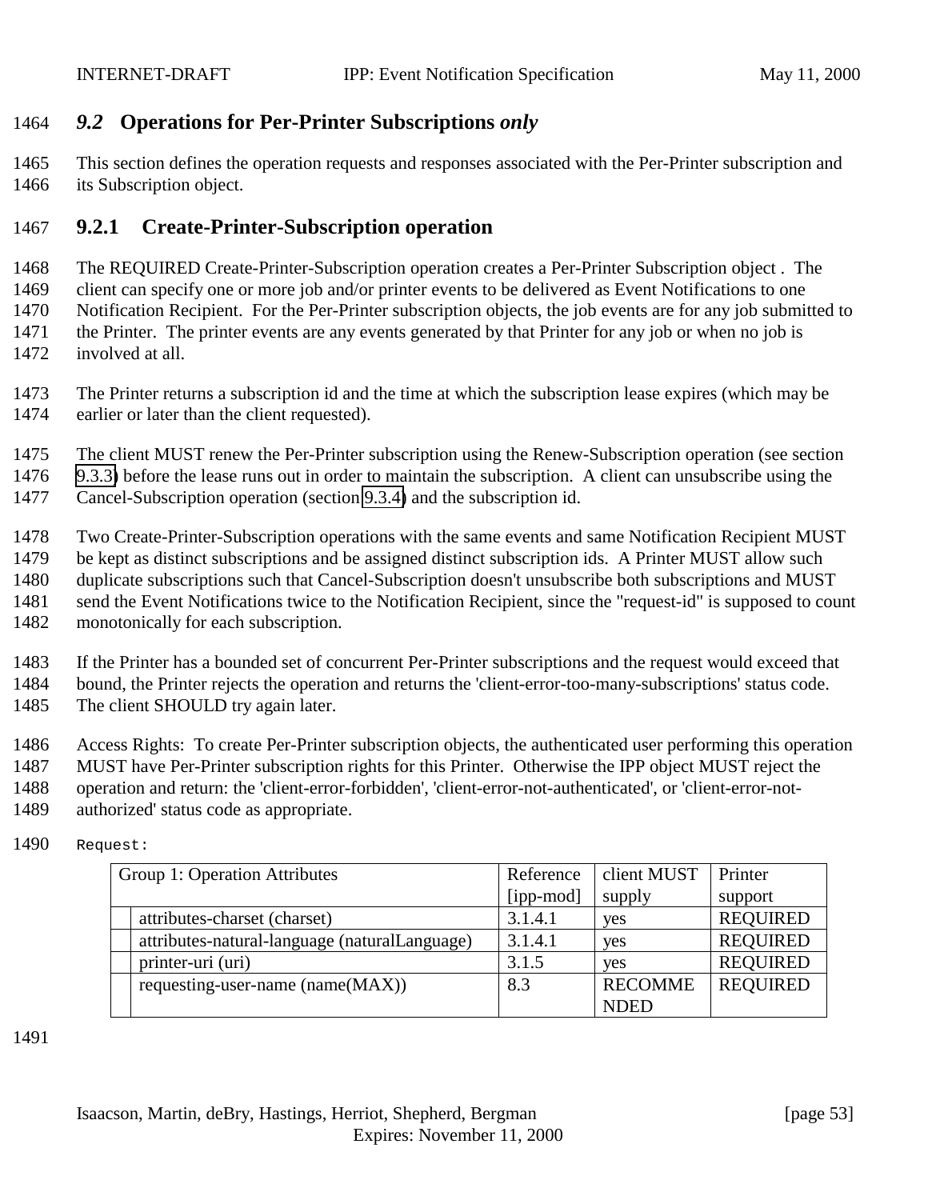## *9.2* Operations for Per-Printer Subscriptions *only*

This section defines the operation requests and responses associated with the Per-Printer subscription and its Subscription object.

### 9.2.1 Create-Printer-Subscription operation

The REQUIRED Create-Printer-Subscription operation creates a Per-Printer Subscription object . The client can specify one or more job and/or printer events to be delivered as Event Notifications to one Notification Recipient. For the Per-Printer subscription objects, the job events are for any job submitted to the Printer. The printer events are any events generated by that Printer for any job or when no job is involved at all.

The Printer returns a subscription id and the time at which the subscription lease expires (which may be earlier or later than the client requested).

The client MUST renew the Per-Printer subscription using the Renew-Subscription operation (see section 9.3.3) before the lease runs out in order to maintain the subscription. A client can unsubscribe using the Cancel-Subscription operation (section 9.3.4) and the subscription id.

Two Create-Printer-Subscription operations with the same events and same Notification Recipient MUST be kept as distinct subscriptions and be assigned distinct subscription ids. A Printer MUST allow such duplicate subscriptions such that Cancel-Subscription doesn't unsubscribe both subscriptions and MUST send the Event Notifications twice to the Notification Recipient, since the "request-id" is supposed to count monotonically for each subscription.

If the Printer has a bounded set of concurrent Per-Printer subscriptions and the request would exceed that bound, the Printer rejects the operation and returns the 'client-error-too-many-subscriptions' status code. The client SHOULD try again later.

Access Rights: To create Per-Printer subscription objects, the authenticated user performing this operation MUST have Per-Printer subscription rights for this Printer. Otherwise the IPP object MUST reject the operation and return: the 'client-error-forbidden', 'client-error-not-authenticated', or 'client-error-not-authorized' status code as appropriate.

```
Request:
```

| Group 1: Operation Attributes | | Reference [ipp-mod] | client MUST supply | Printer support |
|---|---|---|---|---|
| | attributes-charset (charset) | 3.1.4.1 | yes | REQUIRED |
| | attributes-natural-language (naturalLanguage) | 3.1.4.1 | yes | REQUIRED |
| | printer-uri (uri) | 3.1.5 | yes | REQUIRED |
| | requesting-user-name (name(MAX)) | 8.3 | RECOMMENDED | REQUIRED |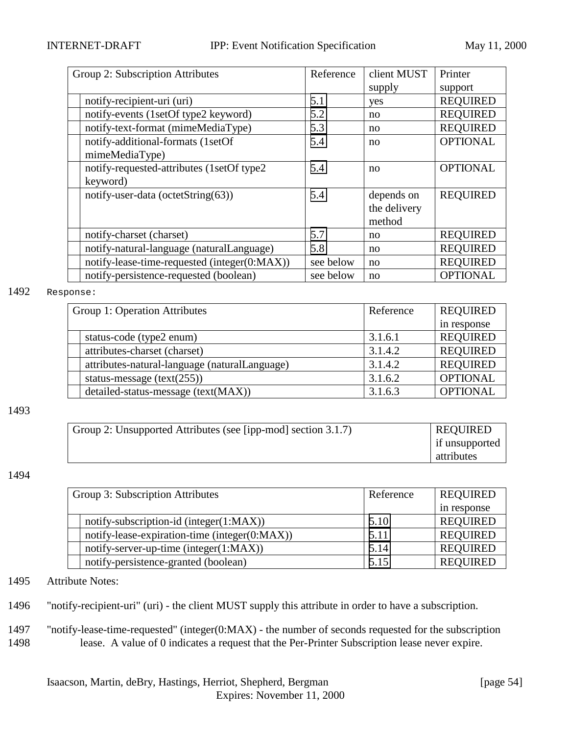| Group 2: Subscription Attributes | Reference | client MUST supply | Printer support |
|---|---|---|---|
| notify-recipient-uri (uri) | 5.1 | yes | REQUIRED |
| notify-events (1setOf type2 keyword) | 5.2 | no | REQUIRED |
| notify-text-format (mimeMediaType) | 5.3 | no | REQUIRED |
| notify-additional-formats (1setOf mimeMediaType) | 5.4 | no | OPTIONAL |
| notify-requested-attributes (1setOf type2 keyword) | 5.4 | no | OPTIONAL |
| notify-user-data (octetString(63)) | 5.4 | depends on the delivery method | REQUIRED |
| notify-charset (charset) | 5.7 | no | REQUIRED |
| notify-natural-language (naturalLanguage) | 5.8 | no | REQUIRED |
| notify-lease-time-requested (integer(0:MAX)) | see below | no | REQUIRED |
| notify-persistence-requested (boolean) | see below | no | OPTIONAL |

1492 `Response:`

| Group 1: Operation Attributes | Reference | REQUIRED in response |
|---|---|---|
| status-code (type2 enum) | 3.1.6.1 | REQUIRED |
| attributes-charset (charset) | 3.1.4.2 | REQUIRED |
| attributes-natural-language (naturalLanguage) | 3.1.4.2 | REQUIRED |
| status-message (text(255)) | 3.1.6.2 | OPTIONAL |
| detailed-status-message (text(MAX)) | 3.1.6.3 | OPTIONAL |

1493

| Group 2: Unsupported Attributes (see [ipp-mod] section 3.1.7) | REQUIRED if unsupported attributes |
|---|---|

1494

| Group 3: Subscription Attributes | Reference | REQUIRED in response |
|---|---|---|
| notify-subscription-id (integer(1:MAX)) | 5.10 | REQUIRED |
| notify-lease-expiration-time (integer(0:MAX)) | 5.11 | REQUIRED |
| notify-server-up-time (integer(1:MAX)) | 5.14 | REQUIRED |
| notify-persistence-granted (boolean) | 5.15 | REQUIRED |

1495 Attribute Notes:

1496 "notify-recipient-uri" (uri) - the client MUST supply this attribute in order to have a subscription.

1497 "notify-lease-time-requested" (integer(0:MAX) - the number of seconds requested for the subscription
1498 lease. A value of 0 indicates a request that the Per-Printer Subscription lease never expire.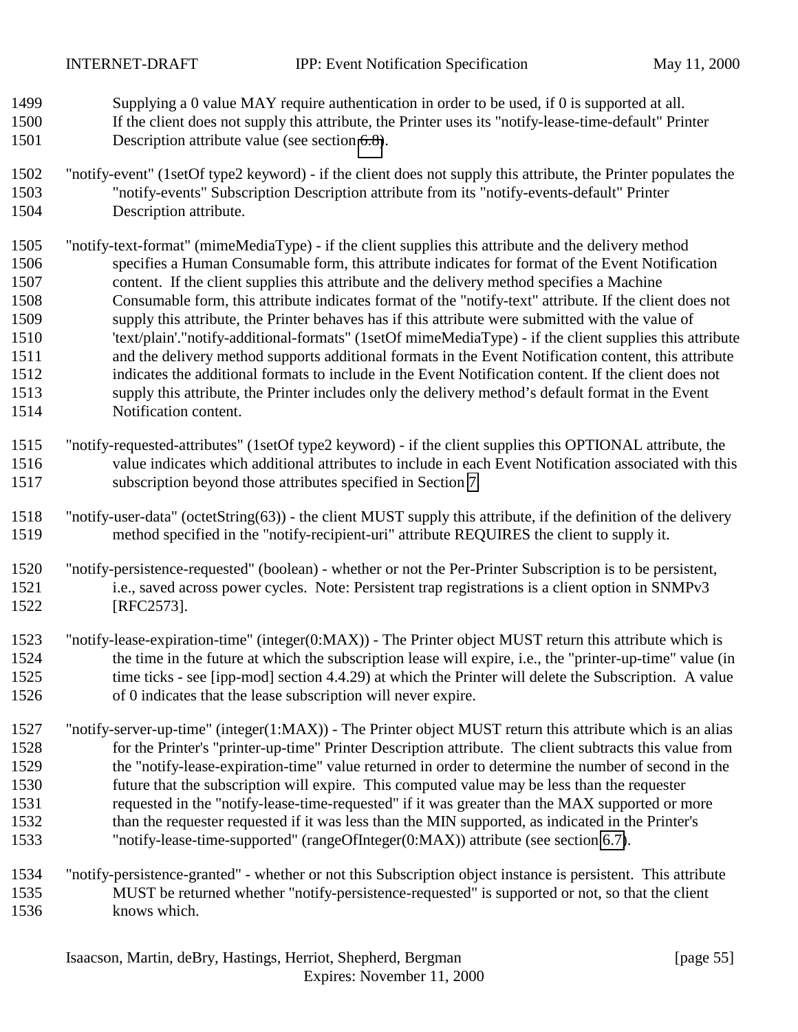Supplying a 0 value MAY require authentication in order to be used, if 0 is supported at all. If the client does not supply this attribute, the Printer uses its "notify-lease-time-default" Printer Description attribute value (see section 6.8).

"notify-event" (1setOf type2 keyword) - if the client does not supply this attribute, the Printer populates the "notify-events" Subscription Description attribute from its "notify-events-default" Printer Description attribute.

"notify-text-format" (mimeMediaType) - if the client supplies this attribute and the delivery method specifies a Human Consumable form, this attribute indicates for format of the Event Notification content. If the client supplies this attribute and the delivery method specifies a Machine Consumable form, this attribute indicates format of the "notify-text" attribute. If the client does not supply this attribute, the Printer behaves has if this attribute were submitted with the value of 'text/plain'."notify-additional-formats" (1setOf mimeMediaType) - if the client supplies this attribute and the delivery method supports additional formats in the Event Notification content, this attribute indicates the additional formats to include in the Event Notification content. If the client does not supply this attribute, the Printer includes only the delivery method's default format in the Event Notification content.

"notify-requested-attributes" (1setOf type2 keyword) - if the client supplies this OPTIONAL attribute, the value indicates which additional attributes to include in each Event Notification associated with this subscription beyond those attributes specified in Section 7.

"notify-user-data" (octetString(63)) - the client MUST supply this attribute, if the definition of the delivery method specified in the "notify-recipient-uri" attribute REQUIRES the client to supply it.

"notify-persistence-requested" (boolean) - whether or not the Per-Printer Subscription is to be persistent, i.e., saved across power cycles. Note: Persistent trap registrations is a client option in SNMPv3 [RFC2573].

"notify-lease-expiration-time" (integer(0:MAX)) - The Printer object MUST return this attribute which is the time in the future at which the subscription lease will expire, i.e., the "printer-up-time" value (in time ticks - see [ipp-mod] section 4.4.29) at which the Printer will delete the Subscription. A value of 0 indicates that the lease subscription will never expire.

"notify-server-up-time" (integer(1:MAX)) - The Printer object MUST return this attribute which is an alias for the Printer's "printer-up-time" Printer Description attribute. The client subtracts this value from the "notify-lease-expiration-time" value returned in order to determine the number of second in the future that the subscription will expire. This computed value may be less than the requester requested in the "notify-lease-time-requested" if it was greater than the MAX supported or more than the requester requested if it was less than the MIN supported, as indicated in the Printer's "notify-lease-time-supported" (rangeOfInteger(0:MAX)) attribute (see section 6.7).

"notify-persistence-granted" - whether or not this Subscription object instance is persistent. This attribute MUST be returned whether "notify-persistence-requested" is supported or not, so that the client knows which.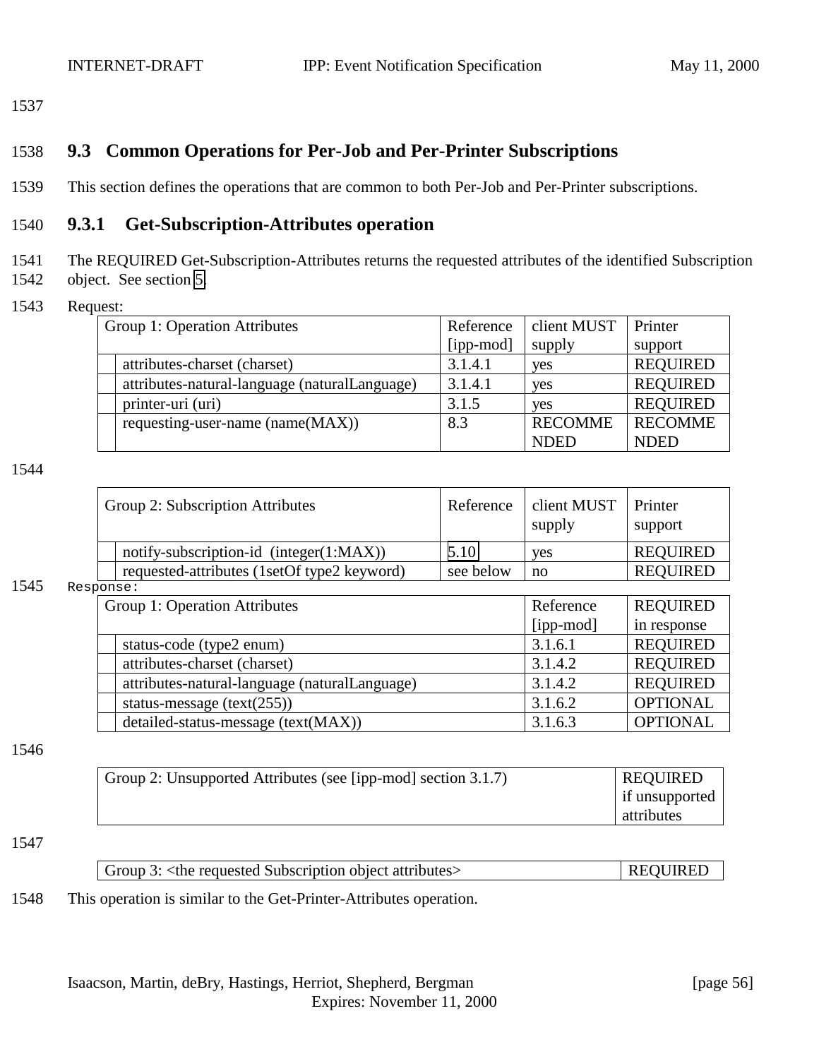## 9.3 Common Operations for Per-Job and Per-Printer Subscriptions

This section defines the operations that are common to both Per-Job and Per-Printer subscriptions.

### 9.3.1 Get-Subscription-Attributes operation

The REQUIRED Get-Subscription-Attributes returns the requested attributes of the identified Subscription object. See section 5.

Request:

| Group 1: Operation Attributes | Reference [ipp-mod] | client MUST supply | Printer support |
|---|---|---|---|
| attributes-charset (charset) | 3.1.4.1 | yes | REQUIRED |
| attributes-natural-language (naturalLanguage) | 3.1.4.1 | yes | REQUIRED |
| printer-uri (uri) | 3.1.5 | yes | REQUIRED |
| requesting-user-name (name(MAX)) | 8.3 | RECOMMENDED | RECOMMENDED |

| Group 2: Subscription Attributes | Reference | client MUST supply | Printer support |
|---|---|---|---|
| notify-subscription-id (integer(1:MAX)) | 5.10 | yes | REQUIRED |
| requested-attributes (1setOf type2 keyword) | see below | no | REQUIRED |

Response:

| Group 1: Operation Attributes | Reference [ipp-mod] | REQUIRED in response |
|---|---|---|
| status-code (type2 enum) | 3.1.6.1 | REQUIRED |
| attributes-charset (charset) | 3.1.4.2 | REQUIRED |
| attributes-natural-language (naturalLanguage) | 3.1.4.2 | REQUIRED |
| status-message (text(255)) | 3.1.6.2 | OPTIONAL |
| detailed-status-message (text(MAX)) | 3.1.6.3 | OPTIONAL |

| Group 2: Unsupported Attributes (see [ipp-mod] section 3.1.7) | REQUIRED if unsupported attributes |
|---|---|

| Group 3: <the requested Subscription object attributes> | REQUIRED |
|---|---|

This operation is similar to the Get-Printer-Attributes operation.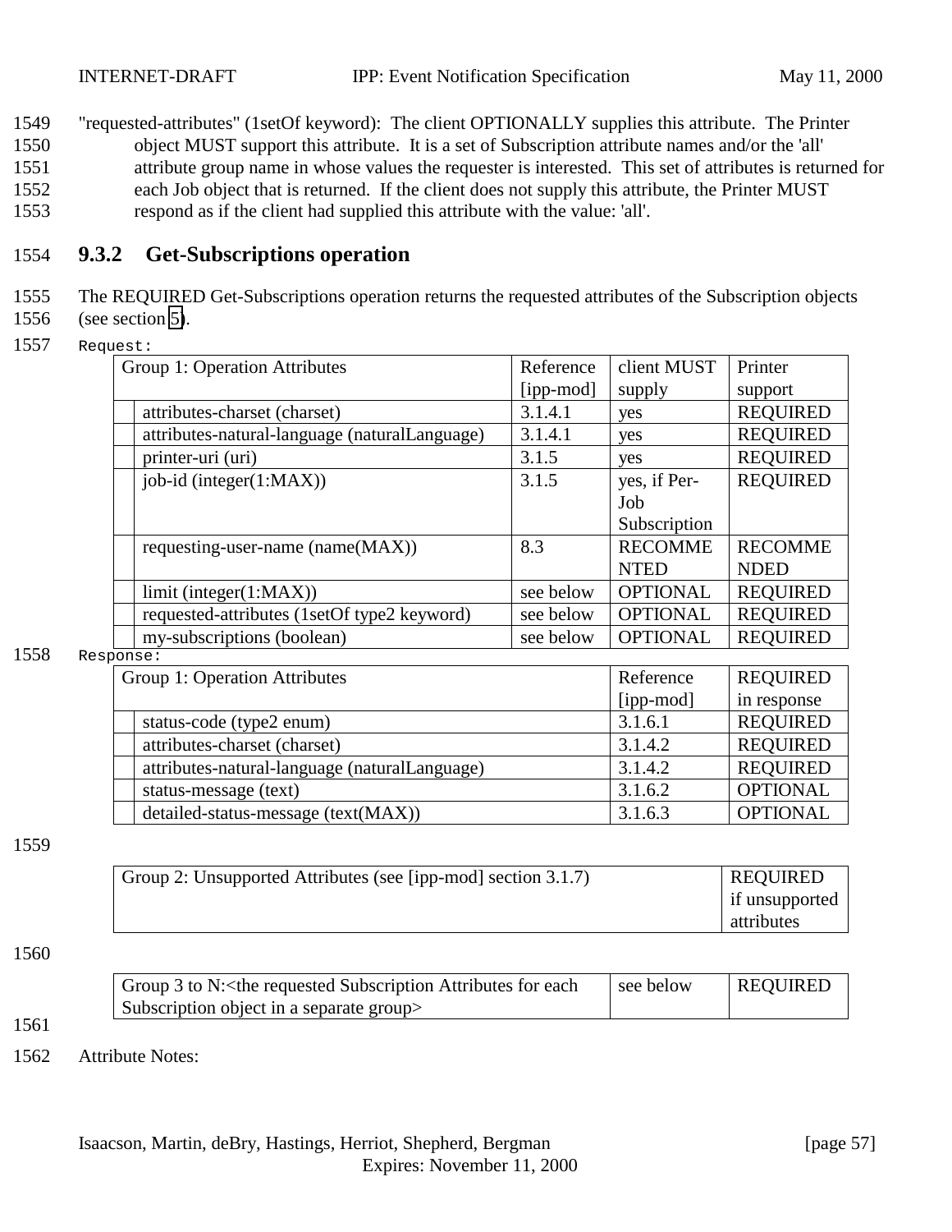"requested-attributes" (1setOf keyword): The client OPTIONALLY supplies this attribute. The Printer object MUST support this attribute. It is a set of Subscription attribute names and/or the 'all' attribute group name in whose values the requester is interested. This set of attributes is returned for each Job object that is returned. If the client does not supply this attribute, the Printer MUST respond as if the client had supplied this attribute with the value: 'all'.

### 9.3.2 Get-Subscriptions operation

The REQUIRED Get-Subscriptions operation returns the requested attributes of the Subscription objects (see section 5).

Request:

| Group 1: Operation Attributes | Reference [ipp-mod] | client MUST supply | Printer support |
|---|---|---|---|
| attributes-charset (charset) | 3.1.4.1 | yes | REQUIRED |
| attributes-natural-language (naturalLanguage) | 3.1.4.1 | yes | REQUIRED |
| printer-uri (uri) | 3.1.5 | yes | REQUIRED |
| job-id (integer(1:MAX)) | 3.1.5 | yes, if Per-Job Subscription | REQUIRED |
| requesting-user-name (name(MAX)) | 8.3 | RECOMMENTED | RECOMMENDED |
| limit (integer(1:MAX)) | see below | OPTIONAL | REQUIRED |
| requested-attributes (1setOf type2 keyword) | see below | OPTIONAL | REQUIRED |
| my-subscriptions (boolean) | see below | OPTIONAL | REQUIRED |

Response:

| Group 1: Operation Attributes | Reference [ipp-mod] | REQUIRED in response |
|---|---|---|
| status-code (type2 enum) | 3.1.6.1 | REQUIRED |
| attributes-charset (charset) | 3.1.4.2 | REQUIRED |
| attributes-natural-language (naturalLanguage) | 3.1.4.2 | REQUIRED |
| status-message (text) | 3.1.6.2 | OPTIONAL |
| detailed-status-message (text(MAX)) | 3.1.6.3 | OPTIONAL |

| Group 2: Unsupported Attributes (see [ipp-mod] section 3.1.7) | REQUIRED if unsupported attributes |
|---|---|

| Group 3 to N:<the requested Subscription Attributes for each Subscription object in a separate group> | see below | REQUIRED |
|---|---|---|

Attribute Notes: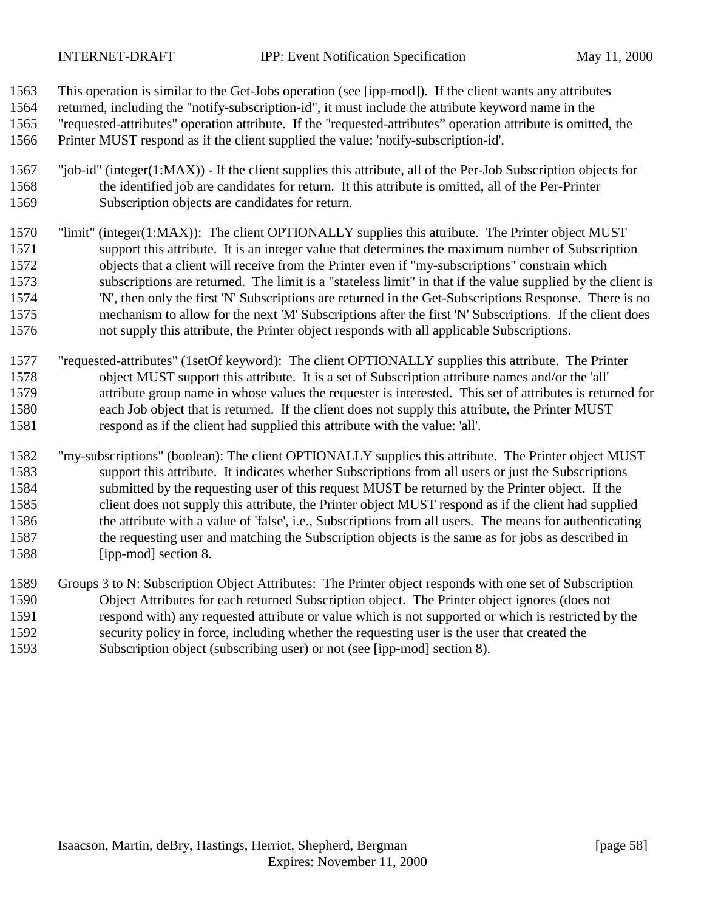This operation is similar to the Get-Jobs operation (see [ipp-mod]). If the client wants any attributes returned, including the "notify-subscription-id", it must include the attribute keyword name in the "requested-attributes" operation attribute. If the "requested-attributes" operation attribute is omitted, the Printer MUST respond as if the client supplied the value: 'notify-subscription-id'.

"job-id" (integer(1:MAX)) - If the client supplies this attribute, all of the Per-Job Subscription objects for the identified job are candidates for return. It this attribute is omitted, all of the Per-Printer Subscription objects are candidates for return.

"limit" (integer(1:MAX)): The client OPTIONALLY supplies this attribute. The Printer object MUST support this attribute. It is an integer value that determines the maximum number of Subscription objects that a client will receive from the Printer even if "my-subscriptions" constrain which subscriptions are returned. The limit is a "stateless limit" in that if the value supplied by the client is 'N', then only the first 'N' Subscriptions are returned in the Get-Subscriptions Response. There is no mechanism to allow for the next 'M' Subscriptions after the first 'N' Subscriptions. If the client does not supply this attribute, the Printer object responds with all applicable Subscriptions.

"requested-attributes" (1setOf keyword): The client OPTIONALLY supplies this attribute. The Printer object MUST support this attribute. It is a set of Subscription attribute names and/or the 'all' attribute group name in whose values the requester is interested. This set of attributes is returned for each Job object that is returned. If the client does not supply this attribute, the Printer MUST respond as if the client had supplied this attribute with the value: 'all'.

"my-subscriptions" (boolean): The client OPTIONALLY supplies this attribute. The Printer object MUST support this attribute. It indicates whether Subscriptions from all users or just the Subscriptions submitted by the requesting user of this request MUST be returned by the Printer object. If the client does not supply this attribute, the Printer object MUST respond as if the client had supplied the attribute with a value of 'false', i.e., Subscriptions from all users. The means for authenticating the requesting user and matching the Subscription objects is the same as for jobs as described in [ipp-mod] section 8.

Groups 3 to N: Subscription Object Attributes: The Printer object responds with one set of Subscription Object Attributes for each returned Subscription object. The Printer object ignores (does not respond with) any requested attribute or value which is not supported or which is restricted by the security policy in force, including whether the requesting user is the user that created the Subscription object (subscribing user) or not (see [ipp-mod] section 8).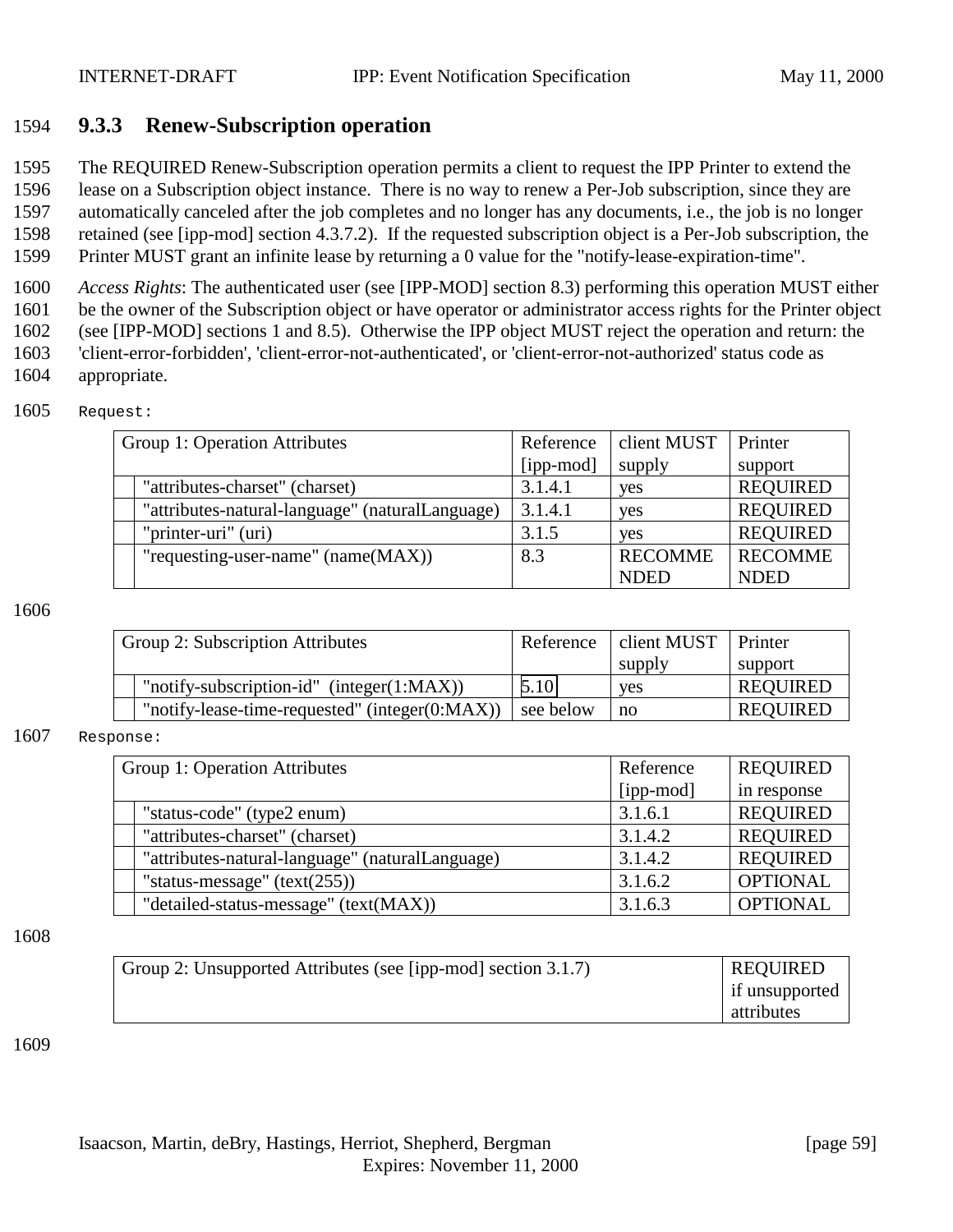### 9.3.3 Renew-Subscription operation

The REQUIRED Renew-Subscription operation permits a client to request the IPP Printer to extend the lease on a Subscription object instance. There is no way to renew a Per-Job subscription, since they are automatically canceled after the job completes and no longer has any documents, i.e., the job is no longer retained (see [ipp-mod] section 4.3.7.2). If the requested subscription object is a Per-Job subscription, the Printer MUST grant an infinite lease by returning a 0 value for the "notify-lease-expiration-time".

*Access Rights*: The authenticated user (see [IPP-MOD] section 8.3) performing this operation MUST either be the owner of the Subscription object or have operator or administrator access rights for the Printer object (see [IPP-MOD] sections 1 and 8.5). Otherwise the IPP object MUST reject the operation and return: the 'client-error-forbidden', 'client-error-not-authenticated', or 'client-error-not-authorized' status code as appropriate.

Request:

| Group 1: Operation Attributes | Reference [ipp-mod] | client MUST supply | Printer support |
|---|---|---|---|
| "attributes-charset" (charset) | 3.1.4.1 | yes | REQUIRED |
| "attributes-natural-language" (naturalLanguage) | 3.1.4.1 | yes | REQUIRED |
| "printer-uri" (uri) | 3.1.5 | yes | REQUIRED |
| "requesting-user-name" (name(MAX)) | 8.3 | RECOMMENDED | RECOMMENDED |

| Group 2: Subscription Attributes | Reference | client MUST supply | Printer support |
|---|---|---|---|
| "notify-subscription-id" (integer(1:MAX)) | 5.10 | yes | REQUIRED |
| "notify-lease-time-requested" (integer(0:MAX)) | see below | no | REQUIRED |

Response:

| Group 1: Operation Attributes | Reference [ipp-mod] | REQUIRED in response |
|---|---|---|
| "status-code" (type2 enum) | 3.1.6.1 | REQUIRED |
| "attributes-charset" (charset) | 3.1.4.2 | REQUIRED |
| "attributes-natural-language" (naturalLanguage) | 3.1.4.2 | REQUIRED |
| "status-message" (text(255)) | 3.1.6.2 | OPTIONAL |
| "detailed-status-message" (text(MAX)) | 3.1.6.3 | OPTIONAL |

| Group 2: Unsupported Attributes (see [ipp-mod] section 3.1.7) | REQUIRED if unsupported attributes |
|---|---|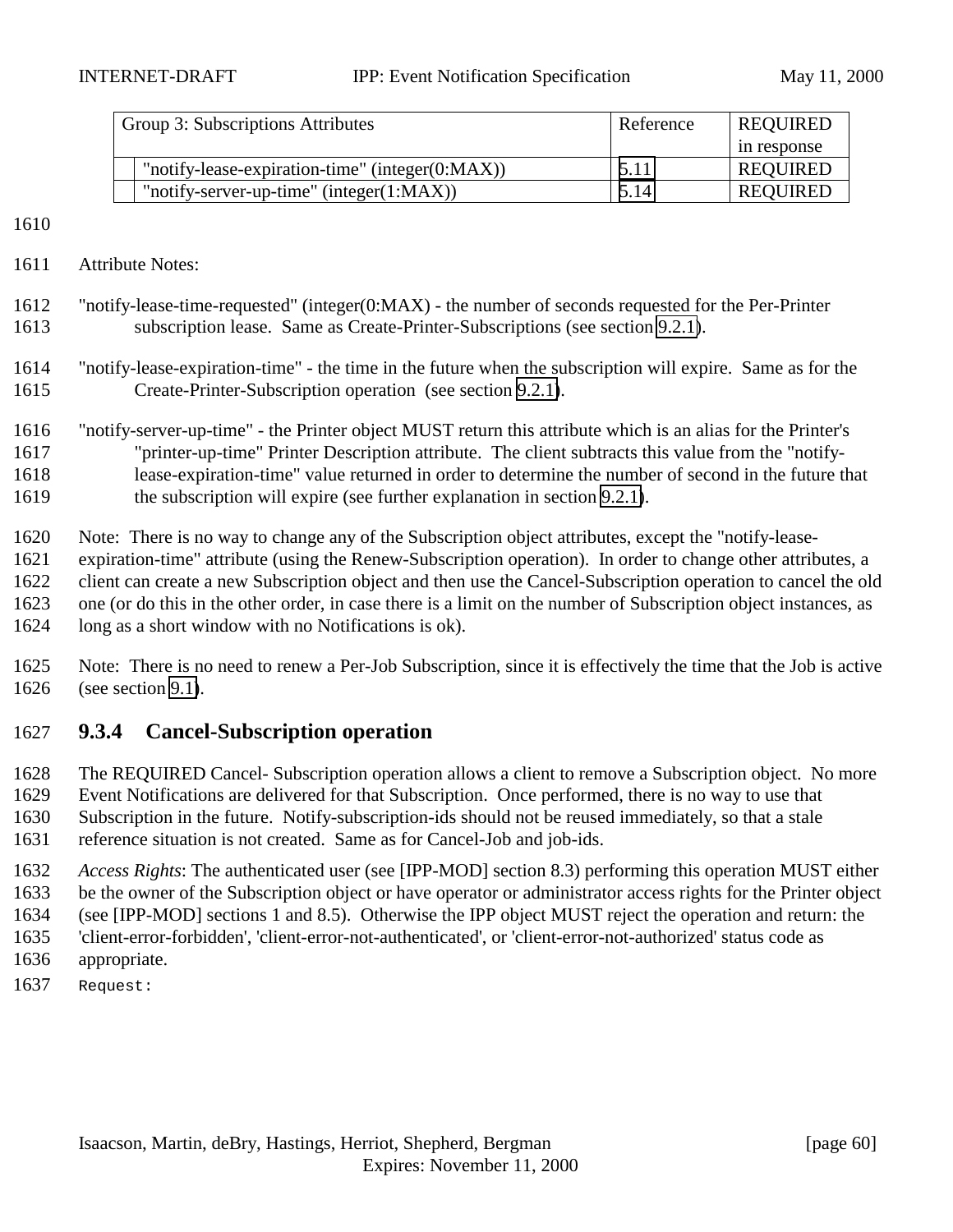| Group 3: Subscriptions Attributes | Reference | REQUIRED in response |
|---|---|---|
| "notify-lease-expiration-time" (integer(0:MAX)) | 5.11 | REQUIRED |
| "notify-server-up-time" (integer(1:MAX)) | 5.14 | REQUIRED |

Attribute Notes:

"notify-lease-time-requested" (integer(0:MAX) - the number of seconds requested for the Per-Printer subscription lease. Same as Create-Printer-Subscriptions (see section 9.2.1).

"notify-lease-expiration-time" - the time in the future when the subscription will expire. Same as for the Create-Printer-Subscription operation (see section 9.2.1).

"notify-server-up-time" - the Printer object MUST return this attribute which is an alias for the Printer's "printer-up-time" Printer Description attribute. The client subtracts this value from the "notify-lease-expiration-time" value returned in order to determine the number of second in the future that the subscription will expire (see further explanation in section 9.2.1).

Note: There is no way to change any of the Subscription object attributes, except the "notify-lease-expiration-time" attribute (using the Renew-Subscription operation). In order to change other attributes, a client can create a new Subscription object and then use the Cancel-Subscription operation to cancel the old one (or do this in the other order, in case there is a limit on the number of Subscription object instances, as long as a short window with no Notifications is ok).

Note: There is no need to renew a Per-Job Subscription, since it is effectively the time that the Job is active (see section 9.1).

### 9.3.4 Cancel-Subscription operation

The REQUIRED Cancel- Subscription operation allows a client to remove a Subscription object. No more Event Notifications are delivered for that Subscription. Once performed, there is no way to use that Subscription in the future. Notify-subscription-ids should not be reused immediately, so that a stale reference situation is not created. Same as for Cancel-Job and job-ids.

*Access Rights*: The authenticated user (see [IPP-MOD] section 8.3) performing this operation MUST either be the owner of the Subscription object or have operator or administrator access rights for the Printer object (see [IPP-MOD] sections 1 and 8.5). Otherwise the IPP object MUST reject the operation and return: the 'client-error-forbidden', 'client-error-not-authenticated', or 'client-error-not-authorized' status code as appropriate.

```
Request:
```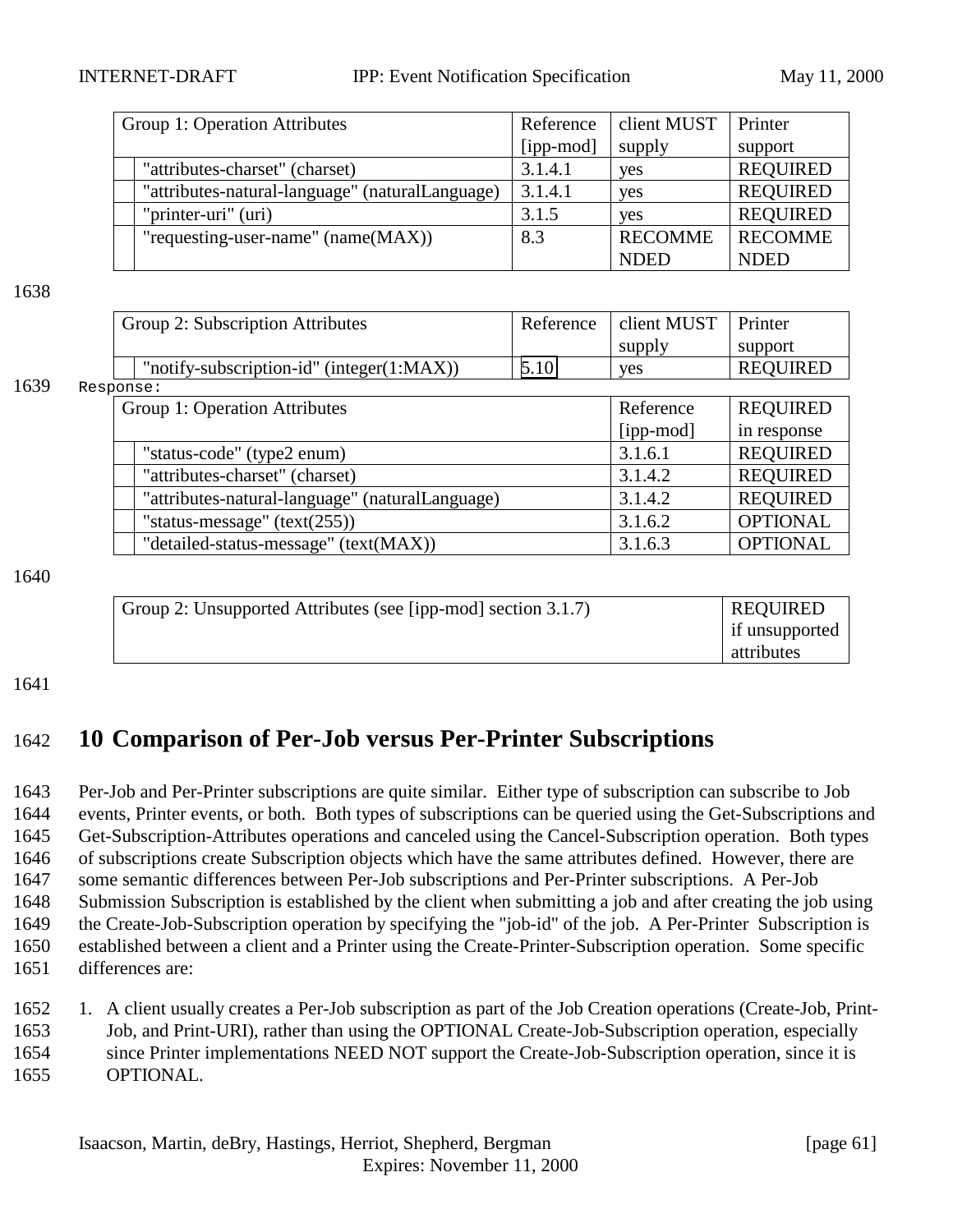| Group 1: Operation Attributes | Reference [ipp-mod] | client MUST supply | Printer support |
|---|---|---|---|
| "attributes-charset" (charset) | 3.1.4.1 | yes | REQUIRED |
| "attributes-natural-language" (naturalLanguage) | 3.1.4.1 | yes | REQUIRED |
| "printer-uri" (uri) | 3.1.5 | yes | REQUIRED |
| "requesting-user-name" (name(MAX)) | 8.3 | RECOMMENDED | RECOMMENDED |

| Group 2: Subscription Attributes | Reference | client MUST supply | Printer support |
|---|---|---|---|
| "notify-subscription-id" (integer(1:MAX)) | 5.10 | yes | REQUIRED |

Response:

| Group 1: Operation Attributes | Reference [ipp-mod] | REQUIRED in response |
|---|---|---|
| "status-code" (type2 enum) | 3.1.6.1 | REQUIRED |
| "attributes-charset" (charset) | 3.1.4.2 | REQUIRED |
| "attributes-natural-language" (naturalLanguage) | 3.1.4.2 | REQUIRED |
| "status-message" (text(255)) | 3.1.6.2 | OPTIONAL |
| "detailed-status-message" (text(MAX)) | 3.1.6.3 | OPTIONAL |

| Group 2: Unsupported Attributes (see [ipp-mod] section 3.1.7) | REQUIRED if unsupported attributes |
|---|---|

# 10 Comparison of Per-Job versus Per-Printer Subscriptions

Per-Job and Per-Printer subscriptions are quite similar. Either type of subscription can subscribe to Job events, Printer events, or both. Both types of subscriptions can be queried using the Get-Subscriptions and Get-Subscription-Attributes operations and canceled using the Cancel-Subscription operation. Both types of subscriptions create Subscription objects which have the same attributes defined. However, there are some semantic differences between Per-Job subscriptions and Per-Printer subscriptions. A Per-Job Submission Subscription is established by the client when submitting a job and after creating the job using the Create-Job-Subscription operation by specifying the "job-id" of the job. A Per-Printer Subscription is established between a client and a Printer using the Create-Printer-Subscription operation. Some specific differences are:

1. A client usually creates a Per-Job subscription as part of the Job Creation operations (Create-Job, Print-Job, and Print-URI), rather than using the OPTIONAL Create-Job-Subscription operation, especially since Printer implementations NEED NOT support the Create-Job-Subscription operation, since it is OPTIONAL.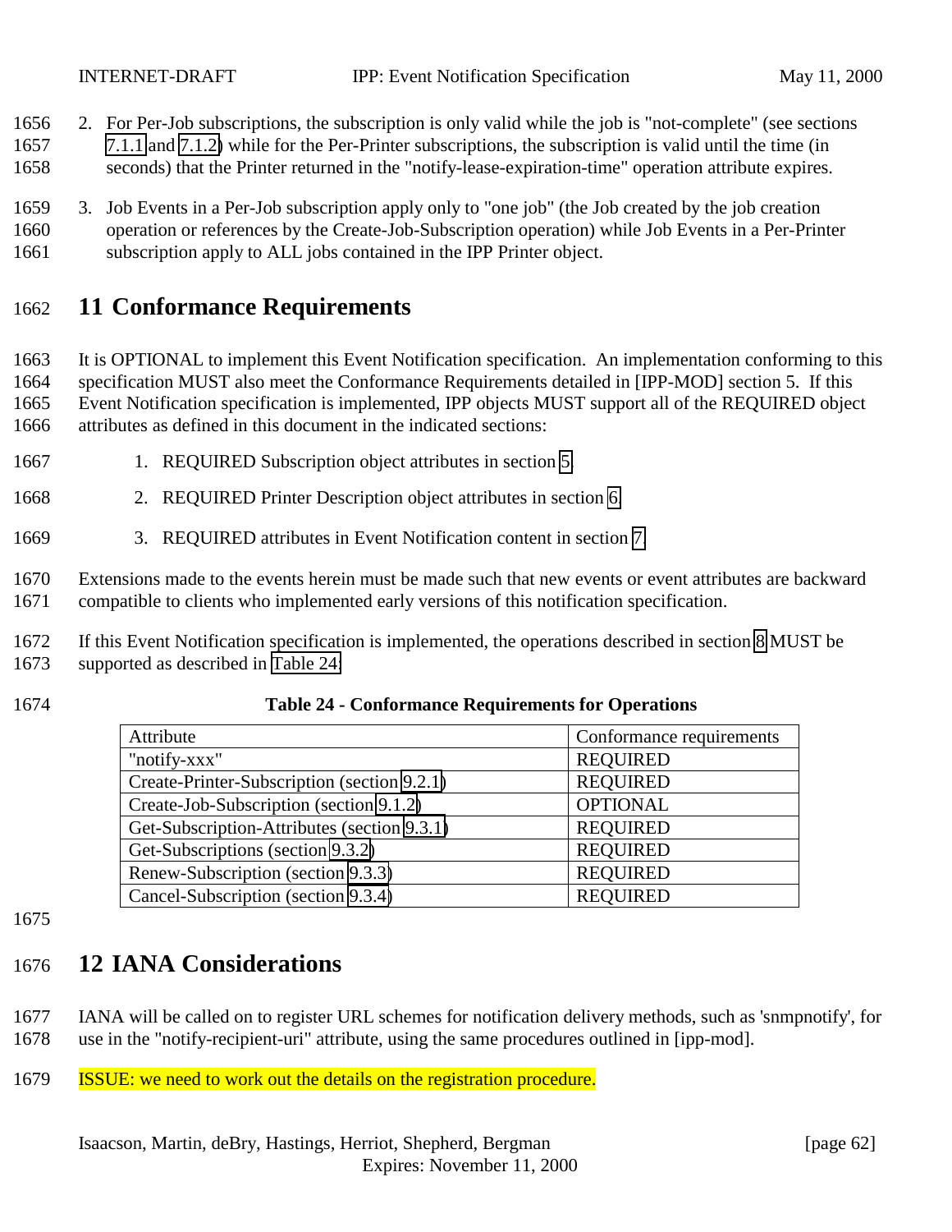2. For Per-Job subscriptions, the subscription is only valid while the job is "not-complete" (see sections 7.1.1 and 7.1.2) while for the Per-Printer subscriptions, the subscription is valid until the time (in seconds) that the Printer returned in the "notify-lease-expiration-time" operation attribute expires.

3. Job Events in a Per-Job subscription apply only to "one job" (the Job created by the job creation operation or references by the Create-Job-Subscription operation) while Job Events in a Per-Printer subscription apply to ALL jobs contained in the IPP Printer object.

# 11 Conformance Requirements

It is OPTIONAL to implement this Event Notification specification. An implementation conforming to this specification MUST also meet the Conformance Requirements detailed in [IPP-MOD] section 5. If this Event Notification specification is implemented, IPP objects MUST support all of the REQUIRED object attributes as defined in this document in the indicated sections:

1. REQUIRED Subscription object attributes in section 5.
2. REQUIRED Printer Description object attributes in section 6.
3. REQUIRED attributes in Event Notification content in section 7.

Extensions made to the events herein must be made such that new events or event attributes are backward compatible to clients who implemented early versions of this notification specification.

If this Event Notification specification is implemented, the operations described in section 8 MUST be supported as described in Table 24:

**Table 24 - Conformance Requirements for Operations**

| Attribute | Conformance requirements |
|---|---|
| "notify-xxx" | REQUIRED |
| Create-Printer-Subscription (section 9.2.1) | REQUIRED |
| Create-Job-Subscription (section 9.1.2) | OPTIONAL |
| Get-Subscription-Attributes (section 9.3.1) | REQUIRED |
| Get-Subscriptions (section 9.3.2) | REQUIRED |
| Renew-Subscription (section 9.3.3) | REQUIRED |
| Cancel-Subscription (section 9.3.4) | REQUIRED |

# 12 IANA Considerations

IANA will be called on to register URL schemes for notification delivery methods, such as 'snmpnotify', for use in the "notify-recipient-uri" attribute, using the same procedures outlined in [ipp-mod].

ISSUE: we need to work out the details on the registration procedure.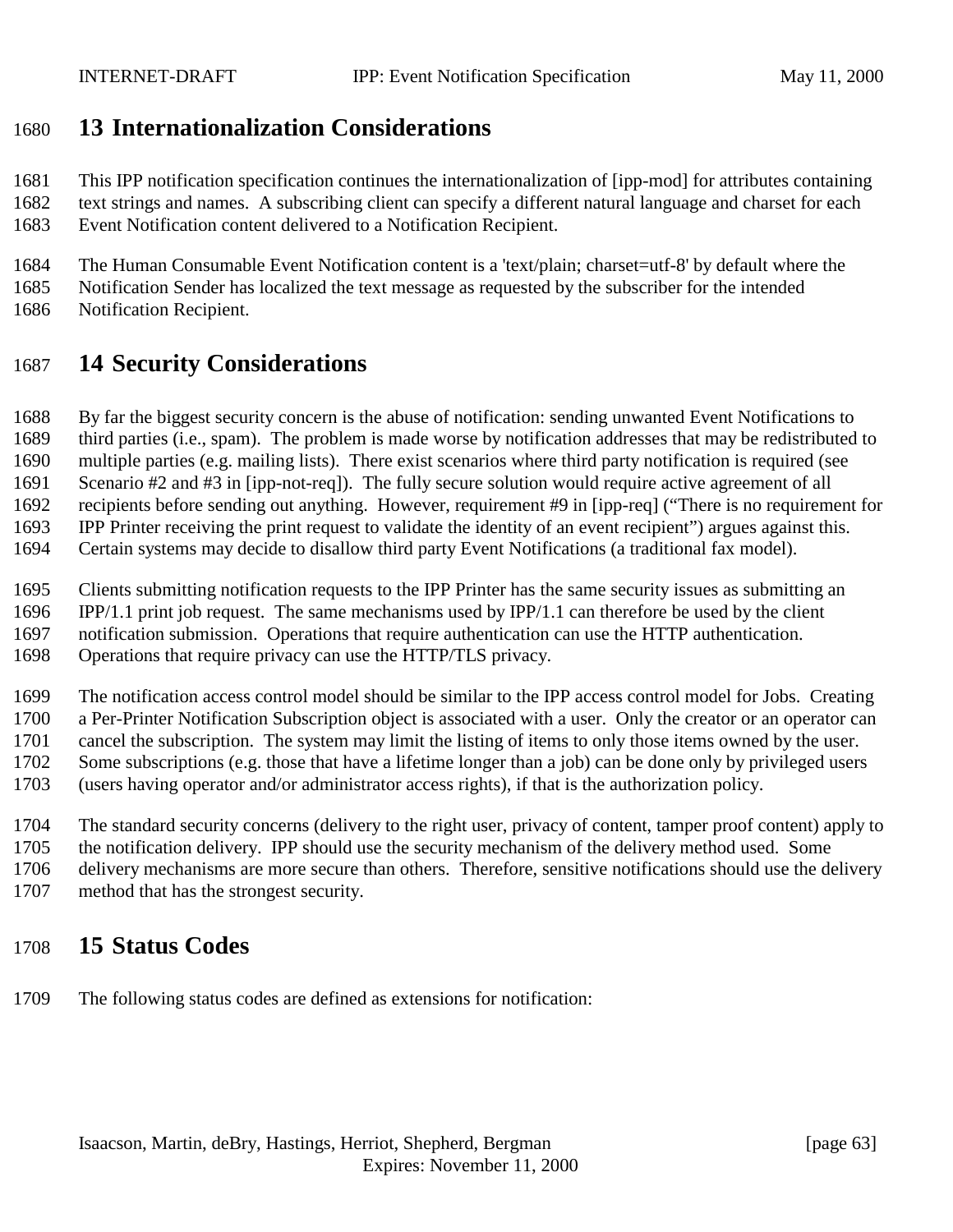# 13 Internationalization Considerations

This IPP notification specification continues the internationalization of [ipp-mod] for attributes containing text strings and names. A subscribing client can specify a different natural language and charset for each Event Notification content delivered to a Notification Recipient.

The Human Consumable Event Notification content is a 'text/plain; charset=utf-8' by default where the Notification Sender has localized the text message as requested by the subscriber for the intended Notification Recipient.

# 14 Security Considerations

By far the biggest security concern is the abuse of notification: sending unwanted Event Notifications to third parties (i.e., spam). The problem is made worse by notification addresses that may be redistributed to multiple parties (e.g. mailing lists). There exist scenarios where third party notification is required (see Scenario #2 and #3 in [ipp-not-req]). The fully secure solution would require active agreement of all recipients before sending out anything. However, requirement #9 in [ipp-req] ("There is no requirement for IPP Printer receiving the print request to validate the identity of an event recipient") argues against this. Certain systems may decide to disallow third party Event Notifications (a traditional fax model).

Clients submitting notification requests to the IPP Printer has the same security issues as submitting an IPP/1.1 print job request. The same mechanisms used by IPP/1.1 can therefore be used by the client notification submission. Operations that require authentication can use the HTTP authentication. Operations that require privacy can use the HTTP/TLS privacy.

The notification access control model should be similar to the IPP access control model for Jobs. Creating a Per-Printer Notification Subscription object is associated with a user. Only the creator or an operator can cancel the subscription. The system may limit the listing of items to only those items owned by the user. Some subscriptions (e.g. those that have a lifetime longer than a job) can be done only by privileged users (users having operator and/or administrator access rights), if that is the authorization policy.

The standard security concerns (delivery to the right user, privacy of content, tamper proof content) apply to the notification delivery. IPP should use the security mechanism of the delivery method used. Some delivery mechanisms are more secure than others. Therefore, sensitive notifications should use the delivery method that has the strongest security.

# 15 Status Codes

The following status codes are defined as extensions for notification: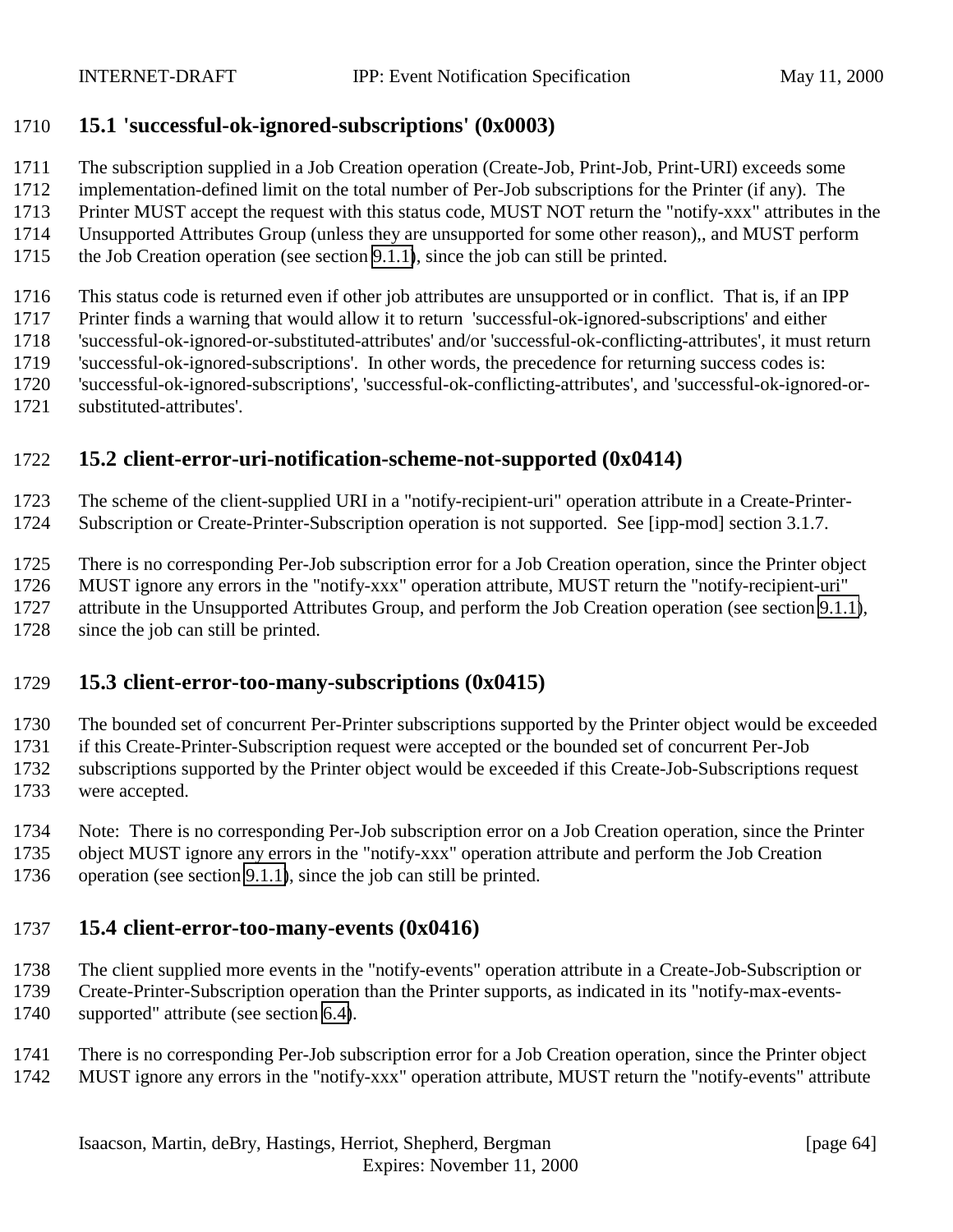## 15.1 'successful-ok-ignored-subscriptions' (0x0003)

The subscription supplied in a Job Creation operation (Create-Job, Print-Job, Print-URI) exceeds some implementation-defined limit on the total number of Per-Job subscriptions for the Printer (if any). The Printer MUST accept the request with this status code, MUST NOT return the "notify-xxx" attributes in the Unsupported Attributes Group (unless they are unsupported for SOME other reason),, and MUST perform the Job Creation operation (see section 9.1.1), since the job can still be printed.

This status code is returned even if other job attributes are unsupported or in conflict. That is, if an IPP Printer finds a warning that would allow it to return 'successful-ok-ignored-subscriptions' and either 'successful-ok-ignored-or-substituted-attributes' and/or 'successful-ok-conflicting-attributes', it must return 'successful-ok-ignored-subscriptions'. In other words, the precedence for returning success codes is: 'successful-ok-ignored-subscriptions', 'successful-ok-conflicting-attributes', and 'successful-ok-ignored-or-substituted-attributes'.

## 15.2 client-error-uri-notification-scheme-not-supported (0x0414)

The scheme of the client-supplied URI in a "notify-recipient-uri" operation attribute in a Create-Printer-Subscription or Create-Printer-Subscription operation is not supported. See [ipp-mod] section 3.1.7.

There is no corresponding Per-Job subscription error for a Job Creation operation, since the Printer object MUST ignore any errors in the "notify-xxx" operation attribute, MUST return the "notify-recipient-uri" attribute in the Unsupported Attributes Group, and perform the Job Creation operation (see section 9.1.1), since the job can still be printed.

## 15.3 client-error-too-many-subscriptions (0x0415)

The bounded set of concurrent Per-Printer subscriptions supported by the Printer object would be exceeded if this Create-Printer-Subscription request were accepted or the bounded set of concurrent Per-Job subscriptions supported by the Printer object would be exceeded if this Create-Job-Subscriptions request were accepted.

Note: There is no corresponding Per-Job subscription error on a Job Creation operation, since the Printer object MUST ignore any errors in the "notify-xxx" operation attribute and perform the Job Creation operation (see section 9.1.1), since the job can still be printed.

## 15.4 client-error-too-many-events (0x0416)

The client supplied more events in the "notify-events" operation attribute in a Create-Job-Subscription or Create-Printer-Subscription operation than the Printer supports, as indicated in its "notify-max-events-supported" attribute (see section 6.4).

There is no corresponding Per-Job subscription error for a Job Creation operation, since the Printer object MUST ignore any errors in the "notify-xxx" operation attribute, MUST return the "notify-events" attribute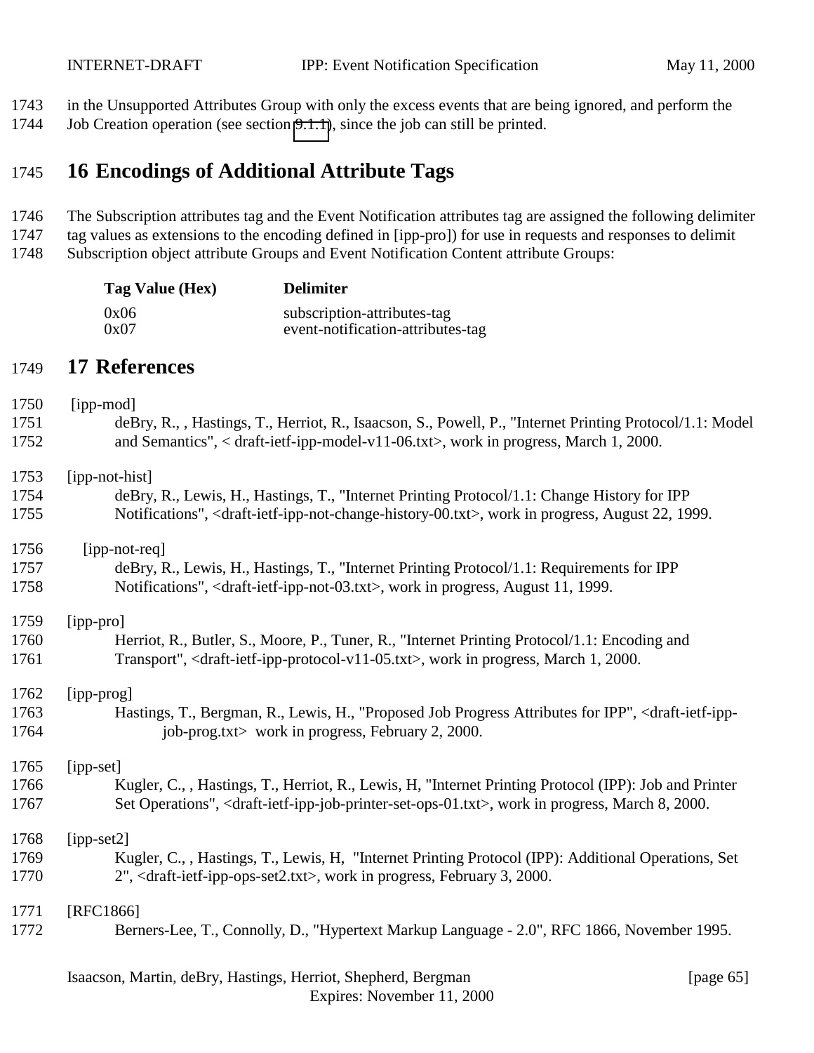in the Unsupported Attributes Group with only the excess events that are being ignored, and perform the Job Creation operation (see section 9.1.1), since the job can still be printed.

# 16 Encodings of Additional Attribute Tags

The Subscription attributes tag and the Event Notification attributes tag are assigned the following delimiter tag values as extensions to the encoding defined in [ipp-pro]) for use in requests and responses to delimit Subscription object attribute Groups and Event Notification Content attribute Groups:

| Tag Value (Hex) | Delimiter |
|---|---|
| 0x06 | subscription-attributes-tag |
| 0x07 | event-notification-attributes-tag |

# 17 References

[ipp-mod]
deBry, R., , Hastings, T., Herriot, R., Isaacson, S., Powell, P., "Internet Printing Protocol/1.1: Model and Semantics", < draft-ietf-ipp-model-v11-06.txt>, work in progress, March 1, 2000.

[ipp-not-hist]
deBry, R., Lewis, H., Hastings, T., "Internet Printing Protocol/1.1: Change History for IPP Notifications", <draft-ietf-ipp-not-change-history-00.txt>, work in progress, August 22, 1999.

[ipp-not-req]
deBry, R., Lewis, H., Hastings, T., "Internet Printing Protocol/1.1: Requirements for IPP Notifications", <draft-ietf-ipp-not-03.txt>, work in progress, August 11, 1999.

[ipp-pro]
Herriot, R., Butler, S., Moore, P., Tuner, R., "Internet Printing Protocol/1.1: Encoding and Transport", <draft-ietf-ipp-protocol-v11-05.txt>, work in progress, March 1, 2000.

[ipp-prog]
Hastings, T., Bergman, R., Lewis, H., "Proposed Job Progress Attributes for IPP", <draft-ietf-ipp-job-prog.txt> work in progress, February 2, 2000.

[ipp-set]
Kugler, C., , Hastings, T., Herriot, R., Lewis, H, "Internet Printing Protocol (IPP): Job and Printer Set Operations", <draft-ietf-ipp-job-printer-set-ops-01.txt>, work in progress, March 8, 2000.

[ipp-set2]
Kugler, C., , Hastings, T., Lewis, H, "Internet Printing Protocol (IPP): Additional Operations, Set 2", <draft-ietf-ipp-ops-set2.txt>, work in progress, February 3, 2000.

[RFC1866]
Berners-Lee, T., Connolly, D., "Hypertext Markup Language - 2.0", RFC 1866, November 1995.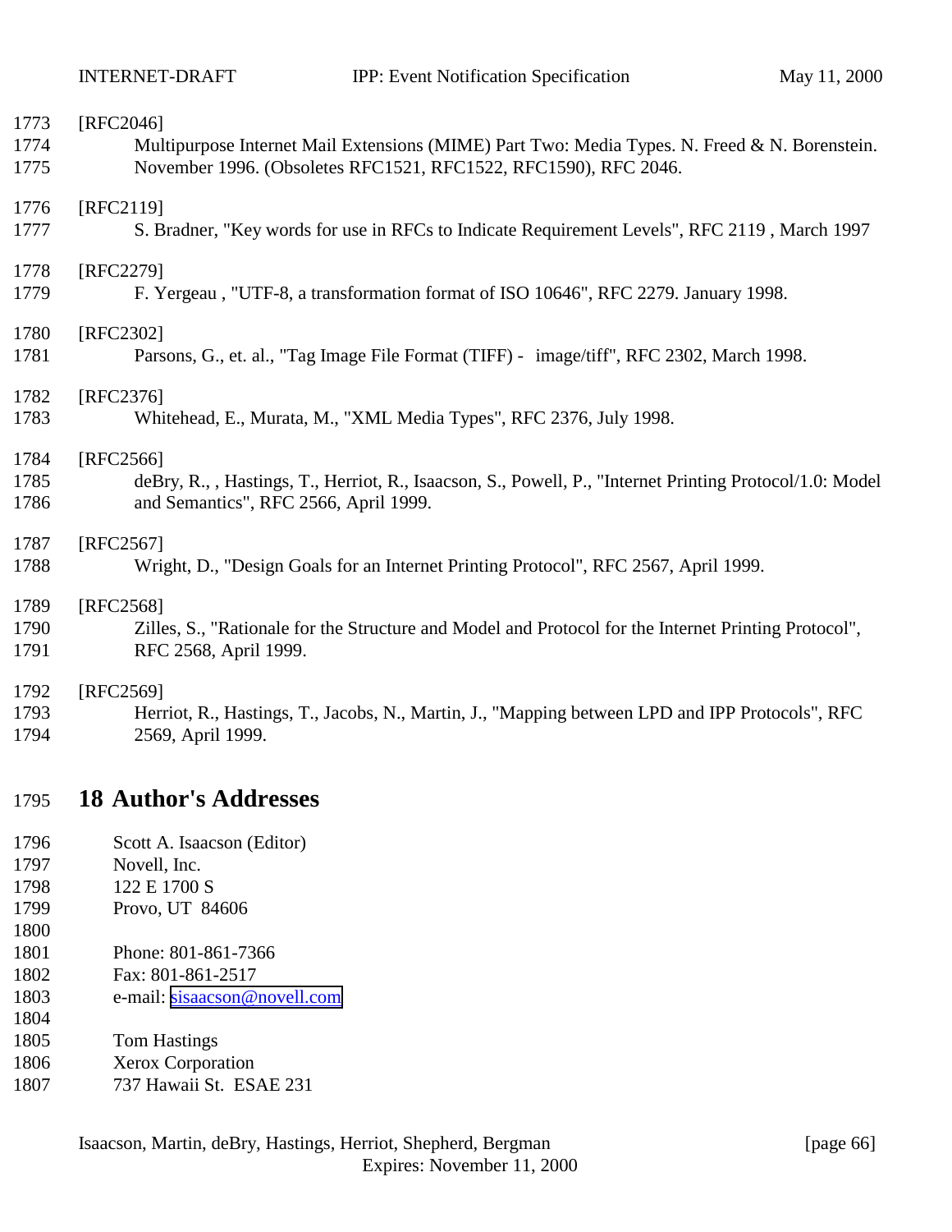[RFC2046]
Multipurpose Internet Mail Extensions (MIME) Part Two: Media Types. N. Freed & N. Borenstein. November 1996. (Obsoletes RFC1521, RFC1522, RFC1590), RFC 2046.

[RFC2119]
S. Bradner, "Key words for use in RFCs to Indicate Requirement Levels", RFC 2119 , March 1997

[RFC2279]
F. Yergeau , "UTF-8, a transformation format of ISO 10646", RFC 2279. January 1998.

[RFC2302]
Parsons, G., et. al., "Tag Image File Format (TIFF) - image/tiff", RFC 2302, March 1998.

[RFC2376]
Whitehead, E., Murata, M., "XML Media Types", RFC 2376, July 1998.

[RFC2566]
deBry, R., , Hastings, T., Herriot, R., Isaacson, S., Powell, P., "Internet Printing Protocol/1.0: Model and Semantics", RFC 2566, April 1999.

[RFC2567]
Wright, D., "Design Goals for an Internet Printing Protocol", RFC 2567, April 1999.

[RFC2568]
Zilles, S., "Rationale for the Structure and Model and Protocol for the Internet Printing Protocol", RFC 2568, April 1999.

[RFC2569]
Herriot, R., Hastings, T., Jacobs, N., Martin, J., "Mapping between LPD and IPP Protocols", RFC 2569, April 1999.

# 18 Author's Addresses

Scott A. Isaacson (Editor)
Novell, Inc.
122 E 1700 S
Provo, UT 84606

Phone: 801-861-7366
Fax: 801-861-2517
e-mail: sisaacson@novell.com

Tom Hastings
Xerox Corporation
737 Hawaii St. ESAE 231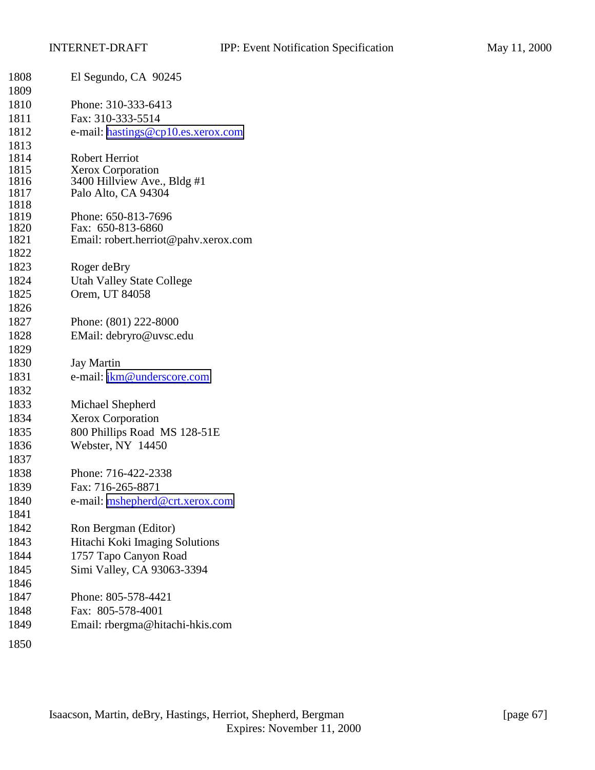El Segundo, CA 90245

Phone: 310-333-6413
Fax: 310-333-5514
e-mail: hastings@cp10.es.xerox.com

Robert Herriot
Xerox Corporation
3400 Hillview Ave., Bldg #1
Palo Alto, CA 94304

Phone: 650-813-7696
Fax: 650-813-6860
Email: robert.herriot@pahv.xerox.com

Roger deBry
Utah Valley State College
Orem, UT 84058

Phone: (801) 222-8000
EMail: debryro@uvsc.edu

Jay Martin
e-mail: jkm@underscore.com

Michael Shepherd
Xerox Corporation
800 Phillips Road MS 128-51E
Webster, NY 14450

Phone: 716-422-2338
Fax: 716-265-8871
e-mail: mshepherd@crt.xerox.com

Ron Bergman (Editor)
Hitachi Koki Imaging Solutions
1757 Tapo Canyon Road
Simi Valley, CA 93063-3394

Phone: 805-578-4421
Fax: 805-578-4001
Email: rbergma@hitachi-hkis.com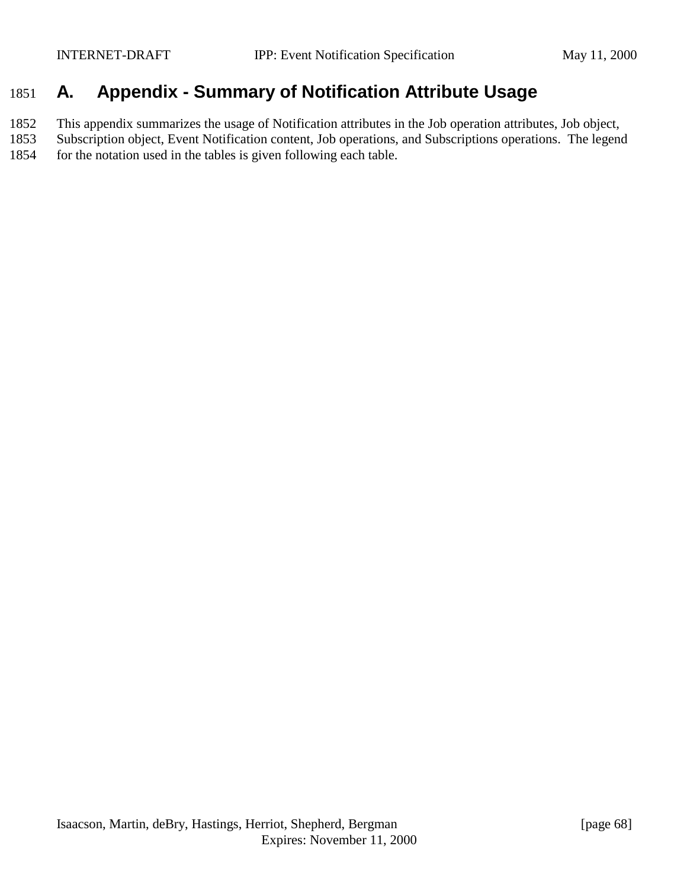# A. Appendix - Summary of Notification Attribute Usage

This appendix summarizes the usage of Notification attributes in the Job operation attributes, Job object, Subscription object, Event Notification content, Job operations, and Subscriptions operations. The legend for the notation used in the tables is given following each table.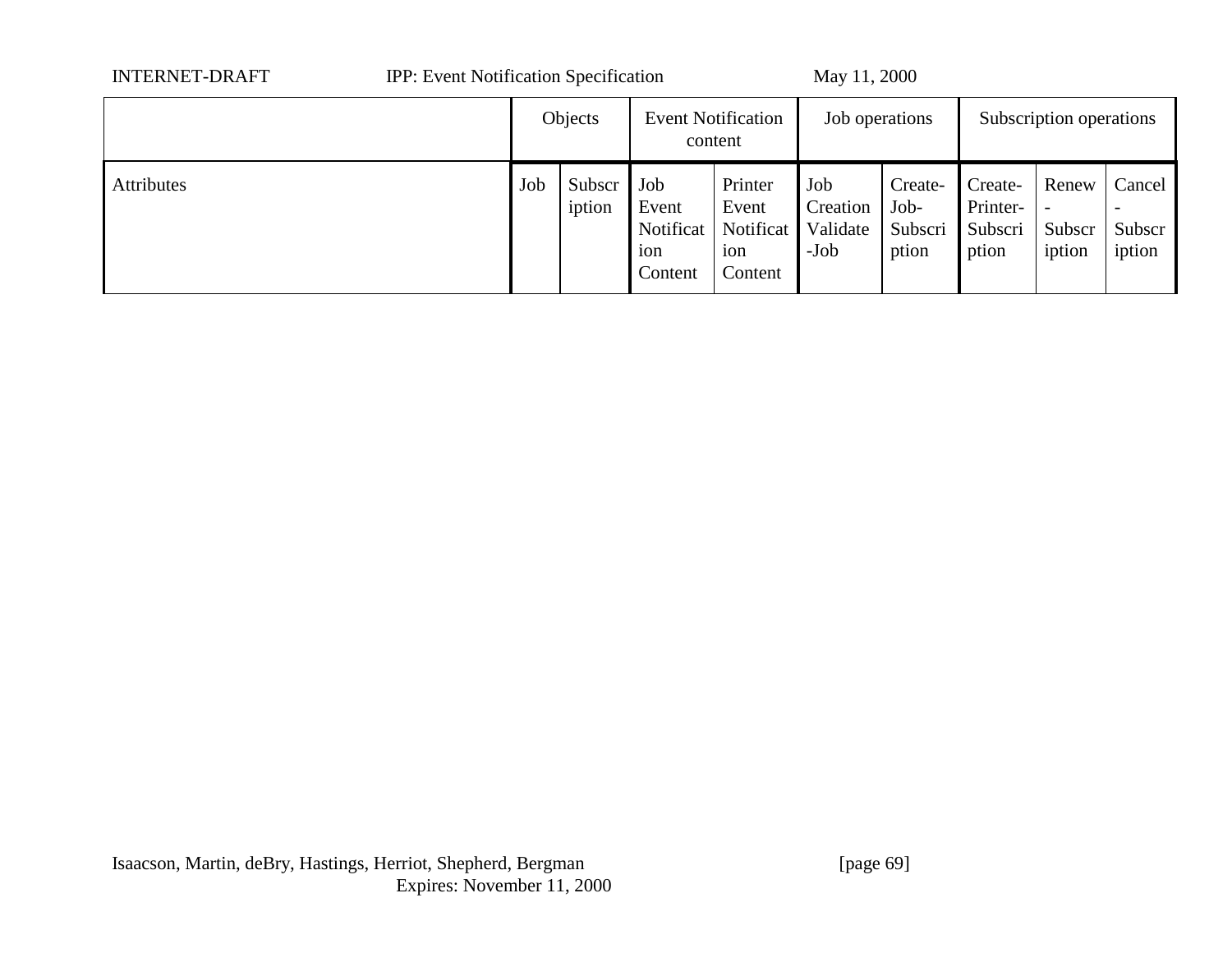| | Objects | | Event Notification content | | Job operations | | Subscription operations | | |
|---|---|---|---|---|---|---|---|---|---|
| Attributes | Job | Subscription | Job Event Notification Content | Printer Event Notification Content | Job Creation Validate-Job | Create-Job-Subscription | Create-Printer-Subscription | Renew-Subscription | Cancel-Subscription |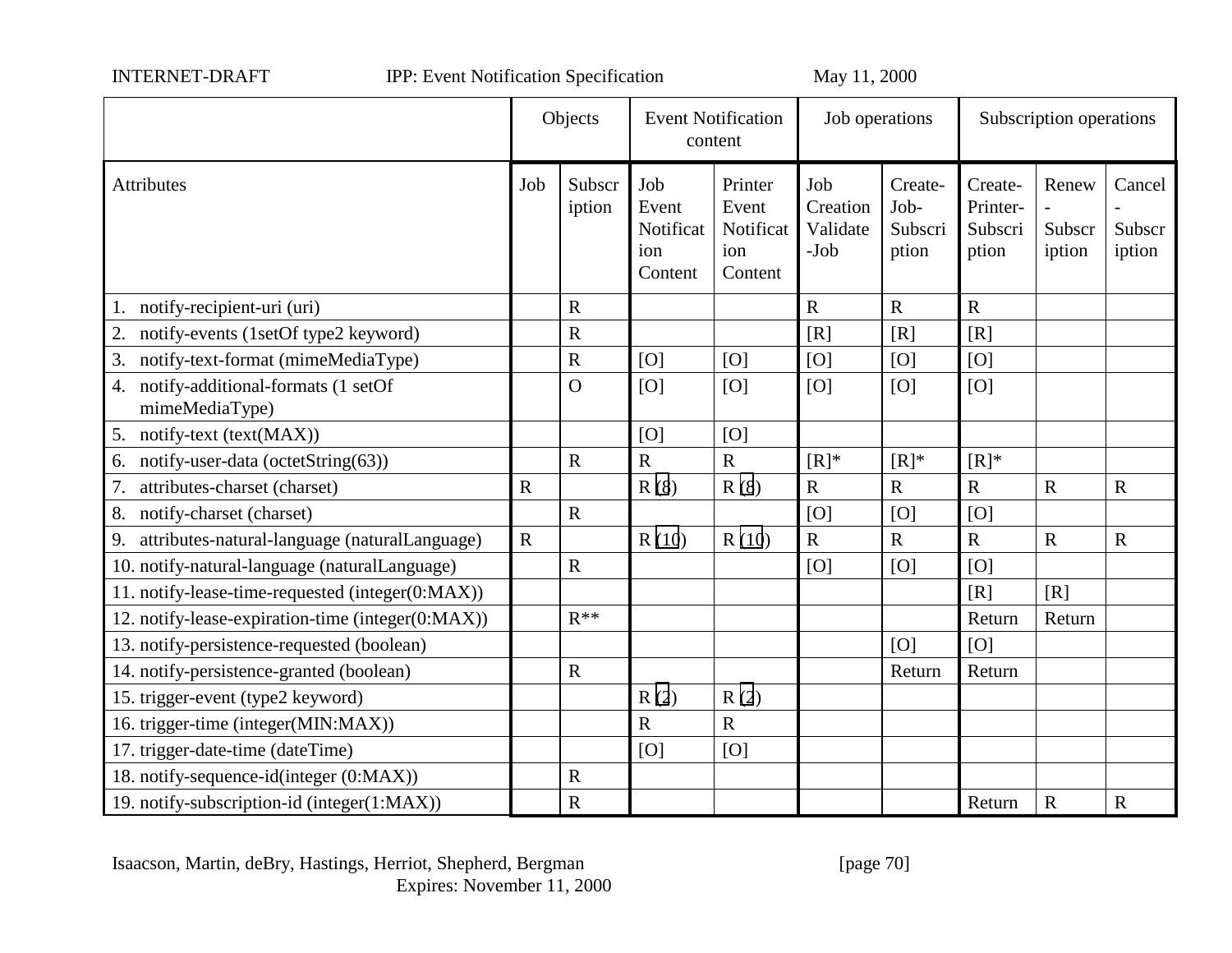| | Objects | | Event Notification content | | Job operations | | Subscription operations | | |
|---|---|---|---|---|---|---|---|---|---|
| Attributes | Job | Subscription | Job Event Notification Content | Printer Event Notification Content | Job Creation Validate-Job | Create-Job-Subscription | Create-Printer-Subscription | Renew-Subscription | Cancel-Subscription |
| 1. notify-recipient-uri (uri) | | R | | | R | R | R | | |
| 2. notify-events (1setOf type2 keyword) | | R | | | [R] | [R] | [R] | | |
| 3. notify-text-format (mimeMediaType) | | R | [O] | [O] | [O] | [O] | [O] | | |
| 4. notify-additional-formats (1 setOf mimeMediaType) | | O | [O] | [O] | [O] | [O] | [O] | | |
| 5. notify-text (text(MAX)) | | | [O] | [O] | | | | | |
| 6. notify-user-data (octetString(63)) | | R | R | R | [R]* | [R]* | [R]* | | |
| 7. attributes-charset (charset) | R | | R (8) | R (8) | R | R | R | R | R |
| 8. notify-charset (charset) | | R | | | [O] | [O] | [O] | | |
| 9. attributes-natural-language (naturalLanguage) | R | | R (10) | R (10) | R | R | R | R | R |
| 10. notify-natural-language (naturalLanguage) | | R | | | [O] | [O] | [O] | | |
| 11. notify-lease-time-requested (integer(0:MAX)) | | | | | | | [R] | [R] | |
| 12. notify-lease-expiration-time (integer(0:MAX)) | | R** | | | | | Return | Return | |
| 13. notify-persistence-requested (boolean) | | | | | | [O] | [O] | | |
| 14. notify-persistence-granted (boolean) | | R | | | | Return | Return | | |
| 15. trigger-event (type2 keyword) | | | R (2) | R (2) | | | | | |
| 16. trigger-time (integer(MIN:MAX)) | | | R | R | | | | | |
| 17. trigger-date-time (dateTime) | | | [O] | [O] | | | | | |
| 18. notify-sequence-id(integer (0:MAX)) | | R | | | | | | | |
| 19. notify-subscription-id (integer(1:MAX)) | | R | | | | | Return | R | R |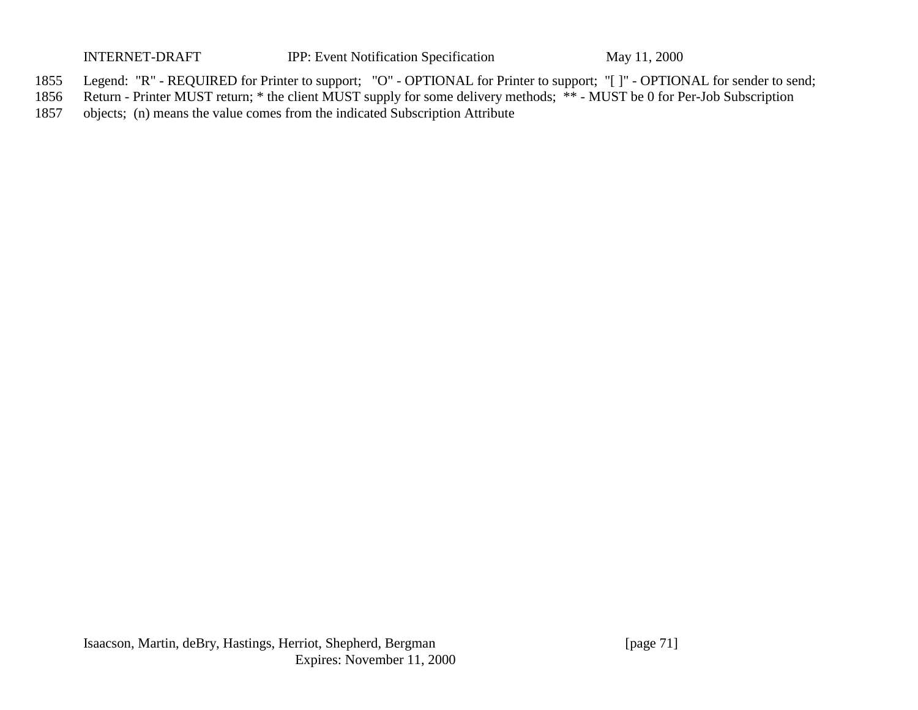Legend: "R" - REQUIRED for Printer to support; "O" - OPTIONAL for Printer to support; "[ ]" - OPTIONAL for sender to send; Return - Printer MUST return; * the client MUST supply for some delivery methods; ** - MUST be 0 for Per-Job Subscription objects; (n) means the value comes from the indicated Subscription Attribute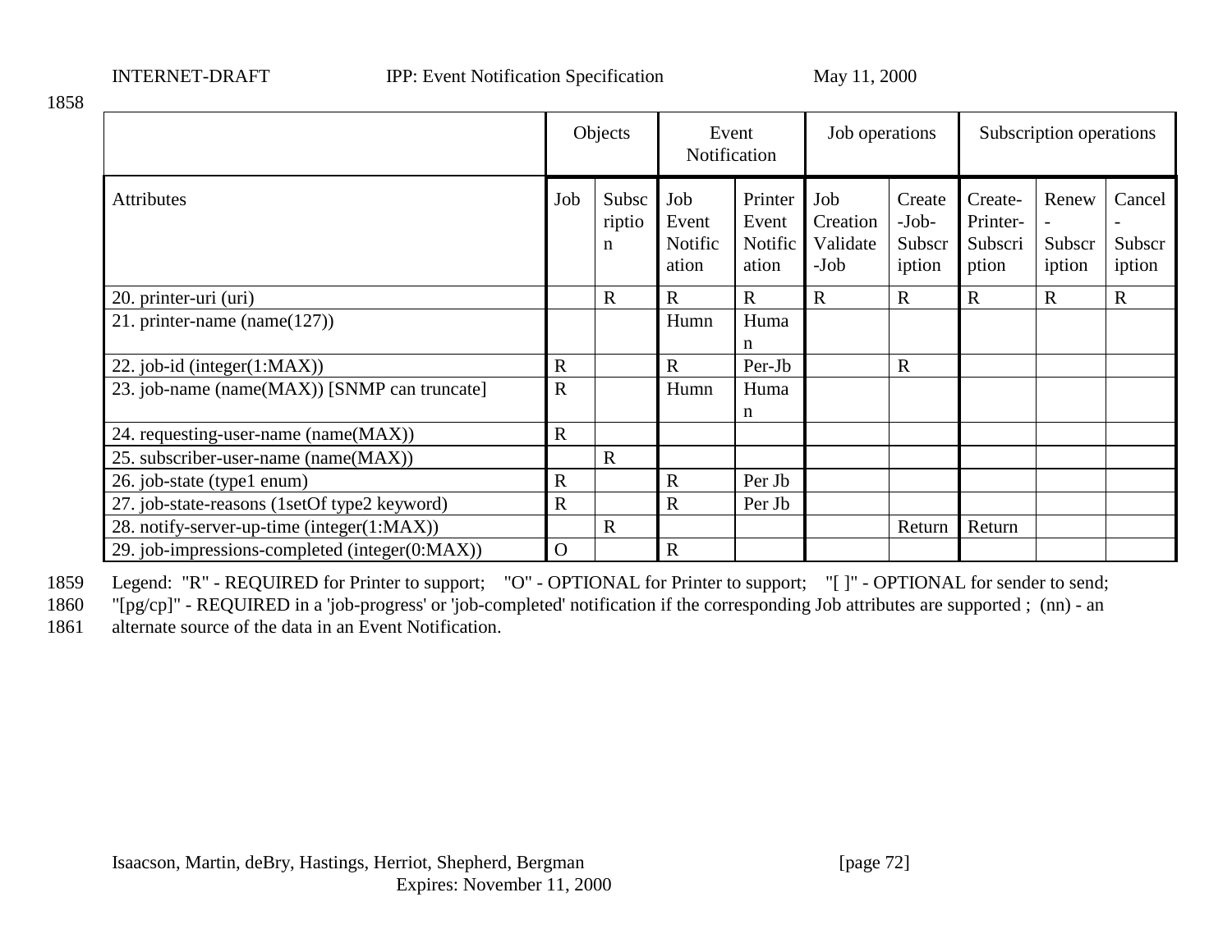| | Objects | | Event Notification | | Job operations | | Subscription operations | | |
|---|---|---|---|---|---|---|---|---|---|
| Attributes | Job | Subscription | Job Event Notification | Printer Event Notification | Job Creation Validate-Job | Create-Job-Subscription | Create-Printer-Subscription | Renew-Subscription | Cancel-Subscription |
| 20. printer-uri (uri) | | R | R | R | R | R | R | R | R |
| 21. printer-name (name(127)) | | | Humn | Human | | | | | |
| 22. job-id (integer(1:MAX)) | R | | R | Per-Jb | | R | | | |
| 23. job-name (name(MAX)) [SNMP can truncate] | R | | Humn | Human | | | | | |
| 24. requesting-user-name (name(MAX)) | R | | | | | | | | |
| 25. subscriber-user-name (name(MAX)) | | R | | | | | | | |
| 26. job-state (type1 enum) | R | | R | Per Jb | | | | | |
| 27. job-state-reasons (1setOf type2 keyword) | R | | R | Per Jb | | | | | |
| 28. notify-server-up-time (integer(1:MAX)) | | R | | | | Return | Return | | |
| 29. job-impressions-completed (integer(0:MAX)) | O | | R | | | | | | |

Legend: "R" - REQUIRED for Printer to support; "O" - OPTIONAL for Printer to support; "[ ]" - OPTIONAL for sender to send; "[pg/cp]" - REQUIRED in a 'job-progress' or 'job-completed' notification if the corresponding Job attributes are supported ; (nn) - an alternate source of the data in an Event Notification.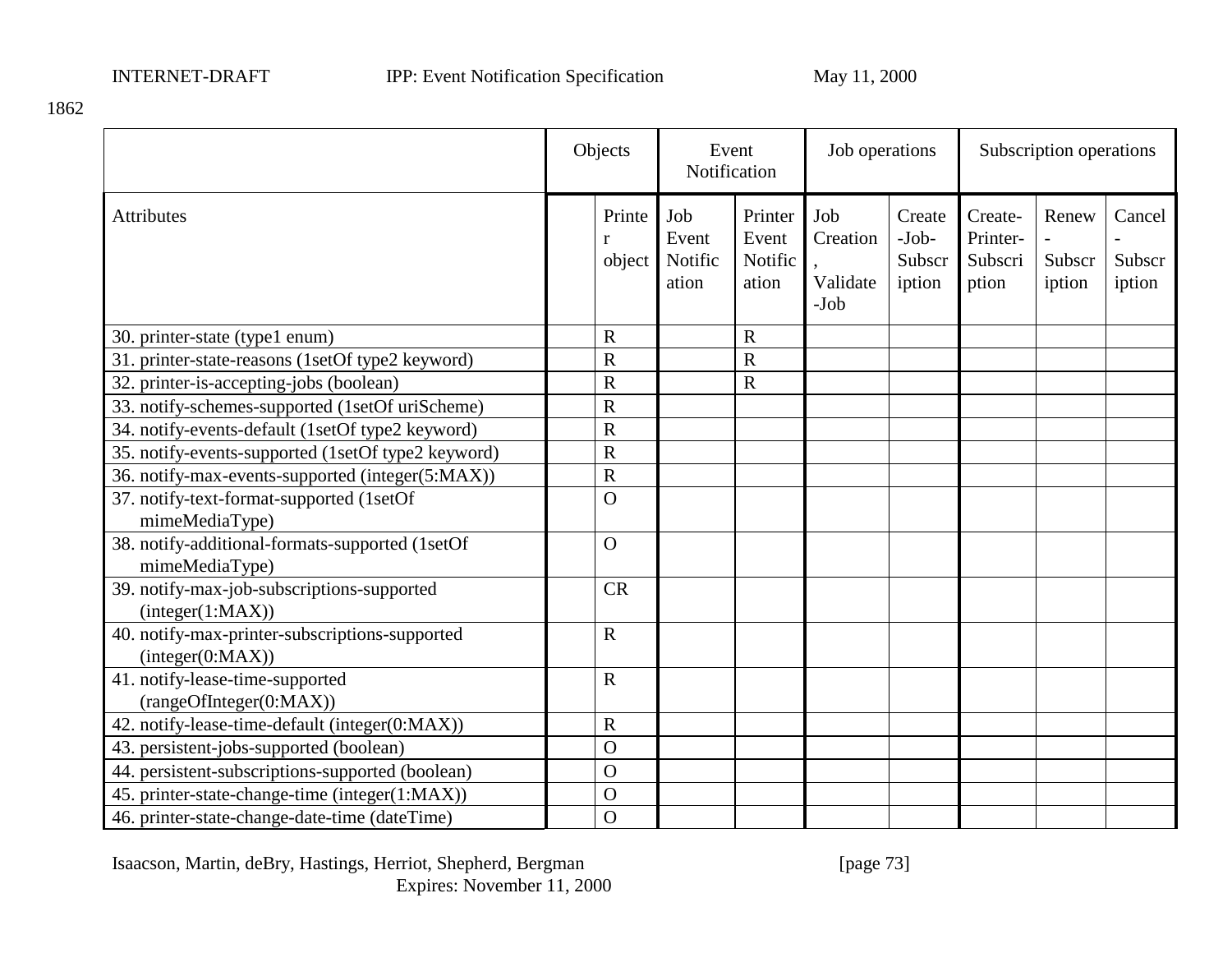1862

| | Objects | | Event Notification | | Job operations | | Subscription operations | | |
|---|---|---|---|---|---|---|---|---|---|
| Attributes | | Printer object | Job Event Notification | Printer Event Notification | Job Creation, Validate-Job | Create-Job-Subscription | Create-Printer-Subscription | Renew-Subscription | Cancel-Subscription |
| 30. printer-state (type1 enum) | | R | | R | | | | | |
| 31. printer-state-reasons (1setOf type2 keyword) | | R | | R | | | | | |
| 32. printer-is-accepting-jobs (boolean) | | R | | R | | | | | |
| 33. notify-schemes-supported (1setOf uriScheme) | | R | | | | | | | |
| 34. notify-events-default (1setOf type2 keyword) | | R | | | | | | | |
| 35. notify-events-supported (1setOf type2 keyword) | | R | | | | | | | |
| 36. notify-max-events-supported (integer(5:MAX)) | | R | | | | | | | |
| 37. notify-text-format-supported (1setOf mimeMediaType) | | O | | | | | | | |
| 38. notify-additional-formats-supported (1setOf mimeMediaType) | | O | | | | | | | |
| 39. notify-max-job-subscriptions-supported (integer(1:MAX)) | | CR | | | | | | | |
| 40. notify-max-printer-subscriptions-supported (integer(0:MAX)) | | R | | | | | | | |
| 41. notify-lease-time-supported (rangeOfInteger(0:MAX)) | | R | | | | | | | |
| 42. notify-lease-time-default (integer(0:MAX)) | | R | | | | | | | |
| 43. persistent-jobs-supported (boolean) | | O | | | | | | | |
| 44. persistent-subscriptions-supported (boolean) | | O | | | | | | | |
| 45. printer-state-change-time (integer(1:MAX)) | | O | | | | | | | |
| 46. printer-state-change-date-time (dateTime) | | O | | | | | | | |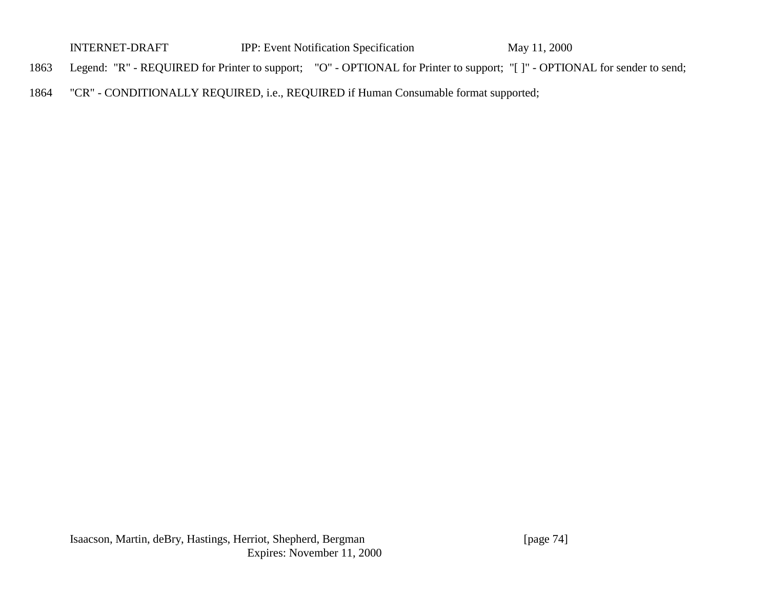1863 Legend: "R" - REQUIRED for Printer to support; "O" - OPTIONAL for Printer to support; "[ ]" - OPTIONAL for sender to send;

1864 "CR" - CONDITIONALLY REQUIRED, i.e., REQUIRED if Human Consumable format supported;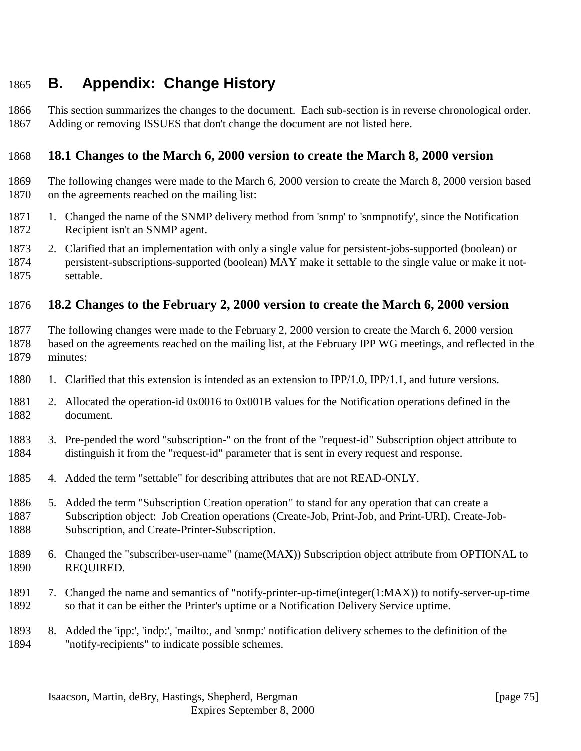# B. Appendix: Change History

This section summarizes the changes to the document. Each sub-section is in reverse chronological order. Adding or removing ISSUES that don't change the document are not listed here.

## 18.1 Changes to the March 6, 2000 version to create the March 8, 2000 version

The following changes were made to the March 6, 2000 version to create the March 8, 2000 version based on the agreements reached on the mailing list:

1. Changed the name of the SNMP delivery method from 'snmp' to 'snmpnotify', since the Notification Recipient isn't an SNMP agent.
2. Clarified that an implementation with only a single value for persistent-jobs-supported (boolean) or persistent-subscriptions-supported (boolean) MAY make it settable to the single value or make it not-settable.

## 18.2 Changes to the February 2, 2000 version to create the March 6, 2000 version

The following changes were made to the February 2, 2000 version to create the March 6, 2000 version based on the agreements reached on the mailing list, at the February IPP WG meetings, and reflected in the minutes:

1. Clarified that this extension is intended as an extension to IPP/1.0, IPP/1.1, and future versions.
2. Allocated the operation-id 0x0016 to 0x001B values for the Notification operations defined in the document.
3. Pre-pended the word "subscription-" on the front of the "request-id" Subscription object attribute to distinguish it from the "request-id" parameter that is sent in every request and response.
4. Added the term "settable" for describing attributes that are not READ-ONLY.
5. Added the term "Subscription Creation operation" to stand for any operation that can create a Subscription object: Job Creation operations (Create-Job, Print-Job, and Print-URI), Create-Job-Subscription, and Create-Printer-Subscription.
6. Changed the "subscriber-user-name" (name(MAX)) Subscription object attribute from OPTIONAL to REQUIRED.
7. Changed the name and semantics of "notify-printer-up-time(integer(1:MAX)) to notify-server-up-time so that it can be either the Printer's uptime or a Notification Delivery Service uptime.
8. Added the 'ipp:', 'indp:', 'mailto:, and 'snmp:' notification delivery schemes to the definition of the "notify-recipients" to indicate possible schemes.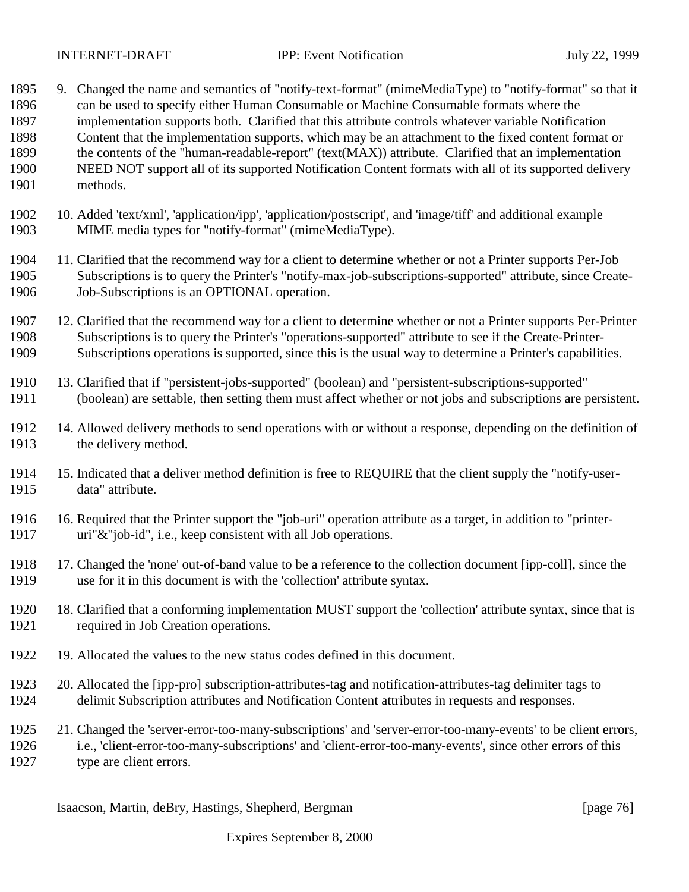9. Changed the name and semantics of "notify-text-format" (mimeMediaType) to "notify-format" so that it can be used to specify either Human Consumable or Machine Consumable formats where the implementation supports both. Clarified that this attribute controls whatever variable Notification Content that the implementation supports, which may be an attachment to the fixed content format or the contents of the "human-readable-report" (text(MAX)) attribute. Clarified that an implementation NEED NOT support all of its supported Notification Content formats with all of its supported delivery methods.

10. Added 'text/xml', 'application/ipp', 'application/postscript', and 'image/tiff' and additional example MIME media types for "notify-format" (mimeMediaType).

11. Clarified that the recommend way for a client to determine whether or not a Printer supports Per-Job Subscriptions is to query the Printer's "notify-max-job-subscriptions-supported" attribute, since Create-Job-Subscriptions is an OPTIONAL operation.

12. Clarified that the recommend way for a client to determine whether or not a Printer supports Per-Printer Subscriptions is to query the Printer's "operations-supported" attribute to see if the Create-Printer-Subscriptions operations is supported, since this is the usual way to determine a Printer's capabilities.

13. Clarified that if "persistent-jobs-supported" (boolean) and "persistent-subscriptions-supported" (boolean) are settable, then setting them must affect whether or not jobs and subscriptions are persistent.

14. Allowed delivery methods to send operations with or without a response, depending on the definition of the delivery method.

15. Indicated that a deliver method definition is free to REQUIRE that the client supply the "notify-user-data" attribute.

16. Required that the Printer support the "job-uri" operation attribute as a target, in addition to "printer-uri"&"job-id", i.e., keep consistent with all Job operations.

17. Changed the 'none' out-of-band value to be a reference to the collection document [ipp-coll], since the use for it in this document is with the 'collection' attribute syntax.

18. Clarified that a conforming implementation MUST support the 'collection' attribute syntax, since that is required in Job Creation operations.

19. Allocated the values to the new status codes defined in this document.

20. Allocated the [ipp-pro] subscription-attributes-tag and notification-attributes-tag delimiter tags to delimit Subscription attributes and Notification Content attributes in requests and responses.

21. Changed the 'server-error-too-many-subscriptions' and 'server-error-too-many-events' to be client errors, i.e., 'client-error-too-many-subscriptions' and 'client-error-too-many-events', since other errors of this type are client errors.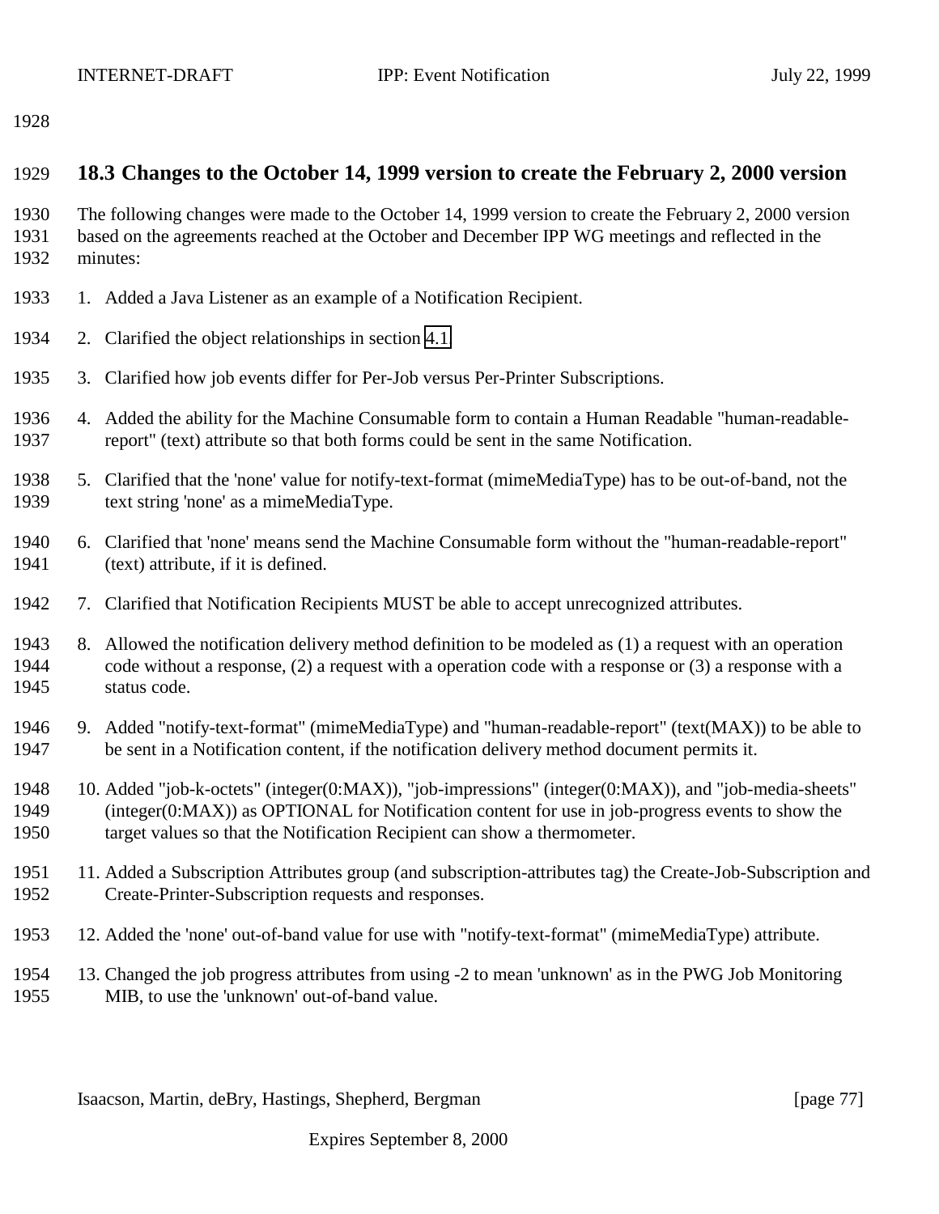### 18.3 Changes to the October 14, 1999 version to create the February 2, 2000 version

The following changes were made to the October 14, 1999 version to create the February 2, 2000 version based on the agreements reached at the October and December IPP WG meetings and reflected in the minutes:

1. Added a Java Listener as an example of a Notification Recipient.
2. Clarified the object relationships in section 4.1.
3. Clarified how job events differ for Per-Job versus Per-Printer Subscriptions.
4. Added the ability for the Machine Consumable form to contain a Human Readable "human-readable-report" (text) attribute so that both forms could be sent in the same Notification.
5. Clarified that the 'none' value for notify-text-format (mimeMediaType) has to be out-of-band, not the text string 'none' as a mimeMediaType.
6. Clarified that 'none' means send the Machine Consumable form without the "human-readable-report" (text) attribute, if it is defined.
7. Clarified that Notification Recipients MUST be able to accept unrecognized attributes.
8. Allowed the notification delivery method definition to be modeled as (1) a request with an operation code without a response, (2) a request with a operation code with a response or (3) a response with a status code.
9. Added "notify-text-format" (mimeMediaType) and "human-readable-report" (text(MAX)) to be able to be sent in a Notification content, if the notification delivery method document permits it.
10. Added "job-k-octets" (integer(0:MAX)), "job-impressions" (integer(0:MAX)), and "job-media-sheets" (integer(0:MAX)) as OPTIONAL for Notification content for use in job-progress events to show the target values so that the Notification Recipient can show a thermometer.
11. Added a Subscription Attributes group (and subscription-attributes tag) the Create-Job-Subscription and Create-Printer-Subscription requests and responses.
12. Added the 'none' out-of-band value for use with "notify-text-format" (mimeMediaType) attribute.
13. Changed the job progress attributes from using -2 to mean 'unknown' as in the PWG Job Monitoring MIB, to use the 'unknown' out-of-band value.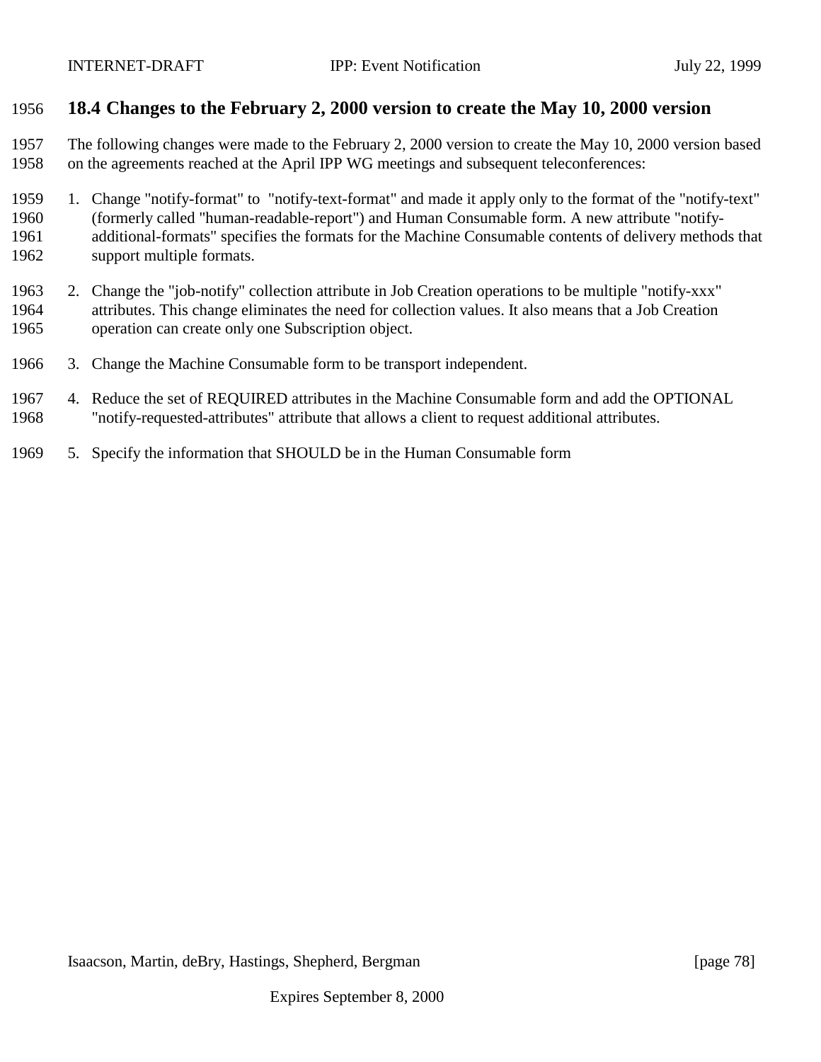### 18.4 Changes to the February 2, 2000 version to create the May 10, 2000 version

The following changes were made to the February 2, 2000 version to create the May 10, 2000 version based on the agreements reached at the April IPP WG meetings and subsequent teleconferences:

1. Change "notify-format" to "notify-text-format" and made it apply only to the format of the "notify-text" (formerly called "human-readable-report") and Human Consumable form. A new attribute "notify-additional-formats" specifies the formats for the Machine Consumable contents of delivery methods that support multiple formats.

2. Change the "job-notify" collection attribute in Job Creation operations to be multiple "notify-xxx" attributes. This change eliminates the need for collection values. It also means that a Job Creation operation can create only one Subscription object.

3. Change the Machine Consumable form to be transport independent.

4. Reduce the set of REQUIRED attributes in the Machine Consumable form and add the OPTIONAL "notify-requested-attributes" attribute that allows a client to request additional attributes.

5. Specify the information that SHOULD be in the Human Consumable form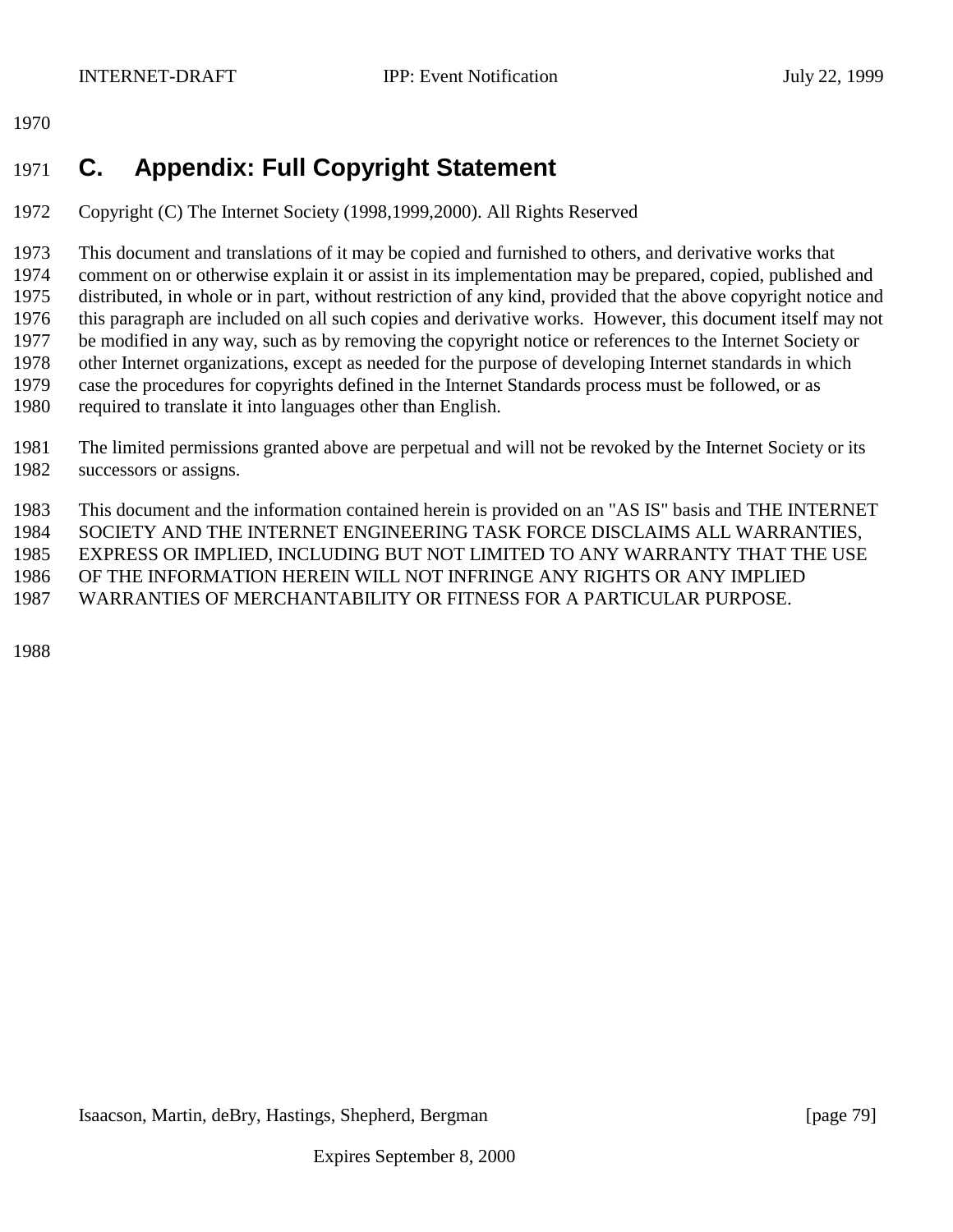# C. Appendix: Full Copyright Statement

Copyright (C) The Internet Society (1998,1999,2000). All Rights Reserved

This document and translations of it may be copied and furnished to others, and derivative works that comment on or otherwise explain it or assist in its implementation may be prepared, copied, published and distributed, in whole or in part, without restriction of any kind, provided that the above copyright notice and this paragraph are included on all such copies and derivative works. However, this document itself may not be modified in any way, such as by removing the copyright notice or references to the Internet Society or other Internet organizations, except as needed for the purpose of developing Internet standards in which case the procedures for copyrights defined in the Internet Standards process must be followed, or as required to translate it into languages other than English.

The limited permissions granted above are perpetual and will not be revoked by the Internet Society or its successors or assigns.

This document and the information contained herein is provided on an "AS IS" basis and THE INTERNET SOCIETY AND THE INTERNET ENGINEERING TASK FORCE DISCLAIMS ALL WARRANTIES, EXPRESS OR IMPLIED, INCLUDING BUT NOT LIMITED TO ANY WARRANTY THAT THE USE OF THE INFORMATION HEREIN WILL NOT INFRINGE ANY RIGHTS OR ANY IMPLIED WARRANTIES OF MERCHANTABILITY OR FITNESS FOR A PARTICULAR PURPOSE.